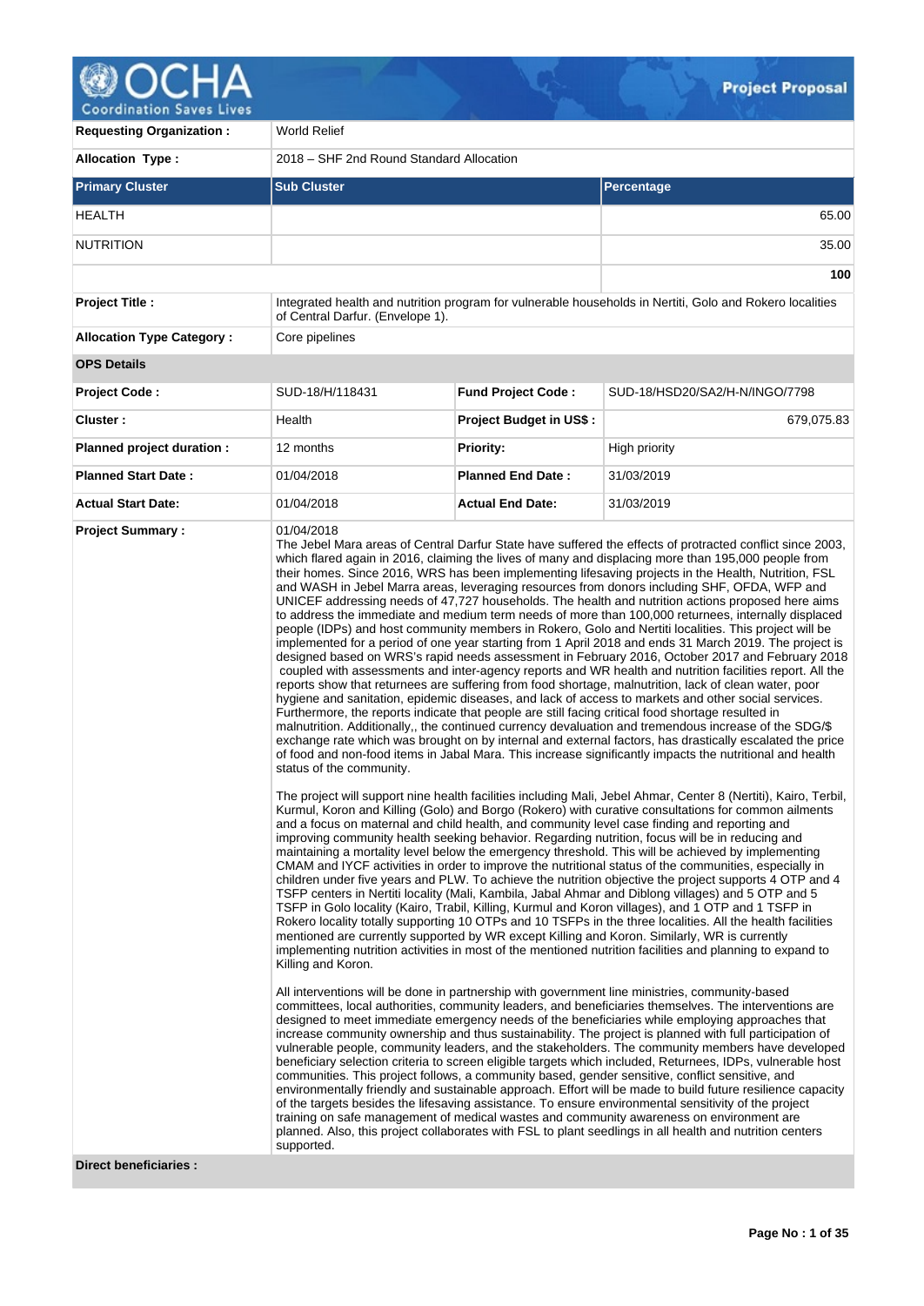# Project Proposal

| | |
|---|---|
| **Requesting Organization :** | World Relief |
| **Allocation Type :** | 2018 – SHF 2nd Round Standard Allocation |

| Primary Cluster | Sub Cluster | Percentage |
|---|---|---|
| HEALTH | | 65.00 |
| NUTRITION | | 35.00 |
| | | **100** |

| | |
|---|---|
| **Project Title :** | Integrated health and nutrition program for vulnerable households in Nertiti, Golo and Rokero localities of Central Darfur. (Envelope 1). |
| **Allocation Type Category :** | Core pipelines |

**OPS Details**

| | | | |
|---|---|---|---|
| **Project Code :** | SUD-18/H/118431 | **Fund Project Code :** | SUD-18/HSD20/SA2/H-N/INGO/7798 |
| **Cluster :** | Health | **Project Budget in US$ :** | 679,075.83 |
| **Planned project duration :** | 12 months | **Priority:** | High priority |
| **Planned Start Date :** | 01/04/2018 | **Planned End Date :** | 31/03/2019 |
| **Actual Start Date:** | 01/04/2018 | **Actual End Date:** | 31/03/2019 |

**Project Summary :**

01/04/2018
The Jebel Mara areas of Central Darfur State have suffered the effects of protracted conflict since 2003, which flared again in 2016, claiming the lives of many and displacing more than 195,000 people from their homes. Since 2016, WRS has been implementing lifesaving projects in the Health, Nutrition, FSL and WASH in Jebel Marra areas, leveraging resources from donors including SHF, OFDA, WFP and UNICEF addressing needs of 47,727 households. The health and nutrition actions proposed here aims to address the immediate and medium term needs of more than 100,000 returnees, internally displaced people (IDPs) and host community members in Rokero, Golo and Nertiti localities. This project will be implemented for a period of one year starting from 1 April 2018 and ends 31 March 2019. The project is designed based on WRS's rapid needs assessment in February 2016, October 2017 and February 2018 coupled with assessments and inter-agency reports and WR health and nutrition facilities report. All the reports show that returnees are suffering from food shortage, malnutrition, lack of clean water, poor hygiene and sanitation, epidemic diseases, and lack of access to markets and other social services. Furthermore, the reports indicate that people are still facing critical food shortage resulted in malnutrition. Additionally,, the continued currency devaluation and tremendous increase of the SDG/$ exchange rate which was brought on by internal and external factors, has drastically escalated the price of food and non-food items in Jabal Mara. This increase significantly impacts the nutritional and health status of the community.

The project will support nine health facilities including Mali, Jebel Ahmar, Center 8 (Nertiti), Kairo, Terbil, Kurmul, Koron and Killing (Golo) and Borgo (Rokero) with curative consultations for common ailments and a focus on maternal and child health, and community level case finding and reporting and improving community health seeking behavior. Regarding nutrition, focus will be in reducing and maintaining a mortality level below the emergency threshold. This will be achieved by implementing CMAM and IYCF activities in order to improve the nutritional status of the communities, especially in children under five years and PLW. To achieve the nutrition objective the project supports 4 OTP and 4 TSFP centers in Nertiti locality (Mali, Kambila, Jabal Ahmar and Diblong villages) and 5 OTP and 5 TSFP in Golo locality (Kairo, Trabil, Killing, Kurmul and Koron villages), and 1 OTP and 1 TSFP in Rokero locality totally supporting 10 OTPs and 10 TSFPs in the three localities. All the health facilities mentioned are currently supported by WR except Killing and Koron. Similarly, WR is currently implementing nutrition activities in most of the mentioned nutrition facilities and planning to expand to Killing and Koron.

All interventions will be done in partnership with government line ministries, community-based committees, local authorities, community leaders, and beneficiaries themselves. The interventions are designed to meet immediate emergency needs of the beneficiaries while employing approaches that increase community ownership and thus sustainability. The project is planned with full participation of vulnerable people, community leaders, and the stakeholders. The community members have developed beneficiary selection criteria to screen eligible targets which included, Returnees, IDPs, vulnerable host communities. This project follows, a community based, gender sensitive, conflict sensitive, and environmentally friendly and sustainable approach. Effort will be made to build future resilience capacity of the targets besides the lifesaving assistance. To ensure environmental sensitivity of the project training on safe management of medical wastes and community awareness on environment are planned. Also, this project collaborates with FSL to plant seedlings in all health and nutrition centers supported.

**Direct beneficiaries :**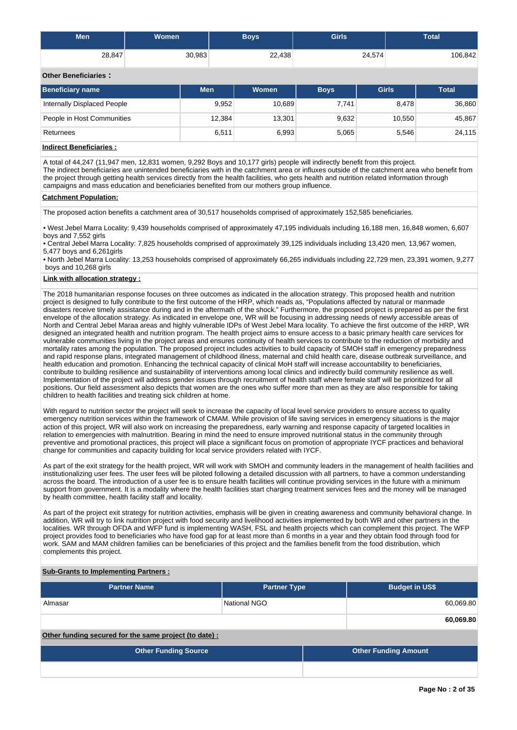| Men | Women | Boys | Girls | Total |
|---|---|---|---|---|
| 28,847 | 30,983 | 22,438 | 24,574 | 106,842 |

**Other Beneficiaries :**

| Beneficiary name | Men | Women | Boys | Girls | Total |
|---|---|---|---|---|---|
| Internally Displaced People | 9,952 | 10,689 | 7,741 | 8,478 | 36,860 |
| People in Host Communities | 12,384 | 13,301 | 9,632 | 10,550 | 45,867 |
| Returnees | 6,511 | 6,993 | 5,065 | 5,546 | 24,115 |

**Indirect Beneficiaries :**

A total of 44,247 (11,947 men, 12,831 women, 9,292 Boys and 10,177 girls) people will indirectly benefit from this project.
The indirect beneficiaries are unintended beneficiaries with in the catchment area or influxes outside of the catchment area who benefit from the project through getting health services directly from the health facilities, who gets health and nutrition related information through campaigns and mass education and beneficiaries benefited from our mothers group influence.

**Catchment Population:**

The proposed action benefits a catchment area of 30,517 households comprised of approximately 152,585 beneficiaries.

• West Jebel Marra Locality: 9,439 households comprised of approximately 47,195 individuals including 16,188 men, 16,848 women, 6,607 boys and 7,552 girls
• Central Jebel Marra Locality: 7,825 households comprised of approximately 39,125 individuals including 13,420 men, 13,967 women, 5,477 boys and 6,261girls
• North Jebel Marra Locality: 13,253 households comprised of approximately 66,265 individuals including 22,729 men, 23,391 women, 9,277 boys and 10,268 girls

**Link with allocation strategy :**

The 2018 humanitarian response focuses on three outcomes as indicated in the allocation strategy. This proposed health and nutrition project is designed to fully contribute to the first outcome of the HRP, which reads as, "Populations affected by natural or manmade disasters receive timely assistance during and in the aftermath of the shock." Furthermore, the proposed project is prepared as per the first envelope of the allocation strategy. As indicated in envelope one, WR will be focusing in addressing needs of newly accessible areas of North and Central Jebel Maraa areas and highly vulnerable IDPs of West Jebel Mara locality. To achieve the first outcome of the HRP, WR designed an integrated health and nutrition program. The health project aims to ensure access to a basic primary health care services for vulnerable communities living in the project areas and ensures continuity of health services to contribute to the reduction of morbidity and mortality rates among the population. The proposed project includes activities to build capacity of SMOH staff in emergency preparedness and rapid response plans, integrated management of childhood illness, maternal and child health care, disease outbreak surveillance, and health education and promotion. Enhancing the technical capacity of clinical MoH staff will increase accountability to beneficiaries, contribute to building resilience and sustainability of interventions among local clinics and indirectly build community resilience as well. Implementation of the project will address gender issues through recruitment of health staff where female staff will be prioritized for all positions. Our field assessment also depicts that women are the ones who suffer more than men as they are also responsible for taking children to health facilities and treating sick children at home.

With regard to nutrition sector the project will seek to increase the capacity of local level service providers to ensure access to quality emergency nutrition services within the framework of CMAM. While provision of life saving services in emergency situations is the major action of this project, WR will also work on increasing the preparedness, early warning and response capacity of targeted localities in relation to emergencies with malnutrition. Bearing in mind the need to ensure improved nutritional status in the community through preventive and promotional practices, this project will place a significant focus on promotion of appropriate IYCF practices and behavioral change for communities and capacity building for local service providers related with IYCF.

As part of the exit strategy for the health project, WR will work with SMOH and community leaders in the management of health facilities and institutionalizing user fees. The user fees will be piloted following a detailed discussion with all partners, to have a common understanding across the board. The introduction of a user fee is to ensure health facilities will continue providing services in the future with a minimum support from government. It is a modality where the health facilities start charging treatment services fees and the money will be managed by health committee, health facility staff and locality.

As part of the project exit strategy for nutrition activities, emphasis will be given in creating awareness and community behavioral change. In addition, WR will try to link nutrition project with food security and livelihood activities implemented by both WR and other partners in the localities. WR through OFDA and WFP fund is implementing WASH, FSL and health projects which can complement this project. The WFP project provides food to beneficiaries who have food gap for at least more than 6 months in a year and they obtain food through food for work. SAM and MAM children families can be beneficiaries of this project and the families benefit from the food distribution, which complements this project.

**Sub-Grants to Implementing Partners :**

| Partner Name | Partner Type | Budget in US$ |
|---|---|---|
| Almasar | National NGO | 60,069.80 |
| | | **60,069.80** |

**Other funding secured for the same project (to date) :**

| Other Funding Source | Other Funding Amount |
|---|---|
| | |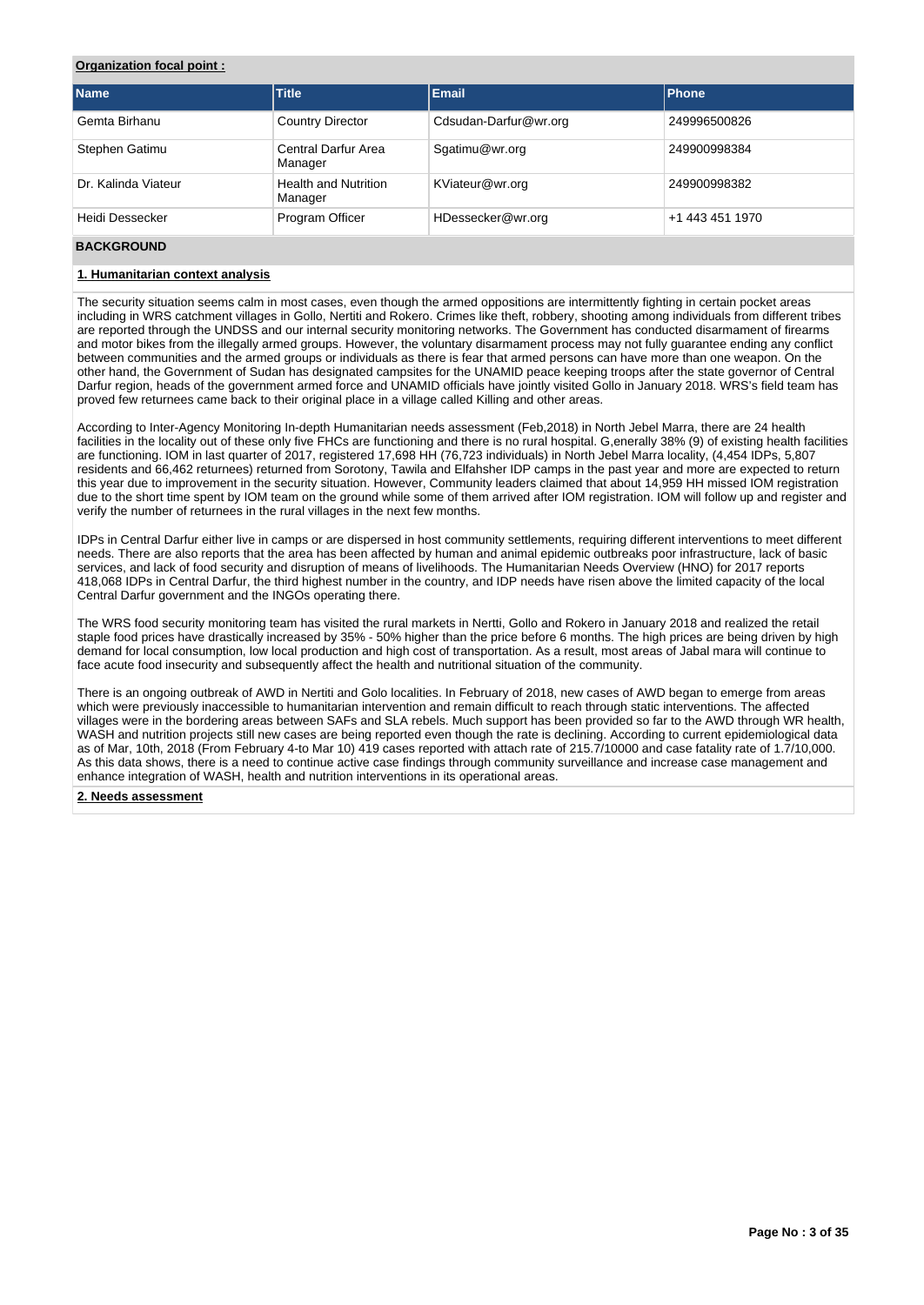**Organization focal point :**

| Name | Title | Email | Phone |
|---|---|---|---|
| Gemta Birhanu | Country Director | Cdsudan-Darfur@wr.org | 249996500826 |
| Stephen Gatimu | Central Darfur Area Manager | Sgatimu@wr.org | 249900998384 |
| Dr. Kalinda Viateur | Health and Nutrition Manager | KViateur@wr.org | 249900998382 |
| Heidi Dessecker | Program Officer | HDessecker@wr.org | +1 443 451 1970 |

## BACKGROUND

### 1. Humanitarian context analysis

The security situation seems calm in most cases, even though the armed oppositions are intermittently fighting in certain pocket areas including in WRS catchment villages in Gollo, Nertiti and Rokero. Crimes like theft, robbery, shooting among individuals from different tribes are reported through the UNDSS and our internal security monitoring networks. The Government has conducted disarmament of firearms and motor bikes from the illegally armed groups. However, the voluntary disarmament process may not fully guarantee ending any conflict between communities and the armed groups or individuals as there is fear that armed persons can have more than one weapon. On the other hand, the Government of Sudan has designated campsites for the UNAMID peace keeping troops after the state governor of Central Darfur region, heads of the government armed force and UNAMID officials have jointly visited Gollo in January 2018. WRS's field team has proved few returnees came back to their original place in a village called Killing and other areas.

According to Inter-Agency Monitoring In-depth Humanitarian needs assessment (Feb,2018) in North Jebel Marra, there are 24 health facilities in the locality out of these only five FHCs are functioning and there is no rural hospital. G,enerally 38% (9) of existing health facilities are functioning. IOM in last quarter of 2017, registered 17,698 HH (76,723 individuals) in North Jebel Marra locality, (4,454 IDPs, 5,807 residents and 66,462 returnees) returned from Sorotony, Tawila and Elfahsher IDP camps in the past year and more are expected to return this year due to improvement in the security situation. However, Community leaders claimed that about 14,959 HH missed IOM registration due to the short time spent by IOM team on the ground while some of them arrived after IOM registration. IOM will follow up and register and verify the number of returnees in the rural villages in the next few months.

IDPs in Central Darfur either live in camps or are dispersed in host community settlements, requiring different interventions to meet different needs. There are also reports that the area has been affected by human and animal epidemic outbreaks poor infrastructure, lack of basic services, and lack of food security and disruption of means of livelihoods. The Humanitarian Needs Overview (HNO) for 2017 reports 418,068 IDPs in Central Darfur, the third highest number in the country, and IDP needs have risen above the limited capacity of the local Central Darfur government and the INGOs operating there.

The WRS food security monitoring team has visited the rural markets in Nertti, Gollo and Rokero in January 2018 and realized the retail staple food prices have drastically increased by 35% - 50% higher than the price before 6 months. The high prices are being driven by high demand for local consumption, low local production and high cost of transportation. As a result, most areas of Jabal mara will continue to face acute food insecurity and subsequently affect the health and nutritional situation of the community.

There is an ongoing outbreak of AWD in Nertiti and Golo localities. In February of 2018, new cases of AWD began to emerge from areas which were previously inaccessible to humanitarian intervention and remain difficult to reach through static interventions. The affected villages were in the bordering areas between SAFs and SLA rebels. Much support has been provided so far to the AWD through WR health, WASH and nutrition projects still new cases are being reported even though the rate is declining. According to current epidemiological data as of Mar, 10th, 2018 (From February 4-to Mar 10) 419 cases reported with attach rate of 215.7/10000 and case fatality rate of 1.7/10,000. As this data shows, there is a need to continue active case findings through community surveillance and increase case management and enhance integration of WASH, health and nutrition interventions in its operational areas.

### 2. Needs assessment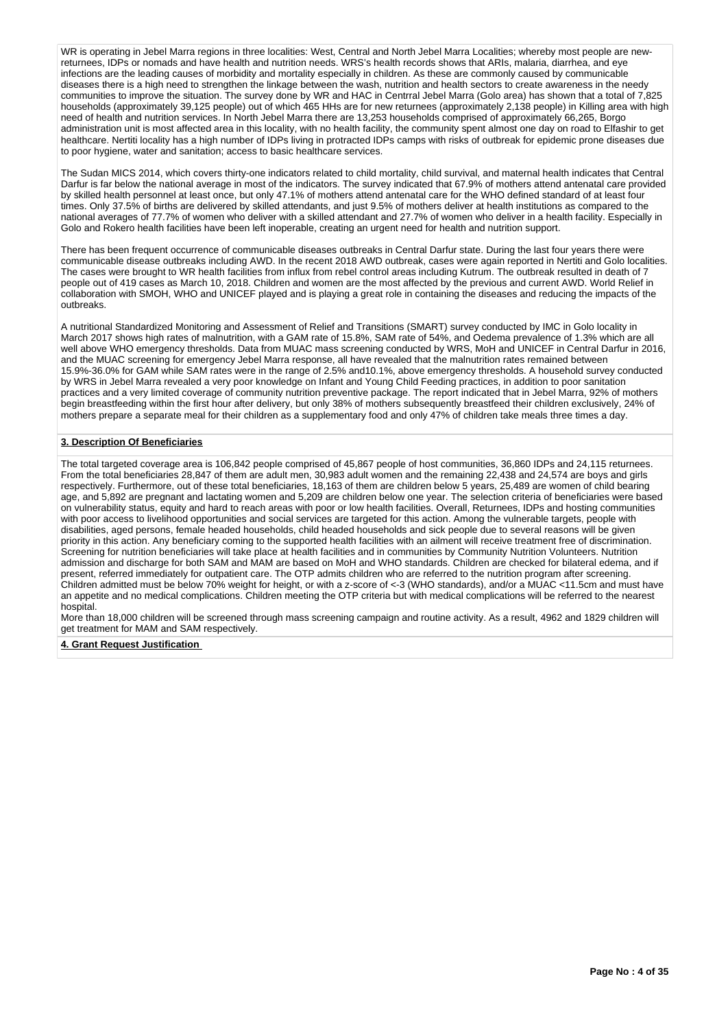WR is operating in Jebel Marra regions in three localities: West, Central and North Jebel Marra Localities; whereby most people are new-returnees, IDPs or nomads and have health and nutrition needs. WRS's health records shows that ARIs, malaria, diarrhea, and eye infections are the leading causes of morbidity and mortality especially in children. As these are commonly caused by communicable diseases there is a high need to strengthen the linkage between the wash, nutrition and health sectors to create awareness in the needy communities to improve the situation. The survey done by WR and HAC in Centrral Jebel Marra (Golo area) has shown that a total of 7,825 households (approximately 39,125 people) out of which 465 HHs are for new returnees (approximately 2,138 people) in Killing area with high need of health and nutrition services. In North Jebel Marra there are 13,253 households comprised of approximately 66,265, Borgo administration unit is most affected area in this locality, with no health facility, the community spent almost one day on road to Elfashir to get healthcare. Nertiti locality has a high number of IDPs living in protracted IDPs camps with risks of outbreak for epidemic prone diseases due to poor hygiene, water and sanitation; access to basic healthcare services.

The Sudan MICS 2014, which covers thirty-one indicators related to child mortality, child survival, and maternal health indicates that Central Darfur is far below the national average in most of the indicators. The survey indicated that 67.9% of mothers attend antenatal care provided by skilled health personnel at least once, but only 47.1% of mothers attend antenatal care for the WHO defined standard of at least four times. Only 37.5% of births are delivered by skilled attendants, and just 9.5% of mothers deliver at health institutions as compared to the national averages of 77.7% of women who deliver with a skilled attendant and 27.7% of women who deliver in a health facility. Especially in Golo and Rokero health facilities have been left inoperable, creating an urgent need for health and nutrition support.

There has been frequent occurrence of communicable diseases outbreaks in Central Darfur state. During the last four years there were communicable disease outbreaks including AWD. In the recent 2018 AWD outbreak, cases were again reported in Nertiti and Golo localities. The cases were brought to WR health facilities from influx from rebel control areas including Kutrum. The outbreak resulted in death of 7 people out of 419 cases as March 10, 2018. Children and women are the most affected by the previous and current AWD. World Relief in collaboration with SMOH, WHO and UNICEF played and is playing a great role in containing the diseases and reducing the impacts of the outbreaks.

A nutritional Standardized Monitoring and Assessment of Relief and Transitions (SMART) survey conducted by IMC in Golo locality in March 2017 shows high rates of malnutrition, with a GAM rate of 15.8%, SAM rate of 54%, and Oedema prevalence of 1.3% which are all well above WHO emergency thresholds. Data from MUAC mass screening conducted by WRS, MoH and UNICEF in Central Darfur in 2016, and the MUAC screening for emergency Jebel Marra response, all have revealed that the malnutrition rates remained between 15.9%-36.0% for GAM while SAM rates were in the range of 2.5% and10.1%, above emergency thresholds. A household survey conducted by WRS in Jebel Marra revealed a very poor knowledge on Infant and Young Child Feeding practices, in addition to poor sanitation practices and a very limited coverage of community nutrition preventive package. The report indicated that in Jebel Marra, 92% of mothers begin breastfeeding within the first hour after delivery, but only 38% of mothers subsequently breastfeed their children exclusively, 24% of mothers prepare a separate meal for their children as a supplementary food and only 47% of children take meals three times a day.

**3. Description Of Beneficiaries**

The total targeted coverage area is 106,842 people comprised of 45,867 people of host communities, 36,860 IDPs and 24,115 returnees. From the total beneficiaries 28,847 of them are adult men, 30,983 adult women and the remaining 22,438 and 24,574 are boys and girls respectively. Furthermore, out of these total beneficiaries, 18,163 of them are children below 5 years, 25,489 are women of child bearing age, and 5,892 are pregnant and lactating women and 5,209 are children below one year. The selection criteria of beneficiaries were based on vulnerability status, equity and hard to reach areas with poor or low health facilities. Overall, Returnees, IDPs and hosting communities with poor access to livelihood opportunities and social services are targeted for this action. Among the vulnerable targets, people with disabilities, aged persons, female headed households, child headed households and sick people due to several reasons will be given priority in this action. Any beneficiary coming to the supported health facilities with an ailment will receive treatment free of discrimination. Screening for nutrition beneficiaries will take place at health facilities and in communities by Community Nutrition Volunteers. Nutrition admission and discharge for both SAM and MAM are based on MoH and WHO standards. Children are checked for bilateral edema, and if present, referred immediately for outpatient care. The OTP admits children who are referred to the nutrition program after screening. Children admitted must be below 70% weight for height, or with a z-score of <-3 (WHO standards), and/or a MUAC <11.5cm and must have an appetite and no medical complications. Children meeting the OTP criteria but with medical complications will be referred to the nearest hospital.
More than 18,000 children will be screened through mass screening campaign and routine activity. As a result, 4962 and 1829 children will get treatment for MAM and SAM respectively.

**4. Grant Request Justification**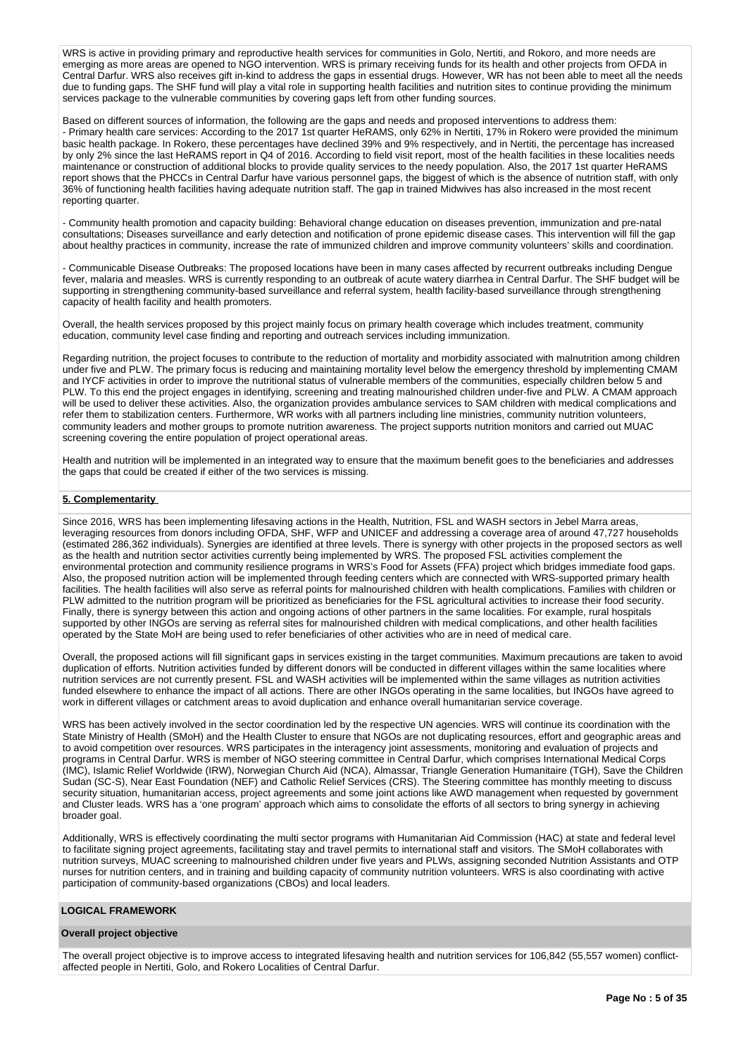WRS is active in providing primary and reproductive health services for communities in Golo, Nertiti, and Rokoro, and more needs are emerging as more areas are opened to NGO intervention. WRS is primary receiving funds for its health and other projects from OFDA in Central Darfur. WRS also receives gift in-kind to address the gaps in essential drugs. However, WR has not been able to meet all the needs due to funding gaps. The SHF fund will play a vital role in supporting health facilities and nutrition sites to continue providing the minimum services package to the vulnerable communities by covering gaps left from other funding sources.

Based on different sources of information, the following are the gaps and needs and proposed interventions to address them:
- Primary health care services: According to the 2017 1st quarter HeRAMS, only 62% in Nertiti, 17% in Rokero were provided the minimum basic health package. In Rokero, these percentages have declined 39% and 9% respectively, and in Nertiti, the percentage has increased by only 2% since the last HeRAMS report in Q4 of 2016. According to field visit report, most of the health facilities in these localities needs maintenance or construction of additional blocks to provide quality services to the needy population. Also, the 2017 1st quarter HeRAMS report shows that the PHCCs in Central Darfur have various personnel gaps, the biggest of which is the absence of nutrition staff, with only 36% of functioning health facilities having adequate nutrition staff. The gap in trained Midwives has also increased in the most recent reporting quarter.

- Community health promotion and capacity building: Behavioral change education on diseases prevention, immunization and pre-natal consultations; Diseases surveillance and early detection and notification of prone epidemic disease cases. This intervention will fill the gap about healthy practices in community, increase the rate of immunized children and improve community volunteers' skills and coordination.

- Communicable Disease Outbreaks: The proposed locations have been in many cases affected by recurrent outbreaks including Dengue fever, malaria and measles. WRS is currently responding to an outbreak of acute watery diarrhea in Central Darfur. The SHF budget will be supporting in strengthening community-based surveillance and referral system, health facility-based surveillance through strengthening capacity of health facility and health promoters.

Overall, the health services proposed by this project mainly focus on primary health coverage which includes treatment, community education, community level case finding and reporting and outreach services including immunization.

Regarding nutrition, the project focuses to contribute to the reduction of mortality and morbidity associated with malnutrition among children under five and PLW. The primary focus is reducing and maintaining mortality level below the emergency threshold by implementing CMAM and IYCF activities in order to improve the nutritional status of vulnerable members of the communities, especially children below 5 and PLW. To this end the project engages in identifying, screening and treating malnourished children under-five and PLW. A CMAM approach will be used to deliver these activities. Also, the organization provides ambulance services to SAM children with medical complications and refer them to stabilization centers. Furthermore, WR works with all partners including line ministries, community nutrition volunteers, community leaders and mother groups to promote nutrition awareness. The project supports nutrition monitors and carried out MUAC screening covering the entire population of project operational areas.

Health and nutrition will be implemented in an integrated way to ensure that the maximum benefit goes to the beneficiaries and addresses the gaps that could be created if either of the two services is missing.

**5. Complementarity**

Since 2016, WRS has been implementing lifesaving actions in the Health, Nutrition, FSL and WASH sectors in Jebel Marra areas, leveraging resources from donors including OFDA, SHF, WFP and UNICEF and addressing a coverage area of around 47,727 households (estimated 286,362 individuals). Synergies are identified at three levels. There is synergy with other projects in the proposed sectors as well as the health and nutrition sector activities currently being implemented by WRS. The proposed FSL activities complement the environmental protection and community resilience programs in WRS's Food for Assets (FFA) project which bridges immediate food gaps. Also, the proposed nutrition action will be implemented through feeding centers which are connected with WRS-supported primary health facilities. The health facilities will also serve as referral points for malnourished children with health complications. Families with children or PLW admitted to the nutrition program will be prioritized as beneficiaries for the FSL agricultural activities to increase their food security. Finally, there is synergy between this action and ongoing actions of other partners in the same localities. For example, rural hospitals supported by other INGOs are serving as referral sites for malnourished children with medical complications, and other health facilities operated by the State MoH are being used to refer beneficiaries of other activities who are in need of medical care.

Overall, the proposed actions will fill significant gaps in services existing in the target communities. Maximum precautions are taken to avoid duplication of efforts. Nutrition activities funded by different donors will be conducted in different villages within the same localities where nutrition services are not currently present. FSL and WASH activities will be implemented within the same villages as nutrition activities funded elsewhere to enhance the impact of all actions. There are other INGOs operating in the same localities, but INGOs have agreed to work in different villages or catchment areas to avoid duplication and enhance overall humanitarian service coverage.

WRS has been actively involved in the sector coordination led by the respective UN agencies. WRS will continue its coordination with the State Ministry of Health (SMoH) and the Health Cluster to ensure that NGOs are not duplicating resources, effort and geographic areas and to avoid competition over resources. WRS participates in the interagency joint assessments, monitoring and evaluation of projects and programs in Central Darfur. WRS is member of NGO steering committee in Central Darfur, which comprises International Medical Corps (IMC), Islamic Relief Worldwide (IRW), Norwegian Church Aid (NCA), Almassar, Triangle Generation Humanitaire (TGH), Save the Children Sudan (SC-S), Near East Foundation (NEF) and Catholic Relief Services (CRS). The Steering committee has monthly meeting to discuss security situation, humanitarian access, project agreements and some joint actions like AWD management when requested by government and Cluster leads. WRS has a 'one program' approach which aims to consolidate the efforts of all sectors to bring synergy in achieving broader goal.

Additionally, WRS is effectively coordinating the multi sector programs with Humanitarian Aid Commission (HAC) at state and federal level to facilitate signing project agreements, facilitating stay and travel permits to international staff and visitors. The SMoH collaborates with nutrition surveys, MUAC screening to malnourished children under five years and PLWs, assigning seconded Nutrition Assistants and OTP nurses for nutrition centers, and in training and building capacity of community nutrition volunteers. WRS is also coordinating with active participation of community-based organizations (CBOs) and local leaders.

**LOGICAL FRAMEWORK**

**Overall project objective**

The overall project objective is to improve access to integrated lifesaving health and nutrition services for 106,842 (55,557 women) conflict-affected people in Nertiti, Golo, and Rokero Localities of Central Darfur.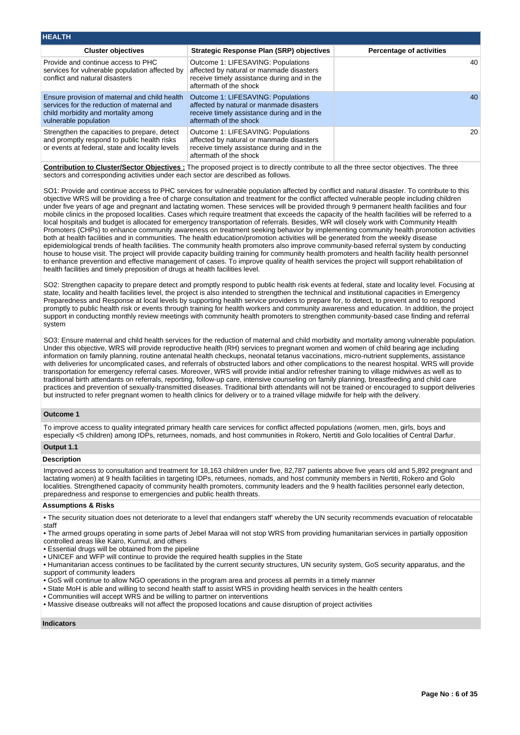## HEALTH

| Cluster objectives | Strategic Response Plan (SRP) objectives | Percentage of activities |
|---|---|---|
| Provide and continue access to PHC services for vulnerable population affected by conflict and natural disasters | Outcome 1: LIFESAVING: Populations affected by natural or manmade disasters receive timely assistance during and in the aftermath of the shock | 40 |
| Ensure provision of maternal and child health services for the reduction of maternal and child morbidity and mortality among vulnerable population | Outcome 1: LIFESAVING: Populations affected by natural or manmade disasters receive timely assistance during and in the aftermath of the shock | 40 |
| Strengthen the capacities to prepare, detect and promptly respond to public health risks or events at federal, state and locality levels | Outcome 1: LIFESAVING: Populations affected by natural or manmade disasters receive timely assistance during and in the aftermath of the shock | 20 |

**Contribution to Cluster/Sector Objectives :** The proposed project is to directly contribute to all the three sector objectives. The three sectors and corresponding activities under each sector are described as follows.

SO1: Provide and continue access to PHC services for vulnerable population affected by conflict and natural disaster. To contribute to this objective WRS will be providing a free of charge consultation and treatment for the conflict affected vulnerable people including children under five years of age and pregnant and lactating women. These services will be provided through 9 permanent health facilities and four mobile clinics in the proposed localities. Cases which require treatment that exceeds the capacity of the health facilities will be referred to a local hospitals and budget is allocated for emergency transportation of referrals. Besides, WR will closely work with Community Health Promoters (CHPs) to enhance community awareness on treatment seeking behavior by implementing community health promotion activities both at health facilities and in communities. The health education/promotion activities will be generated from the weekly disease epidemiological trends of health facilities. The community health promoters also improve community-based referral system by conducting house to house visit. The project will provide capacity building training for community health promoters and health facility health personnel to enhance prevention and effective management of cases. To improve quality of health services the project will support rehabilitation of health facilities and timely preposition of drugs at health facilities level.

SO2: Strengthen capacity to prepare detect and promptly respond to public health risk events at federal, state and locality level. Focusing at state, locality and health facilities level, the project is also intended to strengthen the technical and institutional capacities in Emergency Preparedness and Response at local levels by supporting health service providers to prepare for, to detect, to prevent and to respond promptly to public health risk or events through training for health workers and community awareness and education. In addition, the project support in conducting monthly review meetings with community health promoters to strengthen community-based case finding and referral system

SO3: Ensure maternal and child health services for the reduction of maternal and child morbidity and mortality among vulnerable population. Under this objective, WRS will provide reproductive health (RH) services to pregnant women and women of child bearing age including information on family planning, routine antenatal health checkups, neonatal tetanus vaccinations, micro-nutrient supplements, assistance with deliveries for uncomplicated cases, and referrals of obstructed labors and other complications to the nearest hospital. WRS will provide transportation for emergency referral cases. Moreover, WRS will provide initial and/or refresher training to village midwives as well as to traditional birth attendants on referrals, reporting, follow-up care, intensive counseling on family planning, breastfeeding and child care practices and prevention of sexually-transmitted diseases. Traditional birth attendants will not be trained or encouraged to support deliveries but instructed to refer pregnant women to health clinics for delivery or to a trained village midwife for help with the delivery.

### Outcome 1

To improve access to quality integrated primary health care services for conflict affected populations (women, men, girls, boys and especially <5 children) among IDPs, returnees, nomads, and host communities in Rokero, Nertiti and Golo localities of Central Darfur.

### Output 1.1

**Description**

Improved access to consultation and treatment for 18,163 children under five, 82,787 patients above five years old and 5,892 pregnant and lactating women) at 9 health facilities in targeting IDPs, returnees, nomads, and host community members in Nertiti, Rokero and Golo localities. Strengthened capacity of community health promoters, community leaders and the 9 health facilities personnel early detection, preparedness and response to emergencies and public health threats.

**Assumptions & Risks**

• The security situation does not deteriorate to a level that endangers staff' whereby the UN security recommends evacuation of relocatable staff
• The armed groups operating in some parts of Jebel Maraa will not stop WRS from providing humanitarian services in partially opposition controlled areas like Kairo, Kurmul, and others
• Essential drugs will be obtained from the pipeline
• UNICEF and WFP will continue to provide the required health supplies in the State
• Humanitarian access continues to be facilitated by the current security structures, UN security system, GoS security apparatus, and the support of community leaders
• GoS will continue to allow NGO operations in the program area and process all permits in a timely manner
• State MoH is able and willing to second health staff to assist WRS in providing health services in the health centers
• Communities will accept WRS and be willing to partner on interventions
• Massive disease outbreaks will not affect the proposed locations and cause disruption of project activities

**Indicators**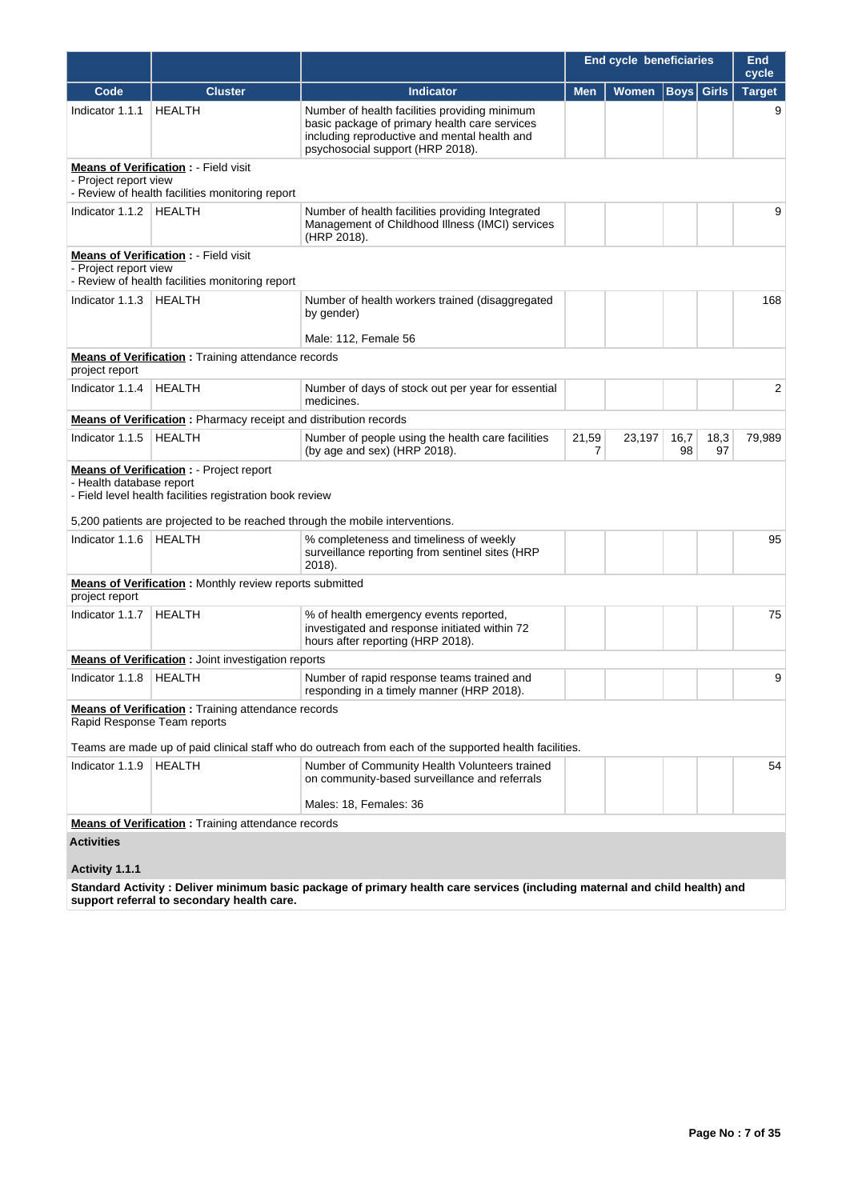| | | | End cycle beneficiaries | | | | End cycle |
|---|---|---|---|---|---|---|---|
| **Code** | **Cluster** | **Indicator** | **Men** | **Women** | **Boys** | **Girls** | **Target** |
| Indicator 1.1.1 | HEALTH | Number of health facilities providing minimum basic package of primary health care services including reproductive and mental health and psychosocial support (HRP 2018). | | | | | 9 |

**Means of Verification :** - Field visit
- Project report view
- Review of health facilities monitoring report

| Code | Cluster | Indicator | Men | Women | Boys | Girls | Target |
|---|---|---|---|---|---|---|---|
| Indicator 1.1.2 | HEALTH | Number of health facilities providing Integrated Management of Childhood Illness (IMCI) services (HRP 2018). | | | | | 9 |

**Means of Verification :** - Field visit
- Project report view
- Review of health facilities monitoring report

| Code | Cluster | Indicator | Men | Women | Boys | Girls | Target |
|---|---|---|---|---|---|---|---|
| Indicator 1.1.3 | HEALTH | Number of health workers trained (disaggregated by gender)<br><br>Male: 112, Female 56 | | | | | 168 |

**Means of Verification :** Training attendance records
project report

| Code | Cluster | Indicator | Men | Women | Boys | Girls | Target |
|---|---|---|---|---|---|---|---|
| Indicator 1.1.4 | HEALTH | Number of days of stock out per year for essential medicines. | | | | | 2 |

**Means of Verification :** Pharmacy receipt and distribution records

| Code | Cluster | Indicator | Men | Women | Boys | Girls | Target |
|---|---|---|---|---|---|---|---|
| Indicator 1.1.5 | HEALTH | Number of people using the health care facilities (by age and sex) (HRP 2018). | 21,597 | 23,197 | 16,798 | 18,397 | 79,989 |

**Means of Verification :** - Project report
- Health database report
- Field level health facilities registration book review

5,200 patients are projected to be reached through the mobile interventions.

| Code | Cluster | Indicator | Men | Women | Boys | Girls | Target |
|---|---|---|---|---|---|---|---|
| Indicator 1.1.6 | HEALTH | % completeness and timeliness of weekly surveillance reporting from sentinel sites (HRP 2018). | | | | | 95 |

**Means of Verification :** Monthly review reports submitted
project report

| Code | Cluster | Indicator | Men | Women | Boys | Girls | Target |
|---|---|---|---|---|---|---|---|
| Indicator 1.1.7 | HEALTH | % of health emergency events reported, investigated and response initiated within 72 hours after reporting (HRP 2018). | | | | | 75 |

**Means of Verification :** Joint investigation reports

| Code | Cluster | Indicator | Men | Women | Boys | Girls | Target |
|---|---|---|---|---|---|---|---|
| Indicator 1.1.8 | HEALTH | Number of rapid response teams trained and responding in a timely manner (HRP 2018). | | | | | 9 |

**Means of Verification :** Training attendance records
Rapid Response Team reports

Teams are made up of paid clinical staff who do outreach from each of the supported health facilities.

| Code | Cluster | Indicator | Men | Women | Boys | Girls | Target |
|---|---|---|---|---|---|---|---|
| Indicator 1.1.9 | HEALTH | Number of Community Health Volunteers trained on community-based surveillance and referrals<br><br>Males: 18, Females: 36 | | | | | 54 |

**Means of Verification :** Training attendance records

**Activities**

**Activity 1.1.1**

**Standard Activity : Deliver minimum basic package of primary health care services (including maternal and child health) and support referral to secondary health care.**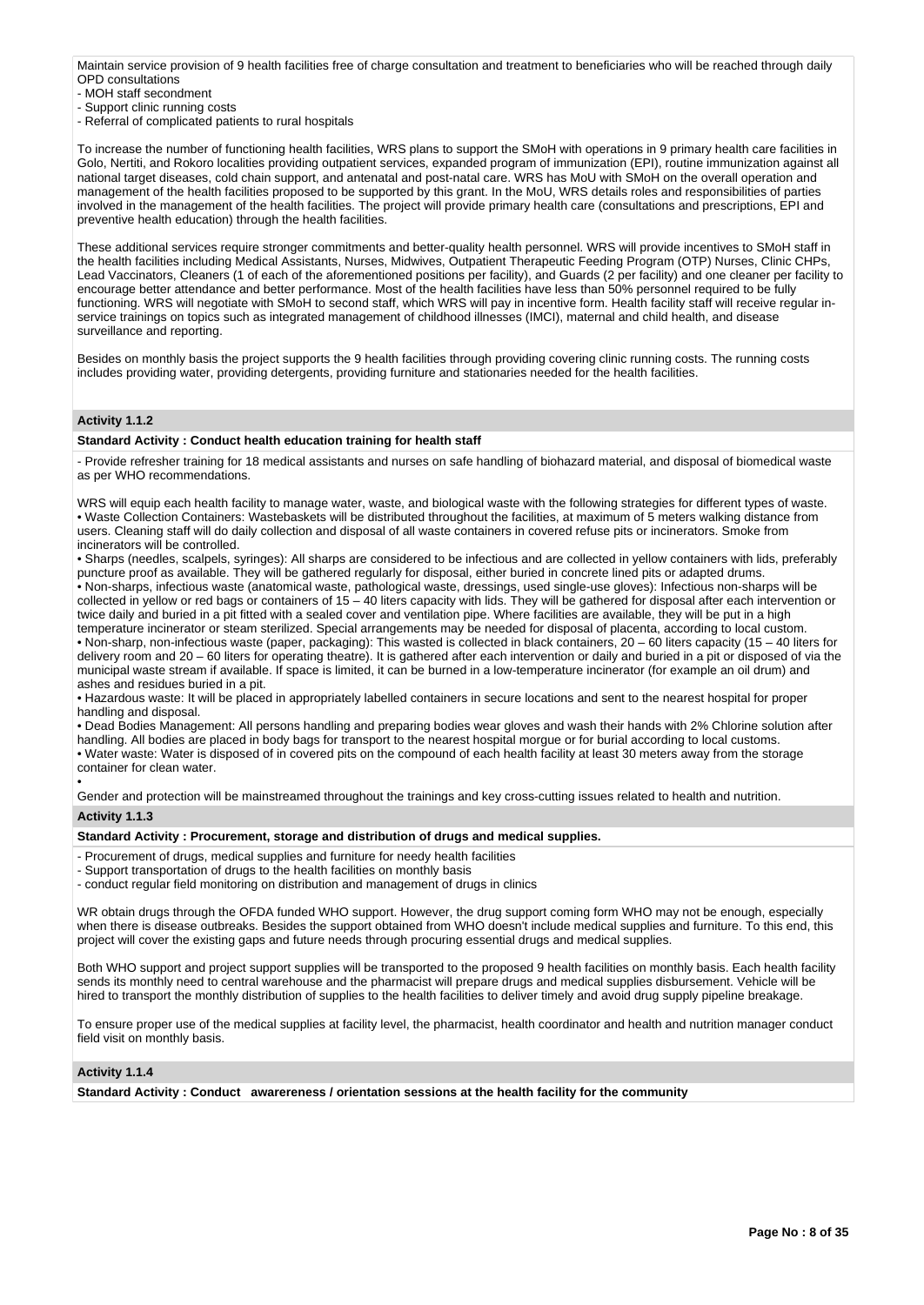Maintain service provision of 9 health facilities free of charge consultation and treatment to beneficiaries who will be reached through daily OPD consultations
- MOH staff secondment
- Support clinic running costs
- Referral of complicated patients to rural hospitals

To increase the number of functioning health facilities, WRS plans to support the SMoH with operations in 9 primary health care facilities in Golo, Nertiti, and Rokoro localities providing outpatient services, expanded program of immunization (EPI), routine immunization against all national target diseases, cold chain support, and antenatal and post-natal care. WRS has MoU with SMoH on the overall operation and management of the health facilities proposed to be supported by this grant. In the MoU, WRS details roles and responsibilities of parties involved in the management of the health facilities. The project will provide primary health care (consultations and prescriptions, EPI and preventive health education) through the health facilities.

These additional services require stronger commitments and better-quality health personnel. WRS will provide incentives to SMoH staff in the health facilities including Medical Assistants, Nurses, Midwives, Outpatient Therapeutic Feeding Program (OTP) Nurses, Clinic CHPs, Lead Vaccinators, Cleaners (1 of each of the aforementioned positions per facility), and Guards (2 per facility) and one cleaner per facility to encourage better attendance and better performance. Most of the health facilities have less than 50% personnel required to be fully functioning. WRS will negotiate with SMoH to second staff, which WRS will pay in incentive form. Health facility staff will receive regular in-service trainings on topics such as integrated management of childhood illnesses (IMCI), maternal and child health, and disease surveillance and reporting.

Besides on monthly basis the project supports the 9 health facilities through providing covering clinic running costs. The running costs includes providing water, providing detergents, providing furniture and stationaries needed for the health facilities.

**Activity 1.1.2**

**Standard Activity : Conduct health education training for health staff**

- Provide refresher training for 18 medical assistants and nurses on safe handling of biohazard material, and disposal of biomedical waste as per WHO recommendations.

WRS will equip each health facility to manage water, waste, and biological waste with the following strategies for different types of waste.
• Waste Collection Containers: Wastebaskets will be distributed throughout the facilities, at maximum of 5 meters walking distance from users. Cleaning staff will do daily collection and disposal of all waste containers in covered refuse pits or incinerators. Smoke from incinerators will be controlled.
• Sharps (needles, scalpels, syringes): All sharps are considered to be infectious and are collected in yellow containers with lids, preferably puncture proof as available. They will be gathered regularly for disposal, either buried in concrete lined pits or adapted drums.
• Non-sharps, infectious waste (anatomical waste, pathological waste, dressings, used single-use gloves): Infectious non-sharps will be collected in yellow or red bags or containers of 15 – 40 liters capacity with lids. They will be gathered for disposal after each intervention or twice daily and buried in a pit fitted with a sealed cover and ventilation pipe. Where facilities are available, they will be put in a high temperature incinerator or steam sterilized. Special arrangements may be needed for disposal of placenta, according to local custom.
• Non-sharp, non-infectious waste (paper, packaging): This wasted is collected in black containers, 20 – 60 liters capacity (15 – 40 liters for delivery room and 20 – 60 liters for operating theatre). It is gathered after each intervention or daily and buried in a pit or disposed of via the municipal waste stream if available. If space is limited, it can be burned in a low-temperature incinerator (for example an oil drum) and ashes and residues buried in a pit.
• Hazardous waste: It will be placed in appropriately labelled containers in secure locations and sent to the nearest hospital for proper handling and disposal.
• Dead Bodies Management: All persons handling and preparing bodies wear gloves and wash their hands with 2% Chlorine solution after handling. All bodies are placed in body bags for transport to the nearest hospital morgue or for burial according to local customs.
• Water waste: Water is disposed of in covered pits on the compound of each health facility at least 30 meters away from the storage container for clean water.
•
Gender and protection will be mainstreamed throughout the trainings and key cross-cutting issues related to health and nutrition.

**Activity 1.1.3**

**Standard Activity : Procurement, storage and distribution of drugs and medical supplies.**

- Procurement of drugs, medical supplies and furniture for needy health facilities
- Support transportation of drugs to the health facilities on monthly basis
- conduct regular field monitoring on distribution and management of drugs in clinics

WR obtain drugs through the OFDA funded WHO support. However, the drug support coming form WHO may not be enough, especially when there is disease outbreaks. Besides the support obtained from WHO doesn't include medical supplies and furniture. To this end, this project will cover the existing gaps and future needs through procuring essential drugs and medical supplies.

Both WHO support and project support supplies will be transported to the proposed 9 health facilities on monthly basis. Each health facility sends its monthly need to central warehouse and the pharmacist will prepare drugs and medical supplies disbursement. Vehicle will be hired to transport the monthly distribution of supplies to the health facilities to deliver timely and avoid drug supply pipeline breakage.

To ensure proper use of the medical supplies at facility level, the pharmacist, health coordinator and health and nutrition manager conduct field visit on monthly basis.

**Activity 1.1.4**

**Standard Activity : Conduct awarereness / orientation sessions at the health facility for the community**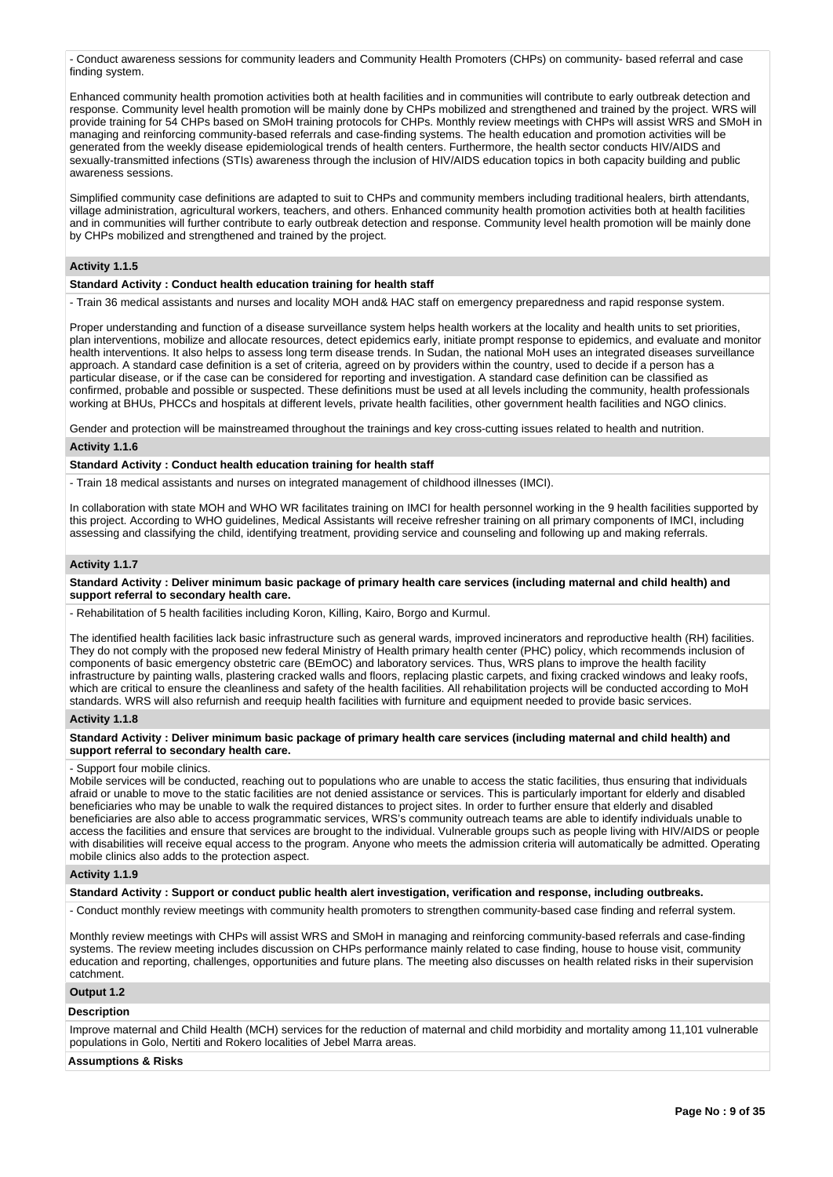- Conduct awareness sessions for community leaders and Community Health Promoters (CHPs) on community- based referral and case finding system.

Enhanced community health promotion activities both at health facilities and in communities will contribute to early outbreak detection and response. Community level health promotion will be mainly done by CHPs mobilized and strengthened and trained by the project. WRS will provide training for 54 CHPs based on SMoH training protocols for CHPs. Monthly review meetings with CHPs will assist WRS and SMoH in managing and reinforcing community-based referrals and case-finding systems. The health education and promotion activities will be generated from the weekly disease epidemiological trends of health centers. Furthermore, the health sector conducts HIV/AIDS and sexually-transmitted infections (STIs) awareness through the inclusion of HIV/AIDS education topics in both capacity building and public awareness sessions.

Simplified community case definitions are adapted to suit to CHPs and community members including traditional healers, birth attendants, village administration, agricultural workers, teachers, and others. Enhanced community health promotion activities both at health facilities and in communities will further contribute to early outbreak detection and response. Community level health promotion will be mainly done by CHPs mobilized and strengthened and trained by the project.

**Activity 1.1.5**

**Standard Activity : Conduct health education training for health staff**

- Train 36 medical assistants and nurses and locality MOH and& HAC staff on emergency preparedness and rapid response system.

Proper understanding and function of a disease surveillance system helps health workers at the locality and health units to set priorities, plan interventions, mobilize and allocate resources, detect epidemics early, initiate prompt response to epidemics, and evaluate and monitor health interventions. It also helps to assess long term disease trends. In Sudan, the national MoH uses an integrated diseases surveillance approach. A standard case definition is a set of criteria, agreed on by providers within the country, used to decide if a person has a particular disease, or if the case can be considered for reporting and investigation. A standard case definition can be classified as confirmed, probable and possible or suspected. These definitions must be used at all levels including the community, health professionals working at BHUs, PHCCs and hospitals at different levels, private health facilities, other government health facilities and NGO clinics.

Gender and protection will be mainstreamed throughout the trainings and key cross-cutting issues related to health and nutrition.

**Activity 1.1.6**

**Standard Activity : Conduct health education training for health staff**

- Train 18 medical assistants and nurses on integrated management of childhood illnesses (IMCI).

In collaboration with state MOH and WHO WR facilitates training on IMCI for health personnel working in the 9 health facilities supported by this project. According to WHO guidelines, Medical Assistants will receive refresher training on all primary components of IMCI, including assessing and classifying the child, identifying treatment, providing service and counseling and following up and making referrals.

**Activity 1.1.7**

**Standard Activity : Deliver minimum basic package of primary health care services (including maternal and child health) and support referral to secondary health care.**

- Rehabilitation of 5 health facilities including Koron, Killing, Kairo, Borgo and Kurmul.

The identified health facilities lack basic infrastructure such as general wards, improved incinerators and reproductive health (RH) facilities. They do not comply with the proposed new federal Ministry of Health primary health center (PHC) policy, which recommends inclusion of components of basic emergency obstetric care (BEmOC) and laboratory services. Thus, WRS plans to improve the health facility infrastructure by painting walls, plastering cracked walls and floors, replacing plastic carpets, and fixing cracked windows and leaky roofs, which are critical to ensure the cleanliness and safety of the health facilities. All rehabilitation projects will be conducted according to MoH standards. WRS will also refurnish and reequip health facilities with furniture and equipment needed to provide basic services.

**Activity 1.1.8**

**Standard Activity : Deliver minimum basic package of primary health care services (including maternal and child health) and support referral to secondary health care.**

- Support four mobile clinics.
Mobile services will be conducted, reaching out to populations who are unable to access the static facilities, thus ensuring that individuals afraid or unable to move to the static facilities are not denied assistance or services. This is particularly important for elderly and disabled beneficiaries who may be unable to walk the required distances to project sites. In order to further ensure that elderly and disabled beneficiaries are also able to access programmatic services, WRS's community outreach teams are able to identify individuals unable to access the facilities and ensure that services are brought to the individual. Vulnerable groups such as people living with HIV/AIDS or people with disabilities will receive equal access to the program. Anyone who meets the admission criteria will automatically be admitted. Operating mobile clinics also adds to the protection aspect.

**Activity 1.1.9**

**Standard Activity : Support or conduct public health alert investigation, verification and response, including outbreaks.**

- Conduct monthly review meetings with community health promoters to strengthen community-based case finding and referral system.

Monthly review meetings with CHPs will assist WRS and SMoH in managing and reinforcing community-based referrals and case-finding systems. The review meeting includes discussion on CHPs performance mainly related to case finding, house to house visit, community education and reporting, challenges, opportunities and future plans. The meeting also discusses on health related risks in their supervision catchment.

**Output 1.2**

**Description**

Improve maternal and Child Health (MCH) services for the reduction of maternal and child morbidity and mortality among 11,101 vulnerable populations in Golo, Nertiti and Rokero localities of Jebel Marra areas.

**Assumptions & Risks**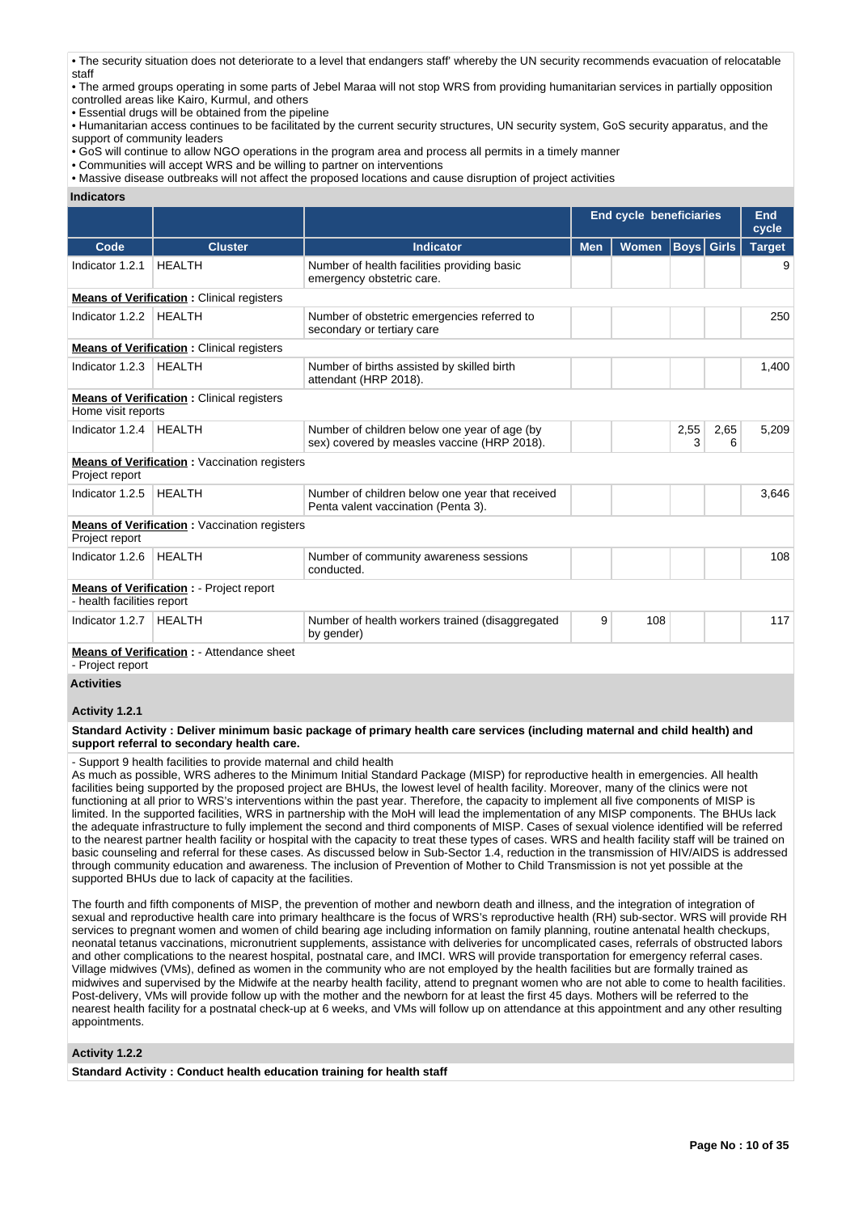- The security situation does not deteriorate to a level that endangers staff' whereby the UN security recommends evacuation of relocatable staff
- The armed groups operating in some parts of Jebel Maraa will not stop WRS from providing humanitarian services in partially opposition controlled areas like Kairo, Kurmul, and others
- Essential drugs will be obtained from the pipeline
- Humanitarian access continues to be facilitated by the current security structures, UN security system, GoS security apparatus, and the support of community leaders
- GoS will continue to allow NGO operations in the program area and process all permits in a timely manner
- Communities will accept WRS and be willing to partner on interventions
- Massive disease outbreaks will not affect the proposed locations and cause disruption of project activities

**Indicators**

| | | | End cycle beneficiaries | | | | End cycle |
|---|---|---|---|---|---|---|---|
| Code | Cluster | Indicator | Men | Women | Boys | Girls | Target |
| Indicator 1.2.1 | HEALTH | Number of health facilities providing basic emergency obstetric care. | | | | | 9 |
| **Means of Verification :** Clinical registers | | | | | | | |
| Indicator 1.2.2 | HEALTH | Number of obstetric emergencies referred to secondary or tertiary care | | | | | 250 |
| **Means of Verification :** Clinical registers | | | | | | | |
| Indicator 1.2.3 | HEALTH | Number of births assisted by skilled birth attendant (HRP 2018). | | | | | 1,400 |
| **Means of Verification :** Clinical registers Home visit reports | | | | | | | |
| Indicator 1.2.4 | HEALTH | Number of children below one year of age (by sex) covered by measles vaccine (HRP 2018). | | | 2,553 | 2,656 | 5,209 |
| **Means of Verification :** Vaccination registers Project report | | | | | | | |
| Indicator 1.2.5 | HEALTH | Number of children below one year that received Penta valent vaccination (Penta 3). | | | | | 3,646 |
| **Means of Verification :** Vaccination registers Project report | | | | | | | |
| Indicator 1.2.6 | HEALTH | Number of community awareness sessions conducted. | | | | | 108 |
| **Means of Verification :** - Project report - health facilities report | | | | | | | |
| Indicator 1.2.7 | HEALTH | Number of health workers trained (disaggregated by gender) | 9 | 108 | | | 117 |
| **Means of Verification :** - Attendance sheet - Project report | | | | | | | |

**Activities**

**Activity 1.2.1**

**Standard Activity : Deliver minimum basic package of primary health care services (including maternal and child health) and support referral to secondary health care.**

- Support 9 health facilities to provide maternal and child health

As much as possible, WRS adheres to the Minimum Initial Standard Package (MISP) for reproductive health in emergencies. All health facilities being supported by the proposed project are BHUs, the lowest level of health facility. Moreover, many of the clinics were not functioning at all prior to WRS's interventions within the past year. Therefore, the capacity to implement all five components of MISP is limited. In the supported facilities, WRS in partnership with the MoH will lead the implementation of any MISP components. The BHUs lack the adequate infrastructure to fully implement the second and third components of MISP. Cases of sexual violence identified will be referred to the nearest partner health facility or hospital with the capacity to treat these types of cases. WRS and health facility staff will be trained on basic counseling and referral for these cases. As discussed below in Sub-Sector 1.4, reduction in the transmission of HIV/AIDS is addressed through community education and awareness. The inclusion of Prevention of Mother to Child Transmission is not yet possible at the supported BHUs due to lack of capacity at the facilities.

The fourth and fifth components of MISP, the prevention of mother and newborn death and illness, and the integration of integration of sexual and reproductive health care into primary healthcare is the focus of WRS's reproductive health (RH) sub-sector. WRS will provide RH services to pregnant women and women of child bearing age including information on family planning, routine antenatal health checkups, neonatal tetanus vaccinations, micronutrient supplements, assistance with deliveries for uncomplicated cases, referrals of obstructed labors and other complications to the nearest hospital, postnatal care, and IMCI. WRS will provide transportation for emergency referral cases. Village midwives (VMs), defined as women in the community who are not employed by the health facilities but are formally trained as midwives and supervised by the Midwife at the nearby health facility, attend to pregnant women who are not able to come to health facilities. Post-delivery, VMs will provide follow up with the mother and the newborn for at least the first 45 days. Mothers will be referred to the nearest health facility for a postnatal check-up at 6 weeks, and VMs will follow up on attendance at this appointment and any other resulting appointments.

**Activity 1.2.2**

**Standard Activity : Conduct health education training for health staff**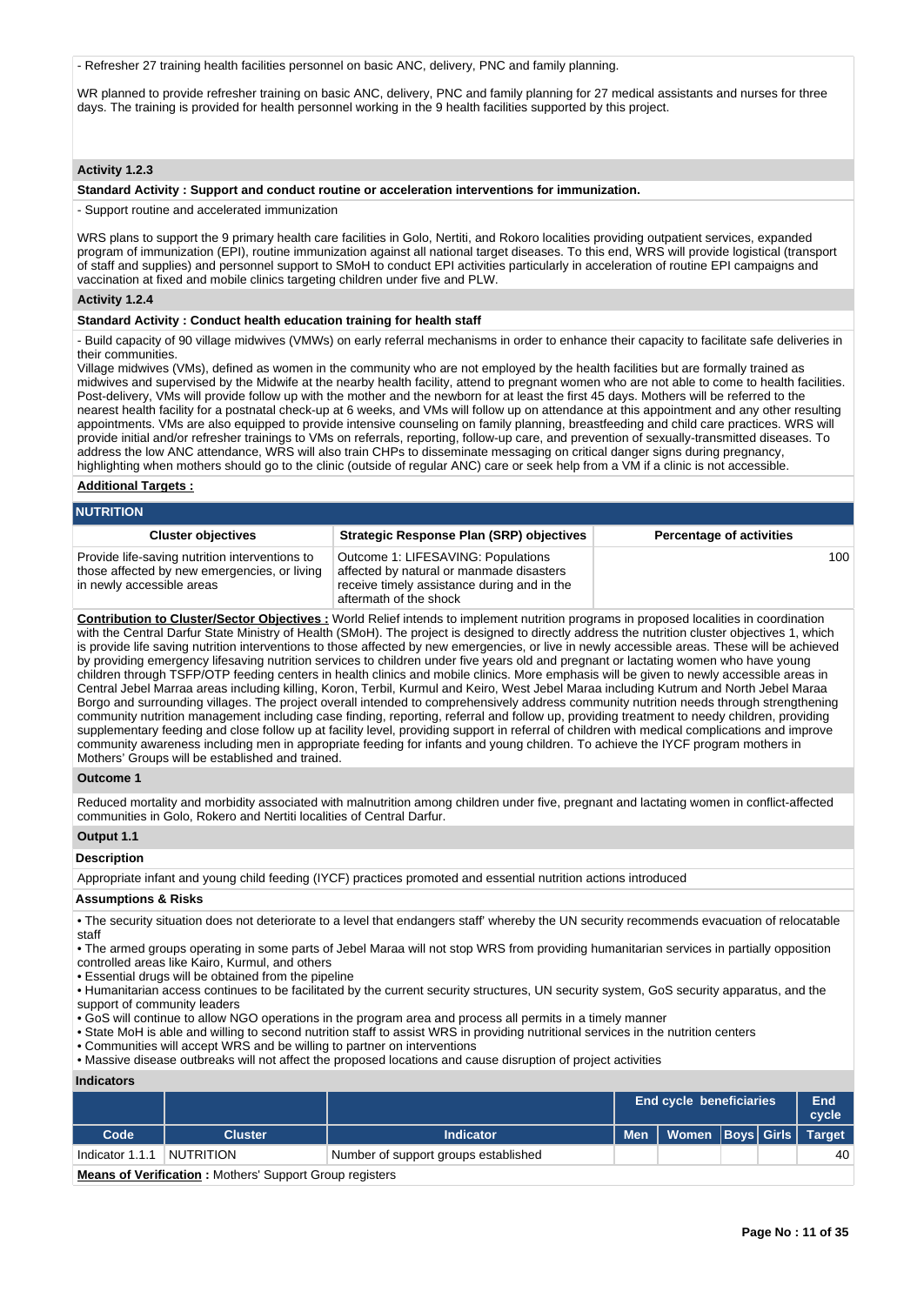- Refresher 27 training health facilities personnel on basic ANC, delivery, PNC and family planning.

WR planned to provide refresher training on basic ANC, delivery, PNC and family planning for 27 medical assistants and nurses for three days. The training is provided for health personnel working in the 9 health facilities supported by this project.

**Activity 1.2.3**

**Standard Activity : Support and conduct routine or acceleration interventions for immunization.**

- Support routine and accelerated immunization

WRS plans to support the 9 primary health care facilities in Golo, Nertiti, and Rokoro localities providing outpatient services, expanded program of immunization (EPI), routine immunization against all national target diseases. To this end, WRS will provide logistical (transport of staff and supplies) and personnel support to SMoH to conduct EPI activities particularly in acceleration of routine EPI campaigns and vaccination at fixed and mobile clinics targeting children under five and PLW.

**Activity 1.2.4**

**Standard Activity : Conduct health education training for health staff**

- Build capacity of 90 village midwives (VMWs) on early referral mechanisms in order to enhance their capacity to facilitate safe deliveries in their communities.
Village midwives (VMs), defined as women in the community who are not employed by the health facilities but are formally trained as midwives and supervised by the Midwife at the nearby health facility, attend to pregnant women who are not able to come to health facilities. Post-delivery, VMs will provide follow up with the mother and the newborn for at least the first 45 days. Mothers will be referred to the nearest health facility for a postnatal check-up at 6 weeks, and VMs will follow up on attendance at this appointment and any other resulting appointments. VMs are also equipped to provide intensive counseling on family planning, breastfeeding and child care practices. WRS will provide initial and/or refresher trainings to VMs on referrals, reporting, follow-up care, and prevention of sexually-transmitted diseases. To address the low ANC attendance, WRS will also train CHPs to disseminate messaging on critical danger signs during pregnancy, highlighting when mothers should go to the clinic (outside of regular ANC) care or seek help from a VM if a clinic is not accessible.

**Additional Targets :**

## NUTRITION

| Cluster objectives | Strategic Response Plan (SRP) objectives | Percentage of activities |
|---|---|---|
| Provide life-saving nutrition interventions to those affected by new emergencies, or living in newly accessible areas | Outcome 1: LIFESAVING: Populations affected by natural or manmade disasters receive timely assistance during and in the aftermath of the shock | 100 |

**Contribution to Cluster/Sector Objectives :** World Relief intends to implement nutrition programs in proposed localities in coordination with the Central Darfur State Ministry of Health (SMoH). The project is designed to directly address the nutrition cluster objectives 1, which is provide life saving nutrition interventions to those affected by new emergencies, or live in newly accessible areas. These will be achieved by providing emergency lifesaving nutrition services to children under five years old and pregnant or lactating women who have young children through TSFP/OTP feeding centers in health clinics and mobile clinics. More emphasis will be given to newly accessible areas in Central Jebel Marraa areas including killing, Koron, Terbil, Kurmul and Keiro, West Jebel Maraa including Kutrum and North Jebel Maraa Borgo and surrounding villages. The project overall intended to comprehensively address community nutrition needs through strengthening community nutrition management including case finding, reporting, referral and follow up, providing treatment to needy children, providing supplementary feeding and close follow up at facility level, providing support in referral of children with medical complications and improve community awareness including men in appropriate feeding for infants and young children. To achieve the IYCF program mothers in Mothers' Groups will be established and trained.

**Outcome 1**

Reduced mortality and morbidity associated with malnutrition among children under five, pregnant and lactating women in conflict-affected communities in Golo, Rokero and Nertiti localities of Central Darfur.

**Output 1.1**

**Description**

Appropriate infant and young child feeding (IYCF) practices promoted and essential nutrition actions introduced

**Assumptions & Risks**

• The security situation does not deteriorate to a level that endangers staff' whereby the UN security recommends evacuation of relocatable staff
• The armed groups operating in some parts of Jebel Maraa will not stop WRS from providing humanitarian services in partially opposition controlled areas like Kairo, Kurmul, and others
• Essential drugs will be obtained from the pipeline
• Humanitarian access continues to be facilitated by the current security structures, UN security system, GoS security apparatus, and the support of community leaders
• GoS will continue to allow NGO operations in the program area and process all permits in a timely manner
• State MoH is able and willing to second nutrition staff to assist WRS in providing nutritional services in the nutrition centers
• Communities will accept WRS and be willing to partner on interventions
• Massive disease outbreaks will not affect the proposed locations and cause disruption of project activities

**Indicators**

| | | | End cycle beneficiaries | | | | End cycle |
|---|---|---|---|---|---|---|---|
| Code | Cluster | Indicator | Men | Women | Boys | Girls | Target |
| Indicator 1.1.1 | NUTRITION | Number of support groups established | | | | | 40 |

**Means of Verification :** Mothers' Support Group registers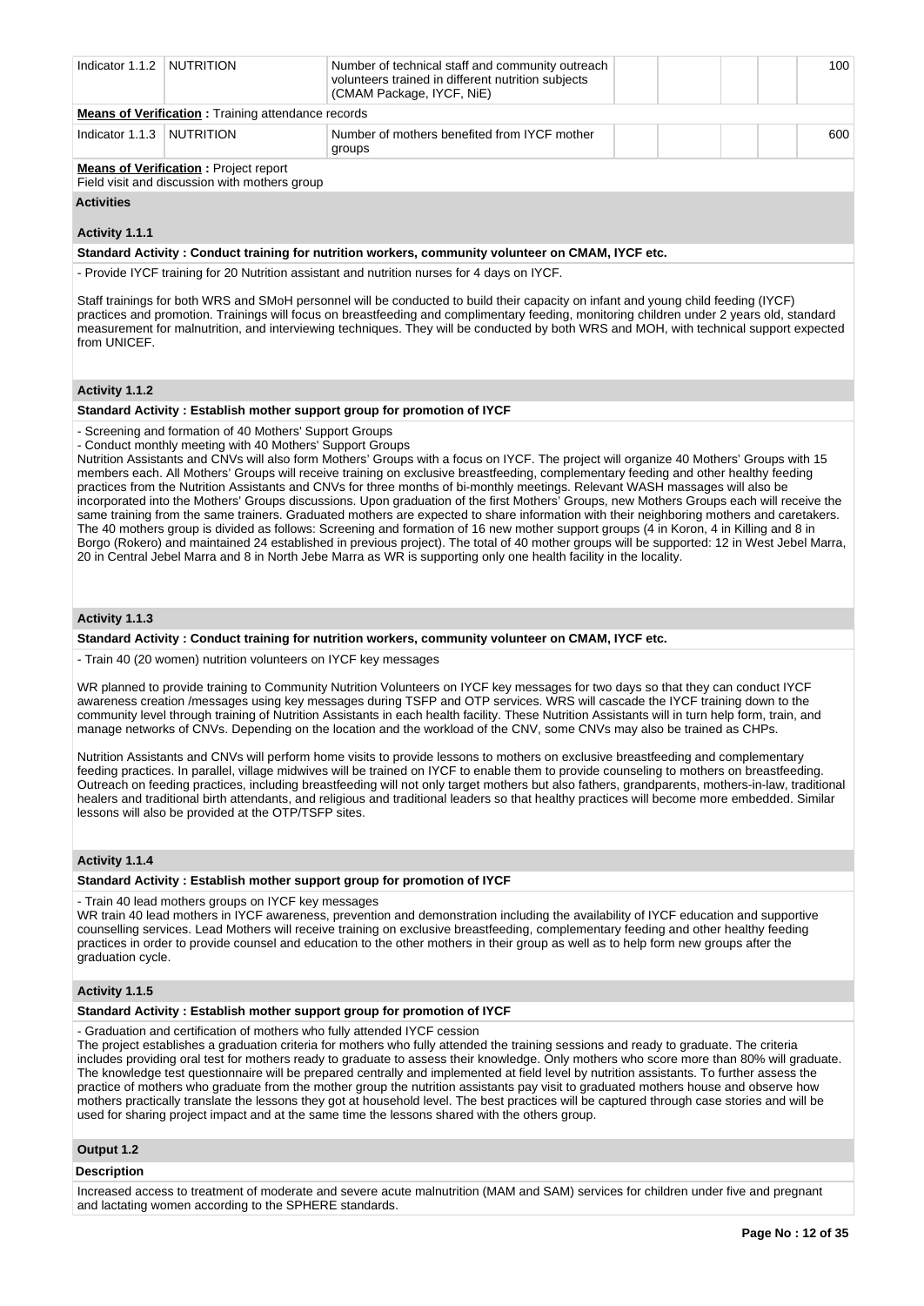| Indicator 1.1.2 | NUTRITION | Number of technical staff and community outreach volunteers trained in different nutrition subjects (CMAM Package, IYCF, NiE) | | | | | 100 |
|---|---|---|---|---|---|---|---|

**Means of Verification :** Training attendance records

| Indicator 1.1.3 | NUTRITION | Number of mothers benefited from IYCF mother groups | | | | | 600 |
|---|---|---|---|---|---|---|---|

**Means of Verification :** Project report
Field visit and discussion with mothers group

**Activities**

**Activity 1.1.1**

**Standard Activity : Conduct training for nutrition workers, community volunteer on CMAM, IYCF etc.**

- Provide IYCF training for 20 Nutrition assistant and nutrition nurses for 4 days on IYCF.

Staff trainings for both WRS and SMoH personnel will be conducted to build their capacity on infant and young child feeding (IYCF) practices and promotion. Trainings will focus on breastfeeding and complimentary feeding, monitoring children under 2 years old, standard measurement for malnutrition, and interviewing techniques. They will be conducted by both WRS and MOH, with technical support expected from UNICEF.

**Activity 1.1.2**

**Standard Activity : Establish mother support group for promotion of IYCF**

- Screening and formation of 40 Mothers' Support Groups
- Conduct monthly meeting with 40 Mothers' Support Groups

Nutrition Assistants and CNVs will also form Mothers' Groups with a focus on IYCF. The project will organize 40 Mothers' Groups with 15 members each. All Mothers' Groups will receive training on exclusive breastfeeding, complementary feeding and other healthy feeding practices from the Nutrition Assistants and CNVs for three months of bi-monthly meetings. Relevant WASH massages will also be incorporated into the Mothers' Groups discussions. Upon graduation of the first Mothers' Groups, new Mothers Groups each will receive the same training from the same trainers. Graduated mothers are expected to share information with their neighboring mothers and caretakers. The 40 mothers group is divided as follows: Screening and formation of 16 new mother support groups (4 in Koron, 4 in Killing and 8 in Borgo (Rokero) and maintained 24 established in previous project). The total of 40 mother groups will be supported: 12 in West Jebel Marra, 20 in Central Jebel Marra and 8 in North Jebe Marra as WR is supporting only one health facility in the locality.

**Activity 1.1.3**

**Standard Activity : Conduct training for nutrition workers, community volunteer on CMAM, IYCF etc.**

- Train 40 (20 women) nutrition volunteers on IYCF key messages

WR planned to provide training to Community Nutrition Volunteers on IYCF key messages for two days so that they can conduct IYCF awareness creation /messages using key messages during TSFP and OTP services. WRS will cascade the IYCF training down to the community level through training of Nutrition Assistants in each health facility. These Nutrition Assistants will in turn help form, train, and manage networks of CNVs. Depending on the location and the workload of the CNV, some CNVs may also be trained as CHPs.

Nutrition Assistants and CNVs will perform home visits to provide lessons to mothers on exclusive breastfeeding and complementary feeding practices. In parallel, village midwives will be trained on IYCF to enable them to provide counseling to mothers on breastfeeding. Outreach on feeding practices, including breastfeeding will not only target mothers but also fathers, grandparents, mothers-in-law, traditional healers and traditional birth attendants, and religious and traditional leaders so that healthy practices will become more embedded. Similar lessons will also be provided at the OTP/TSFP sites.

**Activity 1.1.4**

**Standard Activity : Establish mother support group for promotion of IYCF**

- Train 40 lead mothers groups on IYCF key messages

WR train 40 lead mothers in IYCF awareness, prevention and demonstration including the availability of IYCF education and supportive counselling services. Lead Mothers will receive training on exclusive breastfeeding, complementary feeding and other healthy feeding practices in order to provide counsel and education to the other mothers in their group as well as to help form new groups after the graduation cycle.

**Activity 1.1.5**

**Standard Activity : Establish mother support group for promotion of IYCF**

- Graduation and certification of mothers who fully attended IYCF cession

The project establishes a graduation criteria for mothers who fully attended the training sessions and ready to graduate. The criteria includes providing oral test for mothers ready to graduate to assess their knowledge. Only mothers who score more than 80% will graduate. The knowledge test questionnaire will be prepared centrally and implemented at field level by nutrition assistants. To further assess the practice of mothers who graduate from the mother group the nutrition assistants pay visit to graduated mothers house and observe how mothers practically translate the lessons they got at household level. The best practices will be captured through case stories and will be used for sharing project impact and at the same time the lessons shared with the others group.

**Output 1.2**

**Description**

Increased access to treatment of moderate and severe acute malnutrition (MAM and SAM) services for children under five and pregnant and lactating women according to the SPHERE standards.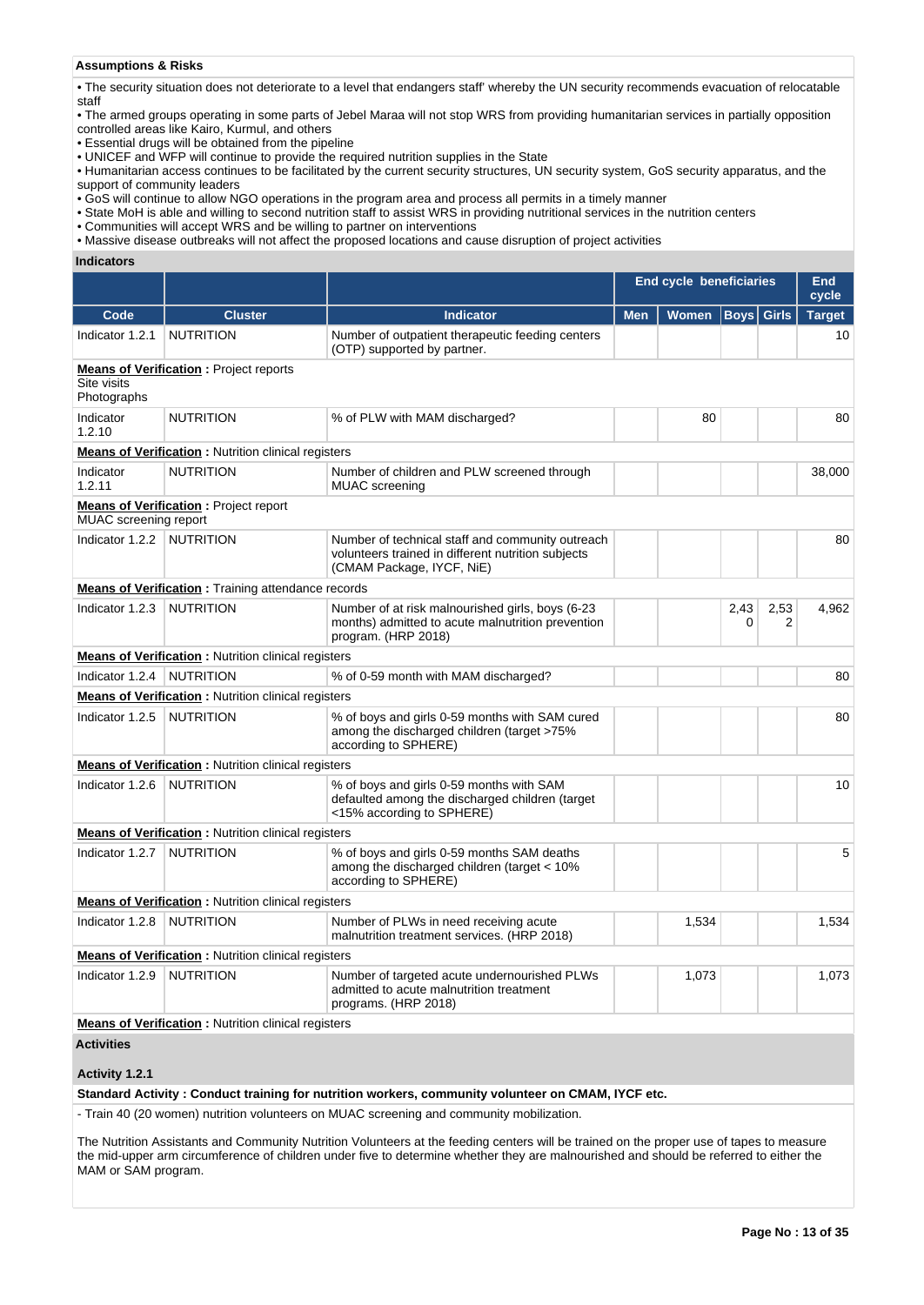**Assumptions & Risks**

- The security situation does not deteriorate to a level that endangers staff' whereby the UN security recommends evacuation of relocatable staff
- The armed groups operating in some parts of Jebel Maraa will not stop WRS from providing humanitarian services in partially opposition controlled areas like Kairo, Kurmul, and others
- Essential drugs will be obtained from the pipeline
- UNICEF and WFP will continue to provide the required nutrition supplies in the State
- Humanitarian access continues to be facilitated by the current security structures, UN security system, GoS security apparatus, and the support of community leaders
- GoS will continue to allow NGO operations in the program area and process all permits in a timely manner
- State MoH is able and willing to second nutrition staff to assist WRS in providing nutritional services in the nutrition centers
- Communities will accept WRS and be willing to partner on interventions
- Massive disease outbreaks will not affect the proposed locations and cause disruption of project activities

**Indicators**

| | | | End cycle beneficiaries | | | | End cycle |
|---|---|---|---|---|---|---|---|
| **Code** | **Cluster** | **Indicator** | **Men** | **Women** | **Boys** | **Girls** | **Target** |
| Indicator 1.2.1 | NUTRITION | Number of outpatient therapeutic feeding centers (OTP) supported by partner. | | | | | 10 |
| **Means of Verification :** Project reports Site visits Photographs | | | | | | | |
| Indicator 1.2.10 | NUTRITION | % of PLW with MAM discharged? | | 80 | | | 80 |
| **Means of Verification :** Nutrition clinical registers | | | | | | | |
| Indicator 1.2.11 | NUTRITION | Number of children and PLW screened through MUAC screening | | | | | 38,000 |
| **Means of Verification :** Project report MUAC screening report | | | | | | | |
| Indicator 1.2.2 | NUTRITION | Number of technical staff and community outreach volunteers trained in different nutrition subjects (CMAM Package, IYCF, NiE) | | | | | 80 |
| **Means of Verification :** Training attendance records | | | | | | | |
| Indicator 1.2.3 | NUTRITION | Number of at risk malnourished girls, boys (6-23 months) admitted to acute malnutrition prevention program. (HRP 2018) | | | 2,430 | 2,532 | 4,962 |
| **Means of Verification :** Nutrition clinical registers | | | | | | | |
| Indicator 1.2.4 | NUTRITION | % of 0-59 month with MAM discharged? | | | | | 80 |
| **Means of Verification :** Nutrition clinical registers | | | | | | | |
| Indicator 1.2.5 | NUTRITION | % of boys and girls 0-59 months with SAM cured among the discharged children (target >75% according to SPHERE) | | | | | 80 |
| **Means of Verification :** Nutrition clinical registers | | | | | | | |
| Indicator 1.2.6 | NUTRITION | % of boys and girls 0-59 months with SAM defaulted among the discharged children (target <15% according to SPHERE) | | | | | 10 |
| **Means of Verification :** Nutrition clinical registers | | | | | | | |
| Indicator 1.2.7 | NUTRITION | % of boys and girls 0-59 months SAM deaths among the discharged children (target < 10% according to SPHERE) | | | | | 5 |
| **Means of Verification :** Nutrition clinical registers | | | | | | | |
| Indicator 1.2.8 | NUTRITION | Number of PLWs in need receiving acute malnutrition treatment services. (HRP 2018) | | 1,534 | | | 1,534 |
| **Means of Verification :** Nutrition clinical registers | | | | | | | |
| Indicator 1.2.9 | NUTRITION | Number of targeted acute undernourished PLWs admitted to acute malnutrition treatment programs. (HRP 2018) | | 1,073 | | | 1,073 |
| **Means of Verification :** Nutrition clinical registers | | | | | | | |

**Activities**

**Activity 1.2.1**

**Standard Activity : Conduct training for nutrition workers, community volunteer on CMAM, IYCF etc.**

- Train 40 (20 women) nutrition volunteers on MUAC screening and community mobilization.

The Nutrition Assistants and Community Nutrition Volunteers at the feeding centers will be trained on the proper use of tapes to measure the mid-upper arm circumference of children under five to determine whether they are malnourished and should be referred to either the MAM or SAM program.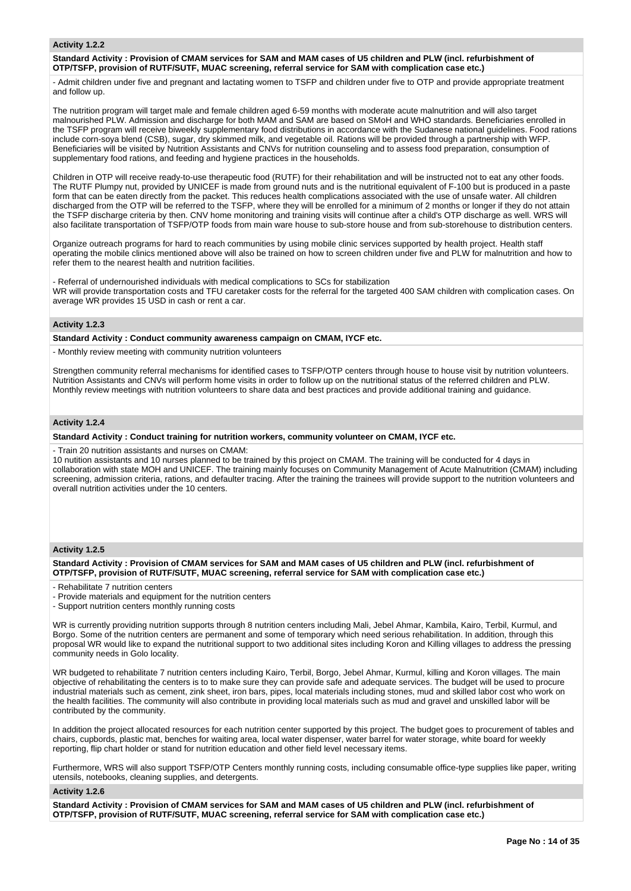### Activity 1.2.2

**Standard Activity : Provision of CMAM services for SAM and MAM cases of U5 children and PLW (incl. refurbishment of OTP/TSFP, provision of RUTF/SUTF, MUAC screening, referral service for SAM with complication case etc.)**

- Admit children under five and pregnant and lactating women to TSFP and children under five to OTP and provide appropriate treatment and follow up.

The nutrition program will target male and female children aged 6-59 months with moderate acute malnutrition and will also target malnourished PLW. Admission and discharge for both MAM and SAM are based on SMoH and WHO standards. Beneficiaries enrolled in the TSFP program will receive biweekly supplementary food distributions in accordance with the Sudanese national guidelines. Food rations include corn-soya blend (CSB), sugar, dry skimmed milk, and vegetable oil. Rations will be provided through a partnership with WFP. Beneficiaries will be visited by Nutrition Assistants and CNVs for nutrition counseling and to assess food preparation, consumption of supplementary food rations, and feeding and hygiene practices in the households.

Children in OTP will receive ready-to-use therapeutic food (RUTF) for their rehabilitation and will be instructed not to eat any other foods. The RUTF Plumpy nut, provided by UNICEF is made from ground nuts and is the nutritional equivalent of F-100 but is produced in a paste form that can be eaten directly from the packet. This reduces health complications associated with the use of unsafe water. All children discharged from the OTP will be referred to the TSFP, where they will be enrolled for a minimum of 2 months or longer if they do not attain the TSFP discharge criteria by then. CNV home monitoring and training visits will continue after a child's OTP discharge as well. WRS will also facilitate transportation of TSFP/OTP foods from main ware house to sub-store house and from sub-storehouse to distribution centers.

Organize outreach programs for hard to reach communities by using mobile clinic services supported by health project. Health staff operating the mobile clinics mentioned above will also be trained on how to screen children under five and PLW for malnutrition and how to refer them to the nearest health and nutrition facilities.

- Referral of undernourished individuals with medical complications to SCs for stabilization
WR will provide transportation costs and TFU caretaker costs for the referral for the targeted 400 SAM children with complication cases. On average WR provides 15 USD in cash or rent a car.

### Activity 1.2.3

**Standard Activity : Conduct community awareness campaign on CMAM, IYCF etc.**

- Monthly review meeting with community nutrition volunteers

Strengthen community referral mechanisms for identified cases to TSFP/OTP centers through house to house visit by nutrition volunteers. Nutrition Assistants and CNVs will perform home visits in order to follow up on the nutritional status of the referred children and PLW. Monthly review meetings with nutrition volunteers to share data and best practices and provide additional training and guidance.

### Activity 1.2.4

**Standard Activity : Conduct training for nutrition workers, community volunteer on CMAM, IYCF etc.**

- Train 20 nutrition assistants and nurses on CMAM:
10 nutition assistants and 10 nurses planned to be trained by this project on CMAM. The training will be conducted for 4 days in collaboration with state MOH and UNICEF. The training mainly focuses on Community Management of Acute Malnutrition (CMAM) including screening, admission criteria, rations, and defaulter tracing. After the training the trainees will provide support to the nutrition volunteers and overall nutrition activities under the 10 centers.

### Activity 1.2.5

**Standard Activity : Provision of CMAM services for SAM and MAM cases of U5 children and PLW (incl. refurbishment of OTP/TSFP, provision of RUTF/SUTF, MUAC screening, referral service for SAM with complication case etc.)**

- Rehabilitate 7 nutrition centers
- Provide materials and equipment for the nutrition centers
- Support nutrition centers monthly running costs

WR is currently providing nutrition supports through 8 nutrition centers including Mali, Jebel Ahmar, Kambila, Kairo, Terbil, Kurmul, and Borgo. Some of the nutrition centers are permanent and some of temporary which need serious rehabilitation. In addition, through this proposal WR would like to expand the nutritional support to two additional sites including Koron and Killing villages to address the pressing community needs in Golo locality.

WR budgeted to rehabilitate 7 nutrition centers including Kairo, Terbil, Borgo, Jebel Ahmar, Kurmul, killing and Koron villages. The main objective of rehabilitating the centers is to to make sure they can provide safe and adequate services. The budget will be used to procure industrial materials such as cement, zink sheet, iron bars, pipes, local materials including stones, mud and skilled labor cost who work on the health facilities. The community will also contribute in providing local materials such as mud and gravel and unskilled labor will be contributed by the community.

In addition the project allocated resources for each nutrition center supported by this project. The budget goes to procurement of tables and chairs, cupbords, plastic mat, benches for waiting area, local water dispenser, water barrel for water storage, white board for weekly reporting, flip chart holder or stand for nutrition education and other field level necessary items.

Furthermore, WRS will also support TSFP/OTP Centers monthly running costs, including consumable office-type supplies like paper, writing utensils, notebooks, cleaning supplies, and detergents.

### Activity 1.2.6

**Standard Activity : Provision of CMAM services for SAM and MAM cases of U5 children and PLW (incl. refurbishment of OTP/TSFP, provision of RUTF/SUTF, MUAC screening, referral service for SAM with complication case etc.)**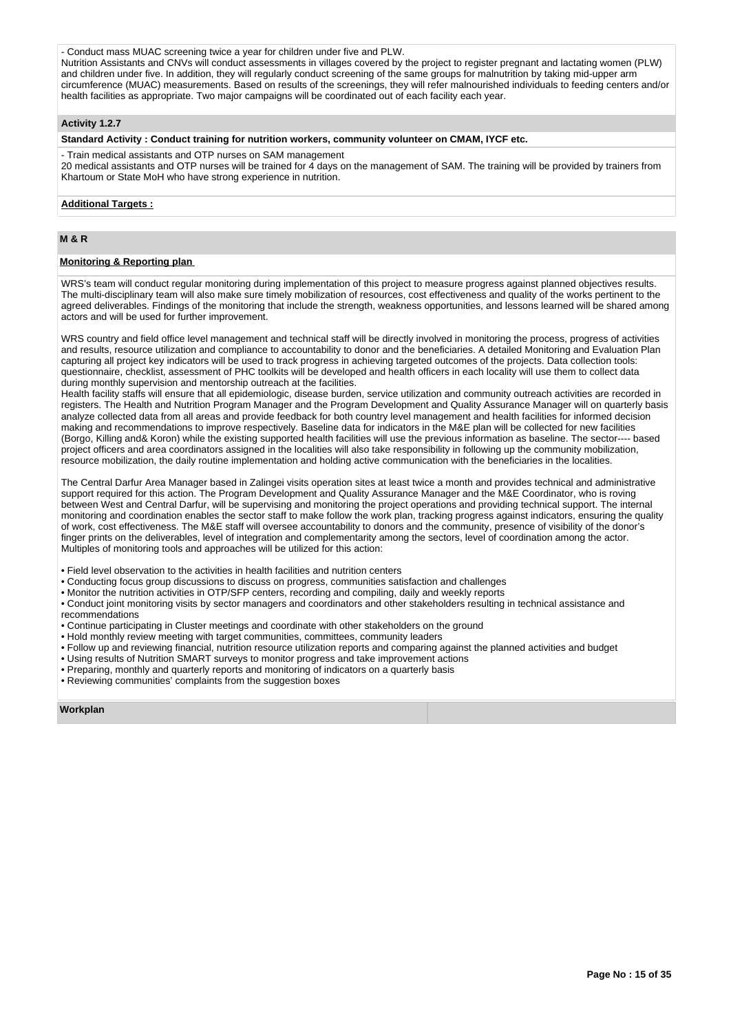- Conduct mass MUAC screening twice a year for children under five and PLW.
Nutrition Assistants and CNVs will conduct assessments in villages covered by the project to register pregnant and lactating women (PLW) and children under five. In addition, they will regularly conduct screening of the same groups for malnutrition by taking mid-upper arm circumference (MUAC) measurements. Based on results of the screenings, they will refer malnourished individuals to feeding centers and/or health facilities as appropriate. Two major campaigns will be coordinated out of each facility each year.

### Activity 1.2.7

**Standard Activity : Conduct training for nutrition workers, community volunteer on CMAM, IYCF etc.**

- Train medical assistants and OTP nurses on SAM management
20 medical assistants and OTP nurses will be trained for 4 days on the management of SAM. The training will be provided by trainers from Khartoum or State MoH who have strong experience in nutrition.

**Additional Targets :**

## M & R

**Monitoring & Reporting plan**

WRS's team will conduct regular monitoring during implementation of this project to measure progress against planned objectives results. The multi-disciplinary team will also make sure timely mobilization of resources, cost effectiveness and quality of the works pertinent to the agreed deliverables. Findings of the monitoring that include the strength, weakness opportunities, and lessons learned will be shared among actors and will be used for further improvement.

WRS country and field office level management and technical staff will be directly involved in monitoring the process, progress of activities and results, resource utilization and compliance to accountability to donor and the beneficiaries. A detailed Monitoring and Evaluation Plan capturing all project key indicators will be used to track progress in achieving targeted outcomes of the projects. Data collection tools: questionnaire, checklist, assessment of PHC toolkits will be developed and health officers in each locality will use them to collect data during monthly supervision and mentorship outreach at the facilities.
Health facility staffs will ensure that all epidemiologic, disease burden, service utilization and community outreach activities are recorded in registers. The Health and Nutrition Program Manager and the Program Development and Quality Assurance Manager will on quarterly basis analyze collected data from all areas and provide feedback for both country level management and health facilities for informed decision making and recommendations to improve respectively. Baseline data for indicators in the M&E plan will be collected for new facilities (Borgo, Killing and& Koron) while the existing supported health facilities will use the previous information as baseline. The sector---- based project officers and area coordinators assigned in the localities will also take responsibility in following up the community mobilization, resource mobilization, the daily routine implementation and holding active communication with the beneficiaries in the localities.

The Central Darfur Area Manager based in Zalingei visits operation sites at least twice a month and provides technical and administrative support required for this action. The Program Development and Quality Assurance Manager and the M&E Coordinator, who is roving between West and Central Darfur, will be supervising and monitoring the project operations and providing technical support. The internal monitoring and coordination enables the sector staff to make follow the work plan, tracking progress against indicators, ensuring the quality of work, cost effectiveness. The M&E staff will oversee accountability to donors and the community, presence of visibility of the donor's finger prints on the deliverables, level of integration and complementarity among the sectors, level of coordination among the actor.
Multiples of monitoring tools and approaches will be utilized for this action:

- Field level observation to the activities in health facilities and nutrition centers
- Conducting focus group discussions to discuss on progress, communities satisfaction and challenges
- Monitor the nutrition activities in OTP/SFP centers, recording and compiling, daily and weekly reports
- Conduct joint monitoring visits by sector managers and coordinators and other stakeholders resulting in technical assistance and recommendations
- Continue participating in Cluster meetings and coordinate with other stakeholders on the ground
- Hold monthly review meeting with target communities, committees, community leaders
- Follow up and reviewing financial, nutrition resource utilization reports and comparing against the planned activities and budget
- Using results of Nutrition SMART surveys to monitor progress and take improvement actions
- Preparing, monthly and quarterly reports and monitoring of indicators on a quarterly basis
- Reviewing communities' complaints from the suggestion boxes

**Workplan**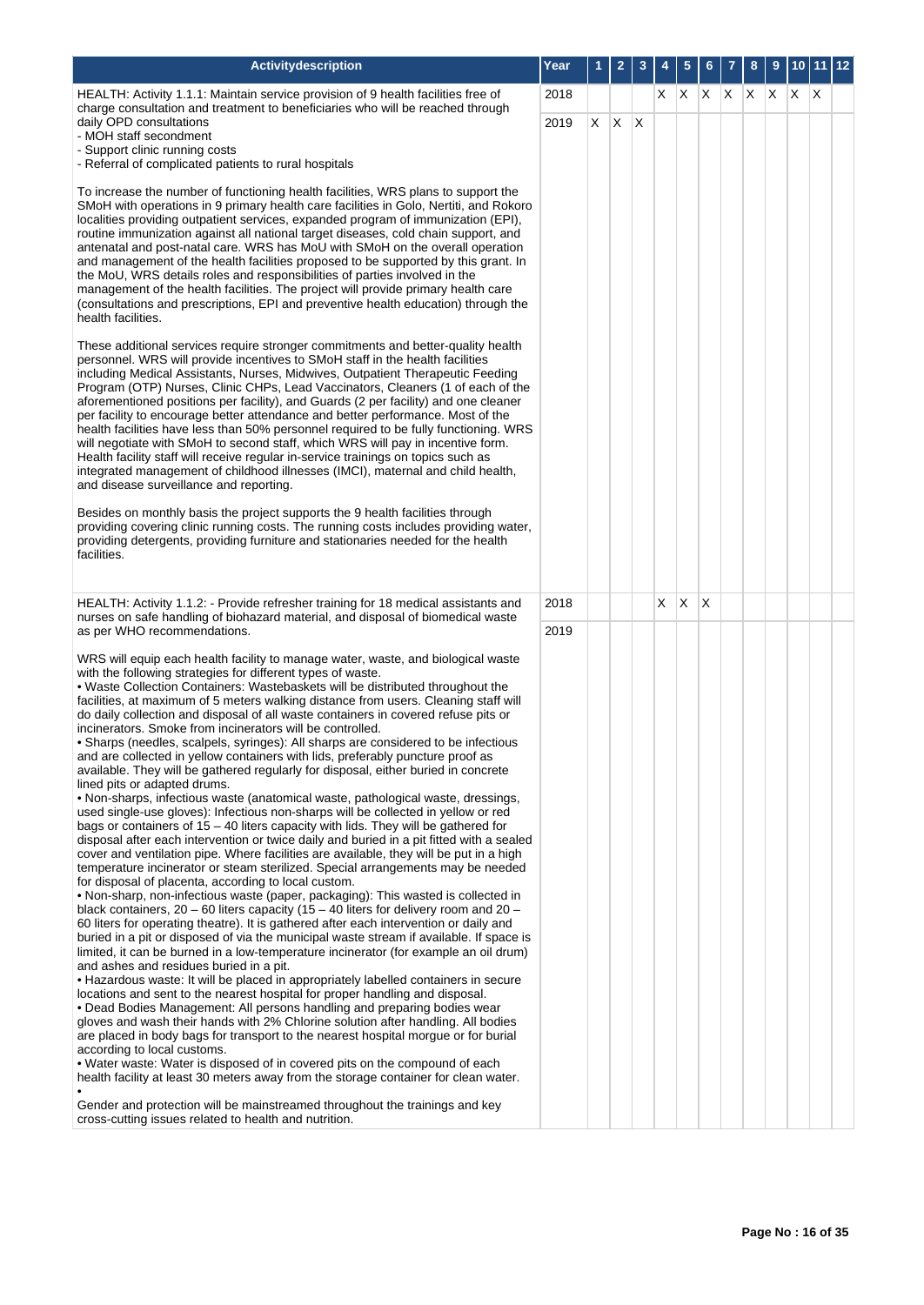| Activitydescription | Year | 1 | 2 | 3 | 4 | 5 | 6 | 7 | 8 | 9 | 10 | 11 | 12 |
|---|---|---|---|---|---|---|---|---|---|---|---|---|---|
| HEALTH: Activity 1.1.1: Maintain service provision of 9 health facilities free of charge consultation and treatment to beneficiaries who will be reached through daily OPD consultations<br>- MOH staff secondment<br>- Support clinic running costs<br>- Referral of complicated patients to rural hospitals<br><br>To increase the number of functioning health facilities, WRS plans to support the SMoH with operations in 9 primary health care facilities in Golo, Nertiti, and Rokoro localities providing outpatient services, expanded program of immunization (EPI), routine immunization against all national target diseases, cold chain support, and antenatal and post-natal care. WRS has MoU with SMoH on the overall operation and management of the health facilities proposed to be supported by this grant. In the MoU, WRS details roles and responsibilities of parties involved in the management of the health facilities. The project will provide primary health care (consultations and prescriptions, EPI and preventive health education) through the health facilities.<br><br>These additional services require stronger commitments and better-quality health personnel. WRS will provide incentives to SMoH staff in the health facilities including Medical Assistants, Nurses, Midwives, Outpatient Therapeutic Feeding Program (OTP) Nurses, Clinic CHPs, Lead Vaccinators, Cleaners (1 of each of the aforementioned positions per facility), and Guards (2 per facility) and one cleaner per facility to encourage better attendance and better performance. Most of the health facilities have less than 50% personnel required to be fully functioning. WRS will negotiate with SMoH to second staff, which WRS will pay in incentive form. Health facility staff will receive regular in-service trainings on topics such as integrated management of childhood illnesses (IMCI), maternal and child health, and disease surveillance and reporting.<br><br>Besides on monthly basis the project supports the 9 health facilities through providing covering clinic running costs. The running costs includes providing water, providing detergents, providing furniture and stationaries needed for the health facilities. | 2018 | | | | X | X | X | X | X | X | X | X | |
| | 2019 | X | X | X | | | | | | | | | |
| HEALTH: Activity 1.1.2: - Provide refresher training for 18 medical assistants and nurses on safe handling of biohazard material, and disposal of biomedical waste as per WHO recommendations.<br><br>WRS will equip each health facility to manage water, waste, and biological waste with the following strategies for different types of waste.<br>• Waste Collection Containers: Wastebaskets will be distributed throughout the facilities, at maximum of 5 meters walking distance from users. Cleaning staff will do daily collection and disposal of all waste containers in covered refuse pits or incinerators. Smoke from incinerators will be controlled.<br>• Sharps (needles, scalpels, syringes): All sharps are considered to be infectious and are collected in yellow containers with lids, preferably puncture proof as available. They will be gathered regularly for disposal, either buried in concrete lined pits or adapted drums.<br>• Non-sharps, infectious waste (anatomical waste, pathological waste, dressings, used single-use gloves): Infectious non-sharps will be collected in yellow or red bags or containers of 15 – 40 liters capacity with lids. They will be gathered for disposal after each intervention or twice daily and buried in a pit fitted with a sealed cover and ventilation pipe. Where facilities are available, they will be put in a high temperature incinerator or steam sterilized. Special arrangements may be needed for disposal of placenta, according to local custom.<br>• Non-sharp, non-infectious waste (paper, packaging): This wasted is collected in black containers, 20 – 60 liters capacity (15 – 40 liters for delivery room and 20 – 60 liters for operating theatre). It is gathered after each intervention or daily and buried in a pit or disposed of via the municipal waste stream if available. If space is limited, it can be burned in a low-temperature incinerator (for example an oil drum) and ashes and residues buried in a pit.<br>• Hazardous waste: It will be placed in appropriately labelled containers in secure locations and sent to the nearest hospital for proper handling and disposal.<br>• Dead Bodies Management: All persons handling and preparing bodies wear gloves and wash their hands with 2% Chlorine solution after handling. All bodies are placed in body bags for transport to the nearest hospital morgue or for burial according to local customs.<br>• Water waste: Water is disposed of in covered pits on the compound of each health facility at least 30 meters away from the storage container for clean water.<br>•<br>Gender and protection will be mainstreamed throughout the trainings and key cross-cutting issues related to health and nutrition. | 2018 | | | | X | X | X | | | | | | |
| | 2019 | | | | | | | | | | | | |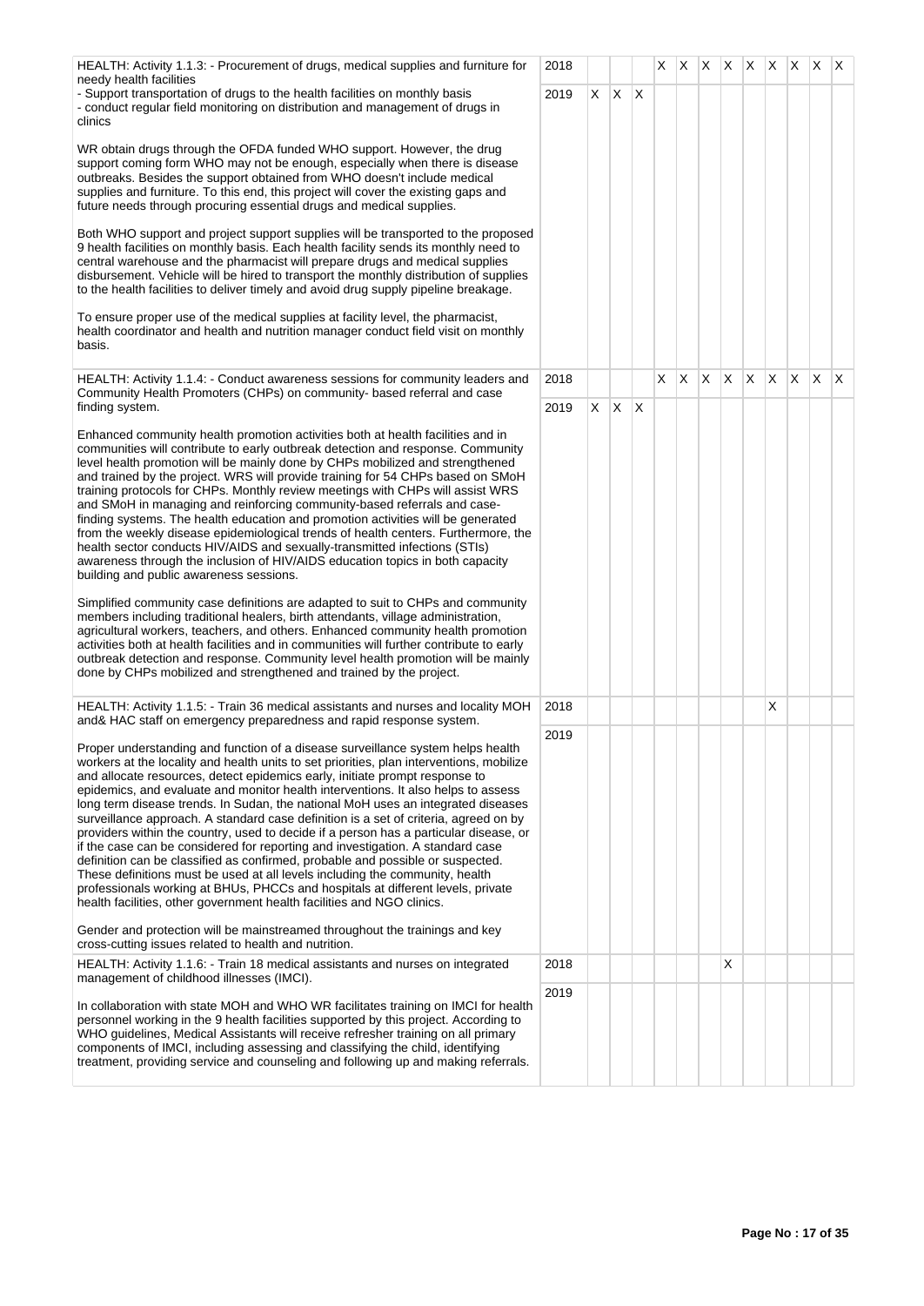| Activity | Year | 1 | 2 | 3 | 4 | 5 | 6 | 7 | 8 | 9 | 10 | 11 | 12 |
|---|---|---|---|---|---|---|---|---|---|---|---|---|---|
| HEALTH: Activity 1.1.3: - Procurement of drugs, medical supplies and furniture for needy health facilities<br>- Support transportation of drugs to the health facilities on monthly basis<br>- conduct regular field monitoring on distribution and management of drugs in clinics<br><br>WR obtain drugs through the OFDA funded WHO support. However, the drug support coming form WHO may not be enough, especially when there is disease outbreaks. Besides the support obtained from WHO doesn't include medical supplies and furniture. To this end, this project will cover the existing gaps and future needs through procuring essential drugs and medical supplies.<br><br>Both WHO support and project support supplies will be transported to the proposed 9 health facilities on monthly basis. Each health facility sends its monthly need to central warehouse and the pharmacist will prepare drugs and medical supplies disbursement. Vehicle will be hired to transport the monthly distribution of supplies to the health facilities to deliver timely and avoid drug supply pipeline breakage.<br><br>To ensure proper use of the medical supplies at facility level, the pharmacist, health coordinator and health and nutrition manager conduct field visit on monthly basis. | 2018 | | | | X | X | X | X | X | X | X | X | X |
| | 2019 | X | X | X | | | | | | | | | |
| HEALTH: Activity 1.1.4: - Conduct awareness sessions for community leaders and Community Health Promoters (CHPs) on community- based referral and case finding system.<br><br>Enhanced community health promotion activities both at health facilities and in communities will contribute to early outbreak detection and response. Community level health promotion will be mainly done by CHPs mobilized and strengthened and trained by the project. WRS will provide training for 54 CHPs based on SMoH training protocols for CHPs. Monthly review meetings with CHPs will assist WRS and SMoH in managing and reinforcing community-based referrals and case-finding systems. The health education and promotion activities will be generated from the weekly disease epidemiological trends of health centers. Furthermore, the health sector conducts HIV/AIDS and sexually-transmitted infections (STIs) awareness through the inclusion of HIV/AIDS education topics in both capacity building and public awareness sessions.<br><br>Simplified community case definitions are adapted to suit to CHPs and community members including traditional healers, birth attendants, village administration, agricultural workers, teachers, and others. Enhanced community health promotion activities both at health facilities and in communities will further contribute to early outbreak detection and response. Community level health promotion will be mainly done by CHPs mobilized and strengthened and trained by the project. | 2018 | | | | X | X | X | X | X | X | X | X | X |
| | 2019 | X | X | X | | | | | | | | | |
| HEALTH: Activity 1.1.5: - Train 36 medical assistants and nurses and locality MOH and& HAC staff on emergency preparedness and rapid response system.<br><br>Proper understanding and function of a disease surveillance system helps health workers at the locality and health units to set priorities, plan interventions, mobilize and allocate resources, detect epidemics early, initiate prompt response to epidemics, and evaluate and monitor health interventions. It also helps to assess long term disease trends. In Sudan, the national MoH uses an integrated diseases surveillance approach. A standard case definition is a set of criteria, agreed on by providers within the country, used to decide if a person has a particular disease, or if the case can be considered for reporting and investigation. A standard case definition can be classified as confirmed, probable and possible or suspected. These definitions must be used at all levels including the community, health professionals working at BHUs, PHCCs and hospitals at different levels, private health facilities, other government health facilities and NGO clinics.<br><br>Gender and protection will be mainstreamed throughout the trainings and key cross-cutting issues related to health and nutrition. | 2018 | | | | | | | | | X | | | |
| | 2019 | | | | | | | | | | | | |
| HEALTH: Activity 1.1.6: - Train 18 medical assistants and nurses on integrated management of childhood illnesses (IMCI).<br><br>In collaboration with state MOH and WHO WR facilitates training on IMCI for health personnel working in the 9 health facilities supported by this project. According to WHO guidelines, Medical Assistants will receive refresher training on all primary components of IMCI, including assessing and classifying the child, identifying treatment, providing service and counseling and following up and making referrals. | 2018 | | | | | | | X | | | | | |
| | 2019 | | | | | | | | | | | | |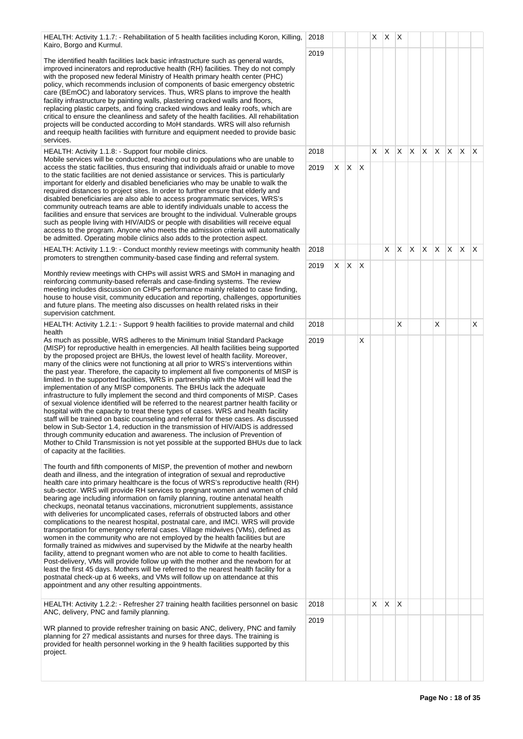| Activity | Year | 1 | 2 | 3 | 4 | 5 | 6 | 7 | 8 | 9 | 10 | 11 | 12 |
|---|---|---|---|---|---|---|---|---|---|---|---|---|---|
| HEALTH: Activity 1.1.7: - Rehabilitation of 5 health facilities including Koron, Killing, Kairo, Borgo and Kurmul.<br><br>The identified health facilities lack basic infrastructure such as general wards, improved incinerators and reproductive health (RH) facilities. They do not comply with the proposed new federal Ministry of Health primary health center (PHC) policy, which recommends inclusion of components of basic emergency obstetric care (BEmOC) and laboratory services. Thus, WRS plans to improve the health facility infrastructure by painting walls, plastering cracked walls and floors, replacing plastic carpets, and fixing cracked windows and leaky roofs, which are critical to ensure the cleanliness and safety of the health facilities. All rehabilitation projects will be conducted according to MoH standards. WRS will also refurnish and reequip health facilities with furniture and equipment needed to provide basic services. | 2018 | | | | X | X | X | | | | | | |
| | 2019 | | | | | | | | | | | | |
| HEALTH: Activity 1.1.8: - Support four mobile clinics.<br>Mobile services will be conducted, reaching out to populations who are unable to access the static facilities, thus ensuring that individuals afraid or unable to move to the static facilities are not denied assistance or services. This is particularly important for elderly and disabled beneficiaries who may be unable to walk the required distances to project sites. In order to further ensure that elderly and disabled beneficiaries are also able to access programmatic services, WRS's community outreach teams are able to identify individuals unable to access the facilities and ensure that services are brought to the individual. Vulnerable groups such as people living with HIV/AIDS or people with disabilities will receive equal access to the program. Anyone who meets the admission criteria will automatically be admitted. Operating mobile clinics also adds to the protection aspect. | 2018 | | | | X | X | X | X | X | X | X | X | X |
| | 2019 | X | X | X | | | | | | | | | |
| HEALTH: Activity 1.1.9: - Conduct monthly review meetings with community health promoters to strengthen community-based case finding and referral system.<br><br>Monthly review meetings with CHPs will assist WRS and SMoH in managing and reinforcing community-based referrals and case-finding systems. The review meeting includes discussion on CHPs performance mainly related to case finding, house to house visit, community education and reporting, challenges, opportunities and future plans. The meeting also discusses on health related risks in their supervision catchment. | 2018 | | | | | X | X | X | X | X | X | X | X |
| | 2019 | X | X | X | | | | | | | | | |
| HEALTH: Activity 1.2.1: - Support 9 health facilities to provide maternal and child health<br>As much as possible, WRS adheres to the Minimum Initial Standard Package (MISP) for reproductive health in emergencies. All health facilities being supported by the proposed project are BHUs, the lowest level of health facility. Moreover, many of the clinics were not functioning at all prior to WRS's interventions within the past year. Therefore, the capacity to implement all five components of MISP is limited. In the supported facilities, WRS in partnership with the MoH will lead the implementation of any MISP components. The BHUs lack the adequate infrastructure to fully implement the second and third components of MISP. Cases of sexual violence identified will be referred to the nearest partner health facility or hospital with the capacity to treat these types of cases. WRS and health facility staff will be trained on basic counseling and referral for these cases. As discussed below in Sub-Sector 1.4, reduction in the transmission of HIV/AIDS is addressed through community education and awareness. The inclusion of Prevention of Mother to Child Transmission is not yet possible at the supported BHUs due to lack of capacity at the facilities.<br><br>The fourth and fifth components of MISP, the prevention of mother and newborn death and illness, and the integration of integration of sexual and reproductive health care into primary healthcare is the focus of WRS's reproductive health (RH) sub-sector. WRS will provide RH services to pregnant women and women of child bearing age including information on family planning, routine antenatal health checkups, neonatal tetanus vaccinations, micronutrient supplements, assistance with deliveries for uncomplicated cases, referrals of obstructed labors and other complications to the nearest hospital, postnatal care, and IMCI. WRS will provide transportation for emergency referral cases. Village midwives (VMs), defined as women in the community who are not employed by the health facilities but are formally trained as midwives and supervised by the Midwife at the nearby health facility, attend to pregnant women who are not able to come to health facilities. Post-delivery, VMs will provide follow up with the mother and the newborn for at least the first 45 days. Mothers will be referred to the nearest health facility for a postnatal check-up at 6 weeks, and VMs will follow up on attendance at this appointment and any other resulting appointments. | 2018 | | | | | | X | | | X | | | X |
| | 2019 | | | X | | | | | | | | | |
| HEALTH: Activity 1.2.2: - Refresher 27 training health facilities personnel on basic ANC, delivery, PNC and family planning.<br><br>WR planned to provide refresher training on basic ANC, delivery, PNC and family planning for 27 medical assistants and nurses for three days. The training is provided for health personnel working in the 9 health facilities supported by this project. | 2018 | | | | X | X | X | | | | | | |
| | 2019 | | | | | | | | | | | | |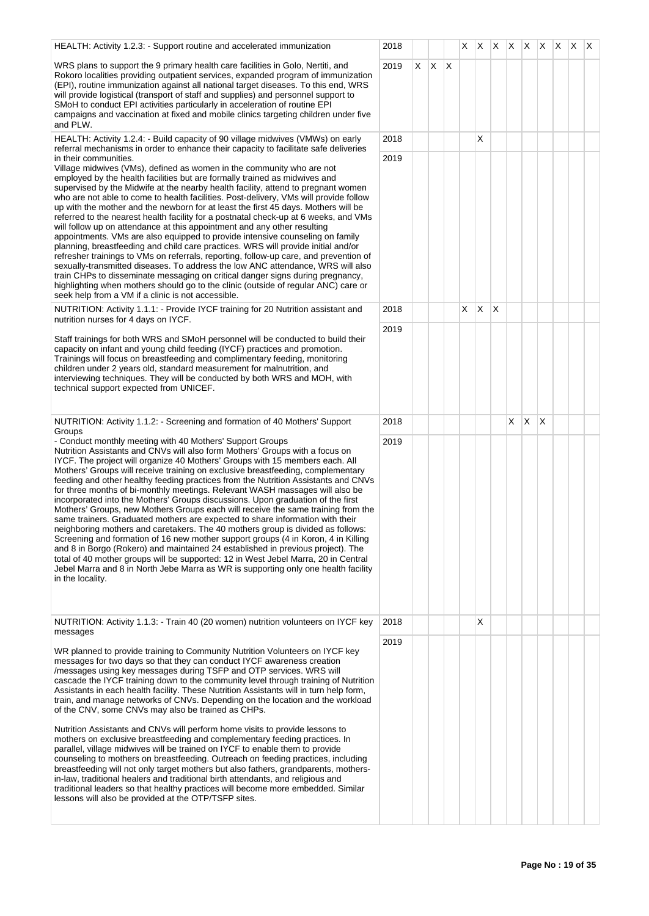| | | | | | | | | | | | | | |
|---|---|---|---|---|---|---|---|---|---|---|---|---|---|
| HEALTH: Activity 1.2.3: - Support routine and accelerated immunization<br><br>WRS plans to support the 9 primary health care facilities in Golo, Nertiti, and Rokoro localities providing outpatient services, expanded program of immunization (EPI), routine immunization against all national target diseases. To this end, WRS will provide logistical (transport of staff and supplies) and personnel support to SMoH to conduct EPI activities particularly in acceleration of routine EPI campaigns and vaccination at fixed and mobile clinics targeting children under five and PLW. | 2018 | | | | X | X | X | X | X | X | X | X | X |
| | 2019 | X | X | X | | | | | | | | | |
| HEALTH: Activity 1.2.4: - Build capacity of 90 village midwives (VMWs) on early referral mechanisms in order to enhance their capacity to facilitate safe deliveries in their communities.<br>Village midwives (VMs), defined as women in the community who are not employed by the health facilities but are formally trained as midwives and supervised by the Midwife at the nearby health facility, attend to pregnant women who are not able to come to health facilities. Post-delivery, VMs will provide follow up with the mother and the newborn for at least the first 45 days. Mothers will be referred to the nearest health facility for a postnatal check-up at 6 weeks, and VMs will follow up on attendance at this appointment and any other resulting appointments. VMs are also equipped to provide intensive counseling on family planning, breastfeeding and child care practices. WRS will provide initial and/or refresher trainings to VMs on referrals, reporting, follow-up care, and prevention of sexually-transmitted diseases. To address the low ANC attendance, WRS will also train CHPs to disseminate messaging on critical danger signs during pregnancy, highlighting when mothers should go to the clinic (outside of regular ANC) care or seek help from a VM if a clinic is not accessible. | 2018 | | | | | X | | | | | | | |
| | 2019 | | | | | | | | | | | | |
| NUTRITION: Activity 1.1.1: - Provide IYCF training for 20 Nutrition assistant and nutrition nurses for 4 days on IYCF.<br><br>Staff trainings for both WRS and SMoH personnel will be conducted to build their capacity on infant and young child feeding (IYCF) practices and promotion. Trainings will focus on breastfeeding and complimentary feeding, monitoring children under 2 years old, standard measurement for malnutrition, and interviewing techniques. They will be conducted by both WRS and MOH, with technical support expected from UNICEF. | 2018 | | | | X | X | X | | | | | | |
| | 2019 | | | | | | | | | | | | |
| NUTRITION: Activity 1.1.2: - Screening and formation of 40 Mothers' Support Groups<br>- Conduct monthly meeting with 40 Mothers' Support Groups<br>Nutrition Assistants and CNVs will also form Mothers' Groups with a focus on IYCF. The project will organize 40 Mothers' Groups with 15 members each. All Mothers' Groups will receive training on exclusive breastfeeding, complementary feeding and other healthy feeding practices from the Nutrition Assistants and CNVs for three months of bi-monthly meetings. Relevant WASH massages will also be incorporated into the Mothers' Groups discussions. Upon graduation of the first Mothers' Groups, new Mothers Groups each will receive the same training from the same trainers. Graduated mothers are expected to share information with their neighboring mothers and caretakers. The 40 mothers group is divided as follows: Screening and formation of 16 new mother support groups (4 in Koron, 4 in Killing and 8 in Borgo (Rokero) and maintained 24 established in previous project). The total of 40 mother groups will be supported: 12 in West Jebel Marra, 20 in Central Jebel Marra and 8 in North Jebe Marra as WR is supporting only one health facility in the locality. | 2018 | | | | | | | X | X | X | | | |
| | 2019 | | | | | | | | | | | | |
| NUTRITION: Activity 1.1.3: - Train 40 (20 women) nutrition volunteers on IYCF key messages<br><br>WR planned to provide training to Community Nutrition Volunteers on IYCF key messages for two days so that they can conduct IYCF awareness creation /messages using key messages during TSFP and OTP services. WRS will cascade the IYCF training down to the community level through training of Nutrition Assistants in each health facility. These Nutrition Assistants will in turn help form, train, and manage networks of CNVs. Depending on the location and the workload of the CNV, some CNVs may also be trained as CHPs.<br><br>Nutrition Assistants and CNVs will perform home visits to provide lessons to mothers on exclusive breastfeeding and complementary feeding practices. In parallel, village midwives will be trained on IYCF to enable them to provide counseling to mothers on breastfeeding. Outreach on feeding practices, including breastfeeding will not only target mothers but also fathers, grandparents, mothers-in-law, traditional healers and traditional birth attendants, and religious and traditional leaders so that healthy practices will become more embedded. Similar lessons will also be provided at the OTP/TSFP sites. | 2018 | | | | | X | | | | | | | |
| | 2019 | | | | | | | | | | | | |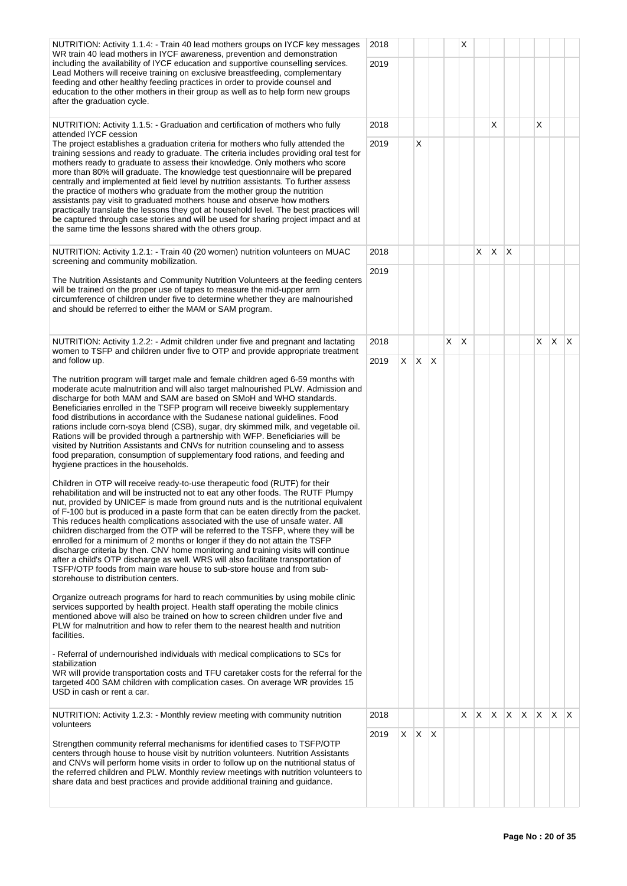| Activity | Year | 1 | 2 | 3 | 4 | 5 | 6 | 7 | 8 | 9 | 10 | 11 | 12 |
|---|---|---|---|---|---|---|---|---|---|---|---|---|---|
| NUTRITION: Activity 1.1.4: - Train 40 lead mothers groups on IYCF key messages<br>WR train 40 lead mothers in IYCF awareness, prevention and demonstration including the availability of IYCF education and supportive counselling services. Lead Mothers will receive training on exclusive breastfeeding, complementary feeding and other healthy feeding practices in order to provide counsel and education to the other mothers in their group as well as to help form new groups after the graduation cycle. | 2018 | | | | | X | | | | | | | |
| | 2019 | | | | | | | | | | | | |
| NUTRITION: Activity 1.1.5: - Graduation and certification of mothers who fully attended IYCF cession<br>The project establishes a graduation criteria for mothers who fully attended the training sessions and ready to graduate. The criteria includes providing oral test for mothers ready to graduate to assess their knowledge. Only mothers who score more than 80% will graduate. The knowledge test questionnaire will be prepared centrally and implemented at field level by nutrition assistants. To further assess the practice of mothers who graduate from the mother group the nutrition assistants pay visit to graduated mothers house and observe how mothers practically translate the lessons they got at household level. The best practices will be captured through case stories and will be used for sharing project impact and at the same time the lessons shared with the others group. | 2018 | | | | | | | X | | | X | | |
| | 2019 | | X | | | | | | | | | | |
| NUTRITION: Activity 1.2.1: - Train 40 (20 women) nutrition volunteers on MUAC screening and community mobilization.<br><br>The Nutrition Assistants and Community Nutrition Volunteers at the feeding centers will be trained on the proper use of tapes to measure the mid-upper arm circumference of children under five to determine whether they are malnourished and should be referred to either the MAM or SAM program. | 2018 | | | | | | X | X | X | | | | |
| | 2019 | | | | | | | | | | | | |
| NUTRITION: Activity 1.2.2: - Admit children under five and pregnant and lactating women to TSFP and children under five to OTP and provide appropriate treatment and follow up.<br><br>The nutrition program will target male and female children aged 6-59 months with moderate acute malnutrition and will also target malnourished PLW. Admission and discharge for both MAM and SAM are based on SMoH and WHO standards. Beneficiaries enrolled in the TSFP program will receive biweekly supplementary food distributions in accordance with the Sudanese national guidelines. Food rations include corn-soya blend (CSB), sugar, dry skimmed milk, and vegetable oil. Rations will be provided through a partnership with WFP. Beneficiaries will be visited by Nutrition Assistants and CNVs for nutrition counseling and to assess food preparation, consumption of supplementary food rations, and feeding and hygiene practices in the households.<br><br>Children in OTP will receive ready-to-use therapeutic food (RUTF) for their rehabilitation and will be instructed not to eat any other foods. The RUTF Plumpy nut, provided by UNICEF is made from ground nuts and is the nutritional equivalent of F-100 but is produced in a paste form that can be eaten directly from the packet. This reduces health complications associated with the use of unsafe water. All children discharged from the OTP will be referred to the TSFP, where they will be enrolled for a minimum of 2 months or longer if they do not attain the TSFP discharge criteria by then. CNV home monitoring and training visits will continue after a child's OTP discharge as well. WRS will also facilitate transportation of TSFP/OTP foods from main ware house to sub-store house and from sub-storehouse to distribution centers.<br><br>Organize outreach programs for hard to reach communities by using mobile clinic services supported by health project. Health staff operating the mobile clinics mentioned above will also be trained on how to screen children under five and PLW for malnutrition and how to refer them to the nearest health and nutrition facilities.<br><br>- Referral of undernourished individuals with medical complications to SCs for stabilization<br>WR will provide transportation costs and TFU caretaker costs for the referral for the targeted 400 SAM children with complication cases. On average WR provides 15 USD in cash or rent a car. | 2018 | | | | X | X | | | | | X | X | X |
| | 2019 | X | X | X | | | | | | | | | |
| NUTRITION: Activity 1.2.3: - Monthly review meeting with community nutrition volunteers<br><br>Strengthen community referral mechanisms for identified cases to TSFP/OTP centers through house to house visit by nutrition volunteers. Nutrition Assistants and CNVs will perform home visits in order to follow up on the nutritional status of the referred children and PLW. Monthly review meetings with nutrition volunteers to share data and best practices and provide additional training and guidance. | 2018 | | | | | X | X | X | X | X | X | X | X |
| | 2019 | X | X | X | | | | | | | | | |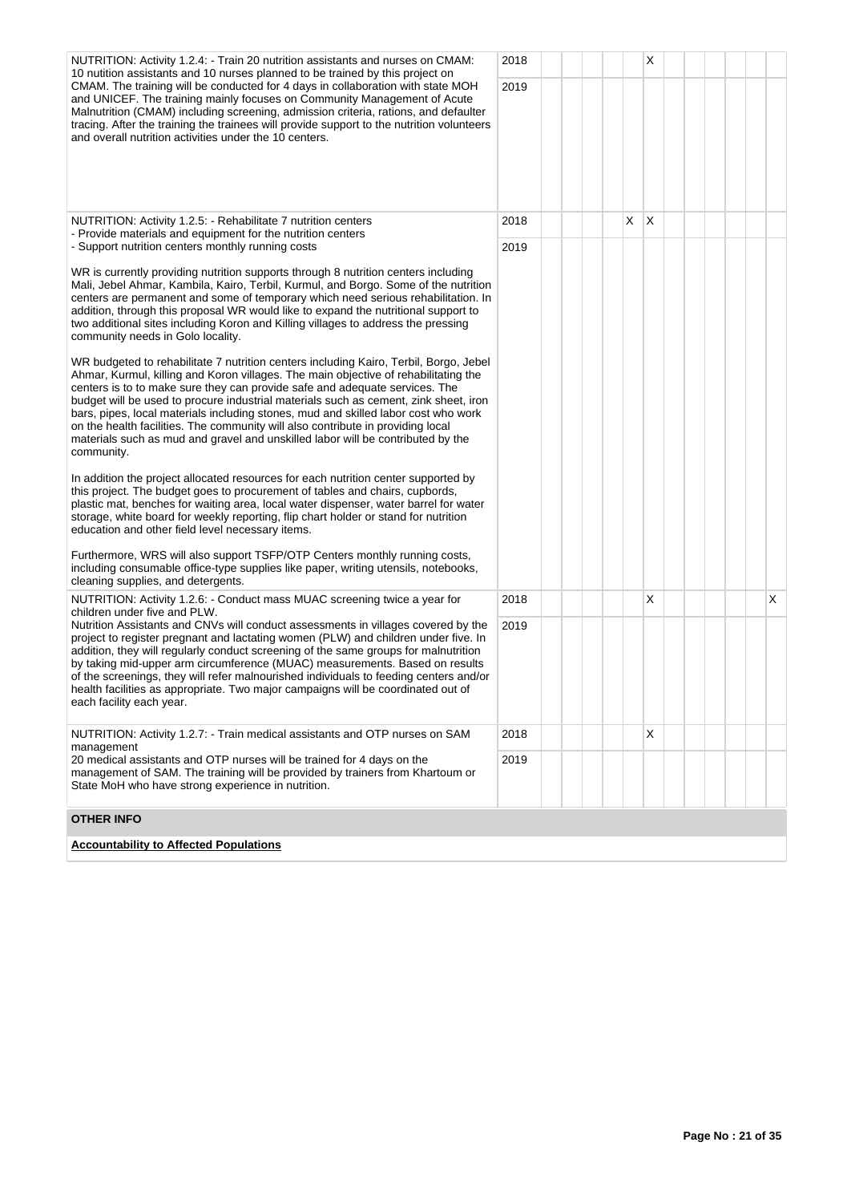| | | | | | | | | | | | | | |
|---|---|---|---|---|---|---|---|---|---|---|---|---|---|
| NUTRITION: Activity 1.2.4: - Train 20 nutrition assistants and nurses on CMAM: 10 nutition assistants and 10 nurses planned to be trained by this project on CMAM. The training will be conducted for 4 days in collaboration with state MOH and UNICEF. The training mainly focuses on Community Management of Acute Malnutrition (CMAM) including screening, admission criteria, rations, and defaulter tracing. After the training the trainees will provide support to the nutrition volunteers and overall nutrition activities under the 10 centers. | 2018 | | | | | | X | | | | | | |
| | 2019 | | | | | | | | | | | | |
| NUTRITION: Activity 1.2.5: - Rehabilitate 7 nutrition centers<br>- Provide materials and equipment for the nutrition centers<br>- Support nutrition centers monthly running costs<br><br>WR is currently providing nutrition supports through 8 nutrition centers including Mali, Jebel Ahmar, Kambila, Kairo, Terbil, Kurmul, and Borgo. Some of the nutrition centers are permanent and some of temporary which need serious rehabilitation. In addition, through this proposal WR would like to expand the nutritional support to two additional sites including Koron and Killing villages to address the pressing community needs in Golo locality.<br><br>WR budgeted to rehabilitate 7 nutrition centers including Kairo, Terbil, Borgo, Jebel Ahmar, Kurmul, killing and Koron villages. The main objective of rehabilitating the centers is to to make sure they can provide safe and adequate services. The budget will be used to procure industrial materials such as cement, zink sheet, iron bars, pipes, local materials including stones, mud and skilled labor cost who work on the health facilities. The community will also contribute in providing local materials such as mud and gravel and unskilled labor will be contributed by the community.<br><br>In addition the project allocated resources for each nutrition center supported by this project. The budget goes to procurement of tables and chairs, cupbords, plastic mat, benches for waiting area, local water dispenser, water barrel for water storage, white board for weekly reporting, flip chart holder or stand for nutrition education and other field level necessary items.<br><br>Furthermore, WRS will also support TSFP/OTP Centers monthly running costs, including consumable office-type supplies like paper, writing utensils, notebooks, cleaning supplies, and detergents. | 2018 | | | | | X | X | | | | | | |
| | 2019 | | | | | | | | | | | | |
| NUTRITION: Activity 1.2.6: - Conduct mass MUAC screening twice a year for children under five and PLW.<br>Nutrition Assistants and CNVs will conduct assessments in villages covered by the project to register pregnant and lactating women (PLW) and children under five. In addition, they will regularly conduct screening of the same groups for malnutrition by taking mid-upper arm circumference (MUAC) measurements. Based on results of the screenings, they will refer malnourished individuals to feeding centers and/or health facilities as appropriate. Two major campaigns will be coordinated out of each facility each year. | 2018 | | | | | | X | | | | | | X |
| | 2019 | | | | | | | | | | | | |
| NUTRITION: Activity 1.2.7: - Train medical assistants and OTP nurses on SAM management<br>20 medical assistants and OTP nurses will be trained for 4 days on the management of SAM. The training will be provided by trainers from Khartoum or State MoH who have strong experience in nutrition. | 2018 | | | | | | X | | | | | | |
| | 2019 | | | | | | | | | | | | |

**OTHER INFO**

**Accountability to Affected Populations**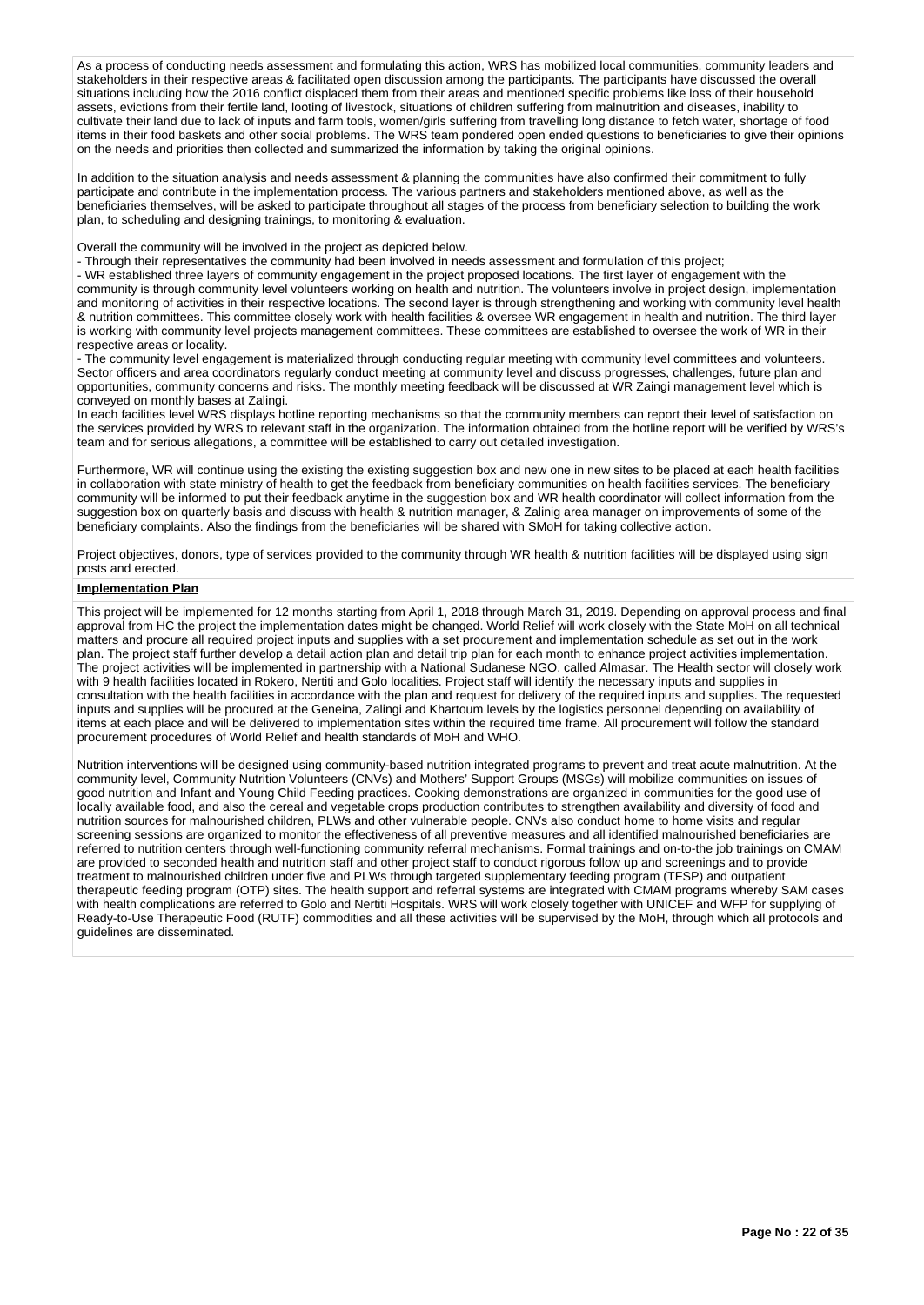As a process of conducting needs assessment and formulating this action, WRS has mobilized local communities, community leaders and stakeholders in their respective areas & facilitated open discussion among the participants. The participants have discussed the overall situations including how the 2016 conflict displaced them from their areas and mentioned specific problems like loss of their household assets, evictions from their fertile land, looting of livestock, situations of children suffering from malnutrition and diseases, inability to cultivate their land due to lack of inputs and farm tools, women/girls suffering from travelling long distance to fetch water, shortage of food items in their food baskets and other social problems. The WRS team pondered open ended questions to beneficiaries to give their opinions on the needs and priorities then collected and summarized the information by taking the original opinions.

In addition to the situation analysis and needs assessment & planning the communities have also confirmed their commitment to fully participate and contribute in the implementation process. The various partners and stakeholders mentioned above, as well as the beneficiaries themselves, will be asked to participate throughout all stages of the process from beneficiary selection to building the work plan, to scheduling and designing trainings, to monitoring & evaluation.

Overall the community will be involved in the project as depicted below.

- Through their representatives the community had been involved in needs assessment and formulation of this project;
- WR established three layers of community engagement in the project proposed locations. The first layer of engagement with the community is through community level volunteers working on health and nutrition. The volunteers involve in project design, implementation and monitoring of activities in their respective locations. The second layer is through strengthening and working with community level health & nutrition committees. This committee closely work with health facilities & oversee WR engagement in health and nutrition. The third layer is working with community level projects management committees. These committees are established to oversee the work of WR in their respective areas or locality.
- The community level engagement is materialized through conducting regular meeting with community level committees and volunteers. Sector officers and area coordinators regularly conduct meeting at community level and discuss progresses, challenges, future plan and opportunities, community concerns and risks. The monthly meeting feedback will be discussed at WR Zaingi management level which is conveyed on monthly bases at Zalingi.

In each facilities level WRS displays hotline reporting mechanisms so that the community members can report their level of satisfaction on the services provided by WRS to relevant staff in the organization. The information obtained from the hotline report will be verified by WRS's team and for serious allegations, a committee will be established to carry out detailed investigation.

Furthermore, WR will continue using the existing the existing suggestion box and new one in new sites to be placed at each health facilities in collaboration with state ministry of health to get the feedback from beneficiary communities on health facilities services. The beneficiary community will be informed to put their feedback anytime in the suggestion box and WR health coordinator will collect information from the suggestion box on quarterly basis and discuss with health & nutrition manager, & Zalinig area manager on improvements of some of the beneficiary complaints. Also the findings from the beneficiaries will be shared with SMoH for taking collective action.

Project objectives, donors, type of services provided to the community through WR health & nutrition facilities will be displayed using sign posts and erected.

**Implementation Plan**

This project will be implemented for 12 months starting from April 1, 2018 through March 31, 2019. Depending on approval process and final approval from HC the project the implementation dates might be changed. World Relief will work closely with the State MoH on all technical matters and procure all required project inputs and supplies with a set procurement and implementation schedule as set out in the work plan. The project staff further develop a detail action plan and detail trip plan for each month to enhance project activities implementation. The project activities will be implemented in partnership with a National Sudanese NGO, called Almasar. The Health sector will closely work with 9 health facilities located in Rokero, Nertiti and Golo localities. Project staff will identify the necessary inputs and supplies in consultation with the health facilities in accordance with the plan and request for delivery of the required inputs and supplies. The requested inputs and supplies will be procured at the Geneina, Zalingi and Khartoum levels by the logistics personnel depending on availability of items at each place and will be delivered to implementation sites within the required time frame. All procurement will follow the standard procurement procedures of World Relief and health standards of MoH and WHO.

Nutrition interventions will be designed using community-based nutrition integrated programs to prevent and treat acute malnutrition. At the community level, Community Nutrition Volunteers (CNVs) and Mothers' Support Groups (MSGs) will mobilize communities on issues of good nutrition and Infant and Young Child Feeding practices. Cooking demonstrations are organized in communities for the good use of locally available food, and also the cereal and vegetable crops production contributes to strengthen availability and diversity of food and nutrition sources for malnourished children, PLWs and other vulnerable people. CNVs also conduct home to home visits and regular screening sessions are organized to monitor the effectiveness of all preventive measures and all identified malnourished beneficiaries are referred to nutrition centers through well-functioning community referral mechanisms. Formal trainings and on-to-the job trainings on CMAM are provided to seconded health and nutrition staff and other project staff to conduct rigorous follow up and screenings and to provide treatment to malnourished children under five and PLWs through targeted supplementary feeding program (TFSP) and outpatient therapeutic feeding program (OTP) sites. The health support and referral systems are integrated with CMAM programs whereby SAM cases with health complications are referred to Golo and Nertiti Hospitals. WRS will work closely together with UNICEF and WFP for supplying of Ready-to-Use Therapeutic Food (RUTF) commodities and all these activities will be supervised by the MoH, through which all protocols and guidelines are disseminated.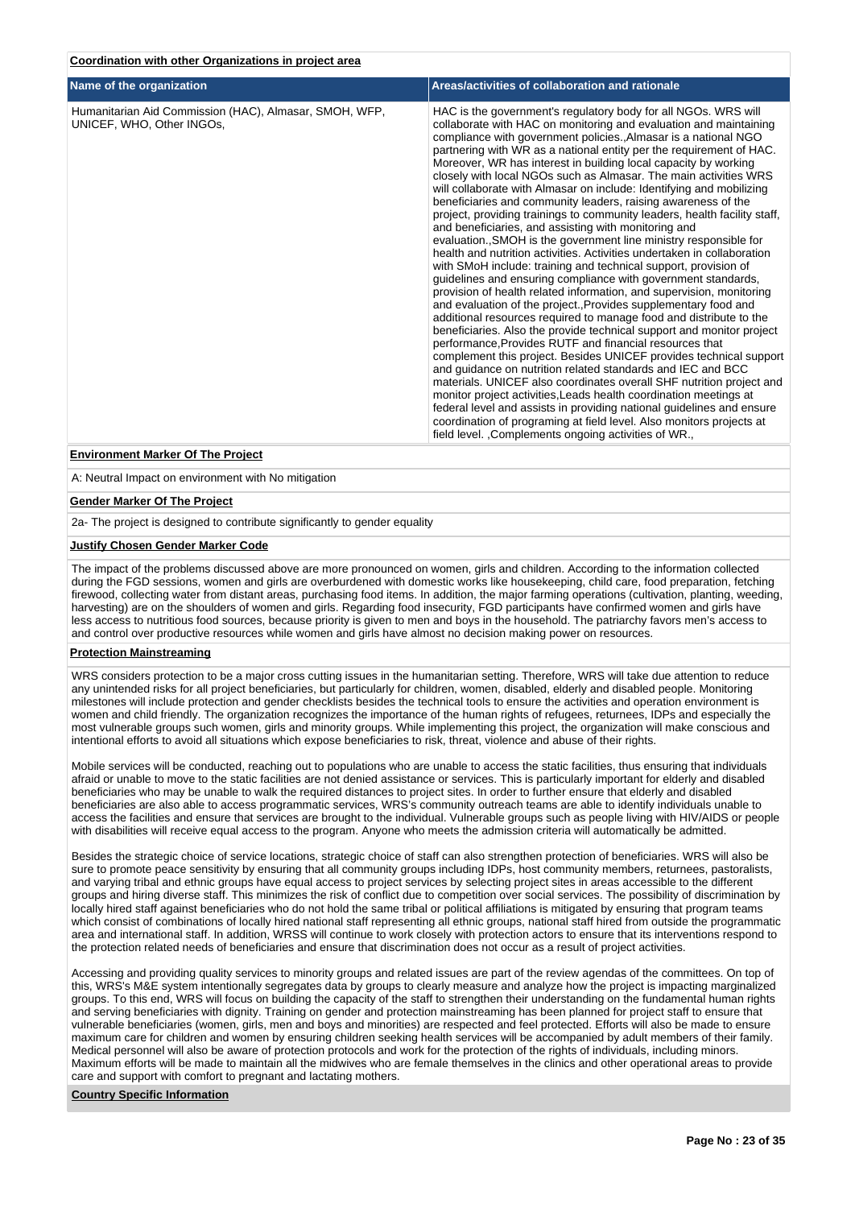**Coordination with other Organizations in project area**

| Name of the organization | Areas/activities of collaboration and rationale |
| --- | --- |
| Humanitarian Aid Commission (HAC), Almasar, SMOH, WFP, UNICEF, WHO, Other INGOs, | HAC is the government's regulatory body for all NGOs. WRS will collaborate with HAC on monitoring and evaluation and maintaining compliance with government policies.,Almasar is a national NGO partnering with WR as a national entity per the requirement of HAC. Moreover, WR has interest in building local capacity by working closely with local NGOs such as Almasar. The main activities WRS will collaborate with Almasar on include: Identifying and mobilizing beneficiaries and community leaders, raising awareness of the project, providing trainings to community leaders, health facility staff, and beneficiaries, and assisting with monitoring and evaluation.,SMOH is the government line ministry responsible for health and nutrition activities. Activities undertaken in collaboration with SMoH include: training and technical support, provision of guidelines and ensuring compliance with government standards, provision of health related information, and supervision, monitoring and evaluation of the project.,Provides supplementary food and additional resources required to manage food and distribute to the beneficiaries. Also the provide technical support and monitor project performance,Provides RUTF and financial resources that complement this project. Besides UNICEF provides technical support and guidance on nutrition related standards and IEC and BCC materials. UNICEF also coordinates overall SHF nutrition project and monitor project activities,Leads health coordination meetings at federal level and assists in providing national guidelines and ensure coordination of programing at field level. Also monitors projects at field level. ,Complements ongoing activities of WR., |

**Environment Marker Of The Project**

A: Neutral Impact on environment with No mitigation

**Gender Marker Of The Project**

2a- The project is designed to contribute significantly to gender equality

**Justify Chosen Gender Marker Code**

The impact of the problems discussed above are more pronounced on women, girls and children. According to the information collected during the FGD sessions, women and girls are overburdened with domestic works like housekeeping, child care, food preparation, fetching firewood, collecting water from distant areas, purchasing food items. In addition, the major farming operations (cultivation, planting, weeding, harvesting) are on the shoulders of women and girls. Regarding food insecurity, FGD participants have confirmed women and girls have less access to nutritious food sources, because priority is given to men and boys in the household. The patriarchy favors men's access to and control over productive resources while women and girls have almost no decision making power on resources.

**Protection Mainstreaming**

WRS considers protection to be a major cross cutting issues in the humanitarian setting. Therefore, WRS will take due attention to reduce any unintended risks for all project beneficiaries, but particularly for children, women, disabled, elderly and disabled people. Monitoring milestones will include protection and gender checklists besides the technical tools to ensure the activities and operation environment is women and child friendly. The organization recognizes the importance of the human rights of refugees, returnees, IDPs and especially the most vulnerable groups such women, girls and minority groups. While implementing this project, the organization will make conscious and intentional efforts to avoid all situations which expose beneficiaries to risk, threat, violence and abuse of their rights.

Mobile services will be conducted, reaching out to populations who are unable to access the static facilities, thus ensuring that individuals afraid or unable to move to the static facilities are not denied assistance or services. This is particularly important for elderly and disabled beneficiaries who may be unable to walk the required distances to project sites. In order to further ensure that elderly and disabled beneficiaries are also able to access programmatic services, WRS's community outreach teams are able to identify individuals unable to access the facilities and ensure that services are brought to the individual. Vulnerable groups such as people living with HIV/AIDS or people with disabilities will receive equal access to the program. Anyone who meets the admission criteria will automatically be admitted.

Besides the strategic choice of service locations, strategic choice of staff can also strengthen protection of beneficiaries. WRS will also be sure to promote peace sensitivity by ensuring that all community groups including IDPs, host community members, returnees, pastoralists, and varying tribal and ethnic groups have equal access to project services by selecting project sites in areas accessible to the different groups and hiring diverse staff. This minimizes the risk of conflict due to competition over social services. The possibility of discrimination by locally hired staff against beneficiaries who do not hold the same tribal or political affiliations is mitigated by ensuring that program teams which consist of combinations of locally hired national staff representing all ethnic groups, national staff hired from outside the programmatic area and international staff. In addition, WRSS will continue to work closely with protection actors to ensure that its interventions respond to the protection related needs of beneficiaries and ensure that discrimination does not occur as a result of project activities.

Accessing and providing quality services to minority groups and related issues are part of the review agendas of the committees. On top of this, WRS's M&E system intentionally segregates data by groups to clearly measure and analyze how the project is impacting marginalized groups. To this end, WRS will focus on building the capacity of the staff to strengthen their understanding on the fundamental human rights and serving beneficiaries with dignity. Training on gender and protection mainstreaming has been planned for project staff to ensure that vulnerable beneficiaries (women, girls, men and boys and minorities) are respected and feel protected. Efforts will also be made to ensure maximum care for children and women by ensuring children seeking health services will be accompanied by adult members of their family. Medical personnel will also be aware of protection protocols and work for the protection of the rights of individuals, including minors. Maximum efforts will be made to maintain all the midwives who are female themselves in the clinics and other operational areas to provide care and support with comfort to pregnant and lactating mothers.

**Country Specific Information**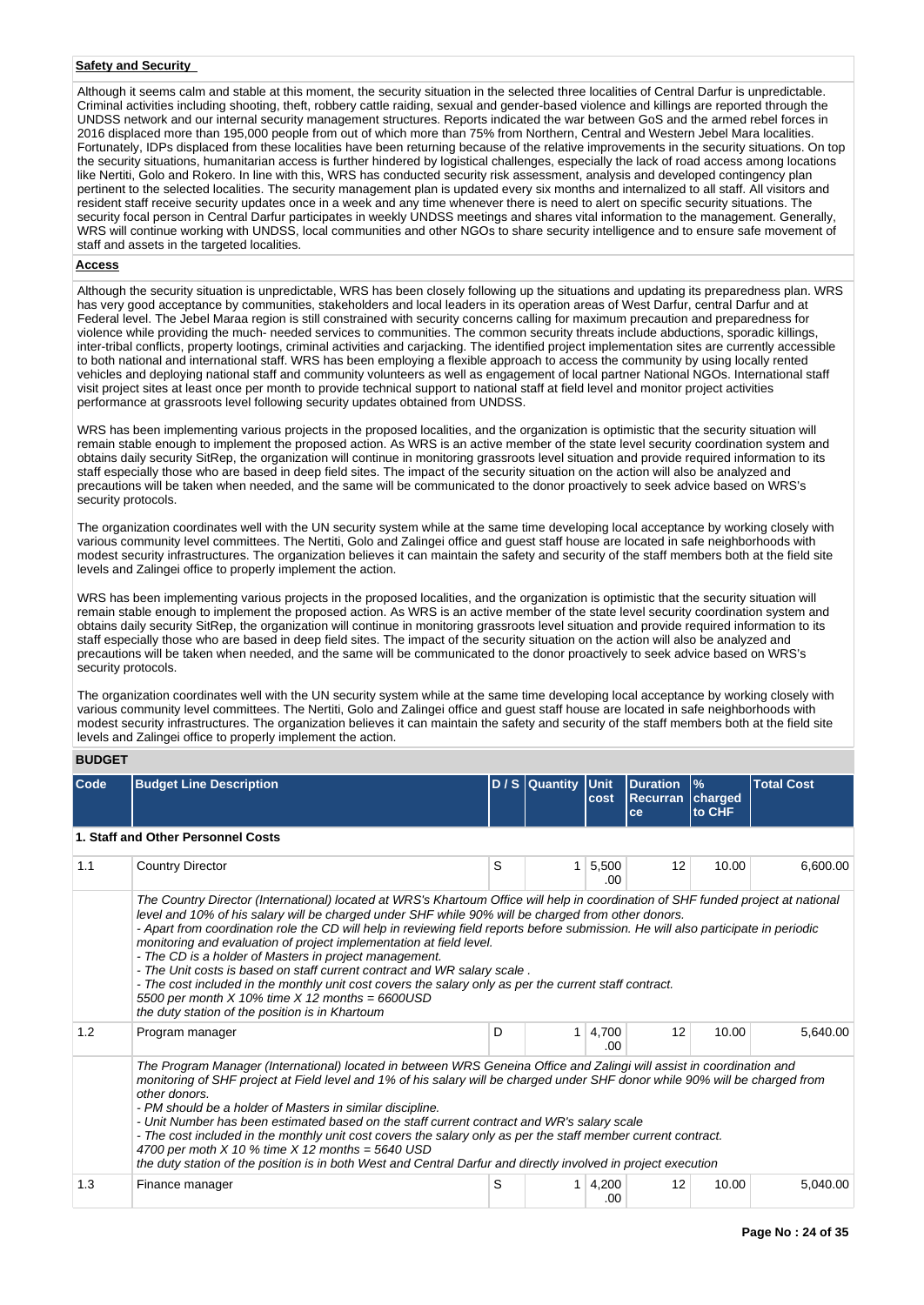**Safety and Security**

Although it seems calm and stable at this moment, the security situation in the selected three localities of Central Darfur is unpredictable. Criminal activities including shooting, theft, robbery cattle raiding, sexual and gender-based violence and killings are reported through the UNDSS network and our internal security management structures. Reports indicated the war between GoS and the armed rebel forces in 2016 displaced more than 195,000 people from out of which more than 75% from Northern, Central and Western Jebel Mara localities. Fortunately, IDPs displaced from these localities have been returning because of the relative improvements in the security situations. On top the security situations, humanitarian access is further hindered by logistical challenges, especially the lack of road access among locations like Nertiti, Golo and Rokero. In line with this, WRS has conducted security risk assessment, analysis and developed contingency plan pertinent to the selected localities. The security management plan is updated every six months and internalized to all staff. All visitors and resident staff receive security updates once in a week and any time whenever there is need to alert on specific security situations. The security focal person in Central Darfur participates in weekly UNDSS meetings and shares vital information to the management. Generally, WRS will continue working with UNDSS, local communities and other NGOs to share security intelligence and to ensure safe movement of staff and assets in the targeted localities.

**Access**

Although the security situation is unpredictable, WRS has been closely following up the situations and updating its preparedness plan. WRS has very good acceptance by communities, stakeholders and local leaders in its operation areas of West Darfur, central Darfur and at Federal level. The Jebel Maraa region is still constrained with security concerns calling for maximum precaution and preparedness for violence while providing the much- needed services to communities. The common security threats include abductions, sporadic killings, inter-tribal conflicts, property lootings, criminal activities and carjacking. The identified project implementation sites are currently accessible to both national and international staff. WRS has been employing a flexible approach to access the community by using locally rented vehicles and deploying national staff and community volunteers as well as engagement of local partner National NGOs. International staff visit project sites at least once per month to provide technical support to national staff at field level and monitor project activities performance at grassroots level following security updates obtained from UNDSS.

WRS has been implementing various projects in the proposed localities, and the organization is optimistic that the security situation will remain stable enough to implement the proposed action. As WRS is an active member of the state level security coordination system and obtains daily security SitRep, the organization will continue in monitoring grassroots level situation and provide required information to its staff especially those who are based in deep field sites. The impact of the security situation on the action will also be analyzed and precautions will be taken when needed, and the same will be communicated to the donor proactively to seek advice based on WRS's security protocols.

The organization coordinates well with the UN security system while at the same time developing local acceptance by working closely with various community level committees. The Nertiti, Golo and Zalingei office and guest staff house are located in safe neighborhoods with modest security infrastructures. The organization believes it can maintain the safety and security of the staff members both at the field site levels and Zalingei office to properly implement the action.

WRS has been implementing various projects in the proposed localities, and the organization is optimistic that the security situation will remain stable enough to implement the proposed action. As WRS is an active member of the state level security coordination system and obtains daily security SitRep, the organization will continue in monitoring grassroots level situation and provide required information to its staff especially those who are based in deep field sites. The impact of the security situation on the action will also be analyzed and precautions will be taken when needed, and the same will be communicated to the donor proactively to seek advice based on WRS's security protocols.

The organization coordinates well with the UN security system while at the same time developing local acceptance by working closely with various community level committees. The Nertiti, Golo and Zalingei office and guest staff house are located in safe neighborhoods with modest security infrastructures. The organization believes it can maintain the safety and security of the staff members both at the field site levels and Zalingei office to properly implement the action.

**BUDGET**

| Code | Budget Line Description | D / S | Quantity | Unit cost | Duration Recurrance | % charged to CHF | Total Cost |
|---|---|---|---|---|---|---|---|
| **1. Staff and Other Personnel Costs** | | | | | | | |
| 1.1 | Country Director | S | 1 | 5,500.00 | 12 | 10.00 | 6,600.00 |
| | *The Country Director (International) located at WRS's Khartoum Office will help in coordination of SHF funded project at national level and 10% of his salary will be charged under SHF while 90% will be charged from other donors.<br>- Apart from coordination role the CD will help in reviewing field reports before submission. He will also participate in periodic monitoring and evaluation of project implementation at field level.<br>- The CD is a holder of Masters in project management.<br>- The Unit costs is based on staff current contract and WR salary scale .<br>- The cost included in the monthly unit cost covers the salary only as per the current staff contract.<br>5500 per month X 10% time X 12 months = 6600USD<br>the duty station of the position is in Khartoum* | | | | | | |
| 1.2 | Program manager | D | 1 | 4,700.00 | 12 | 10.00 | 5,640.00 |
| | *The Program Manager (International) located in between WRS Geneina Office and Zalingi will assist in coordination and monitoring of SHF project at Field level and 1% of his salary will be charged under SHF donor while 90% will be charged from other donors.<br>- PM should be a holder of Masters in similar discipline.<br>- Unit Number has been estimated based on the staff current contract and WR's salary scale<br>- The cost included in the monthly unit cost covers the salary only as per the staff member current contract.<br>4700 per moth X 10 % time X 12 months = 5640 USD<br>the duty station of the position is in both West and Central Darfur and directly involved in project execution* | | | | | | |
| 1.3 | Finance manager | S | 1 | 4,200.00 | 12 | 10.00 | 5,040.00 |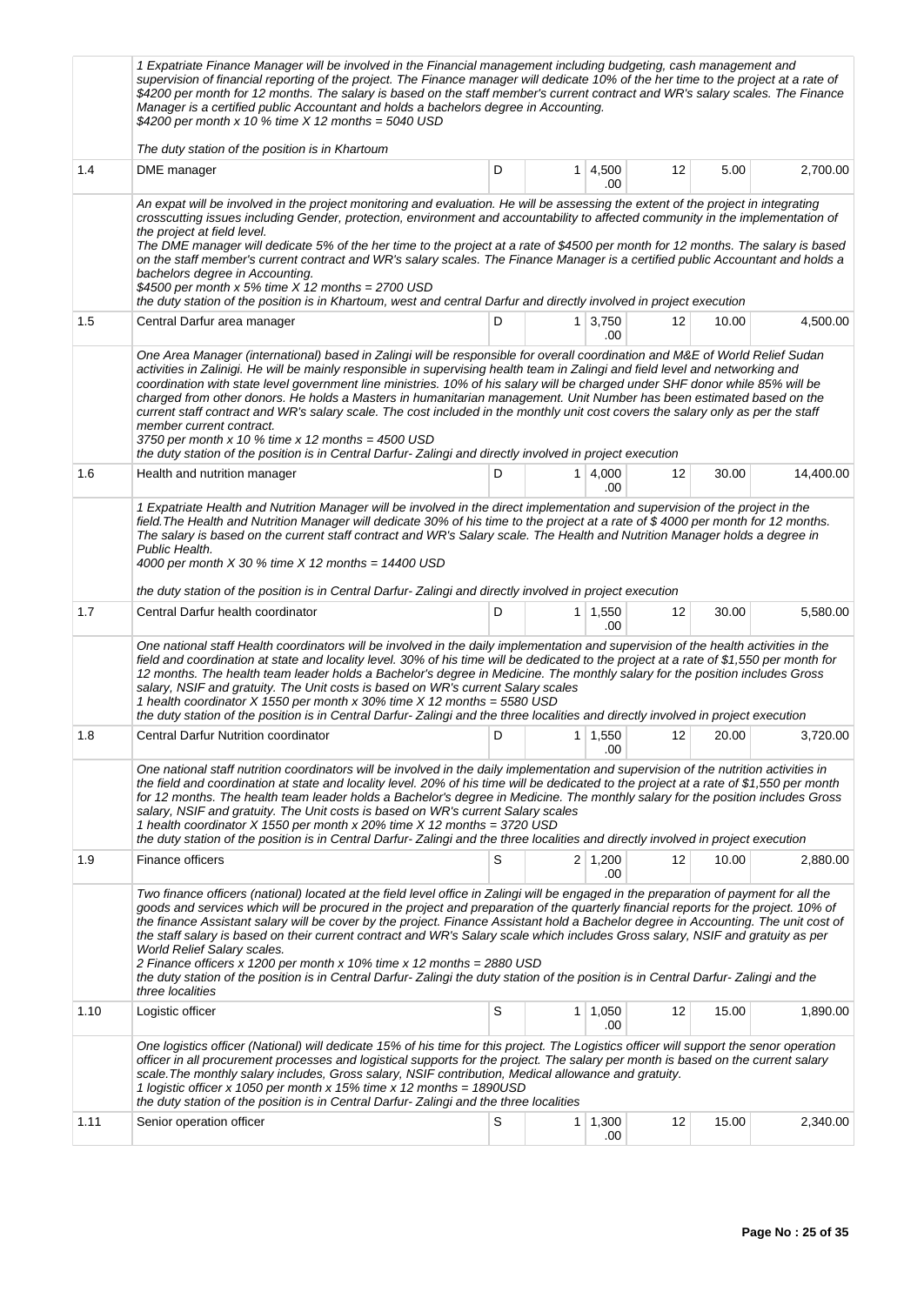| | | | | | | | |
|---|---|---|---|---|---|---|---|
| | *1 Expatriate Finance Manager will be involved in the Financial management including budgeting, cash management and supervision of financial reporting of the project. The Finance manager will dedicate 10% of the her time to the project at a rate of $4200 per month for 12 months. The salary is based on the staff member's current contract and WR's salary scales. The Finance Manager is a certified public Accountant and holds a bachelors degree in Accounting.*<br>*$4200 per month x 10 % time X 12 months = 5040 USD*<br><br>*The duty station of the position is in Khartoum* | | | | | | |
| 1.4 | DME manager | D | 1 | 4,500.00 | 12 | 5.00 | 2,700.00 |
| | *An expat will be involved in the project monitoring and evaluation. He will be assessing the extent of the project in integrating crosscutting issues including Gender, protection, environment and accountability to affected community in the implementation of the project at field level.*<br>*The DME manager will dedicate 5% of the her time to the project at a rate of $4500 per month for 12 months. The salary is based on the staff member's current contract and WR's salary scales. The Finance Manager is a certified public Accountant and holds a bachelors degree in Accounting.*<br>*$4500 per month x 5% time X 12 months = 2700 USD*<br>*the duty station of the position is in Khartoum, west and central Darfur and directly involved in project execution* | | | | | | |
| 1.5 | Central Darfur area manager | D | 1 | 3,750.00 | 12 | 10.00 | 4,500.00 |
| | *One Area Manager (international) based in Zalingi will be responsible for overall coordination and M&E of World Relief Sudan activities in Zalinigi. He will be mainly responsible in supervising health team in Zalingi and field level and networking and coordination with state level government line ministries. 10% of his salary will be charged under SHF donor while 85% will be charged from other donors. He holds a Masters in humanitarian management. Unit Number has been estimated based on the current staff contract and WR's salary scale. The cost included in the monthly unit cost covers the salary only as per the staff member current contract.*<br>*3750 per month x 10 % time x 12 months = 4500 USD*<br>*the duty station of the position is in Central Darfur- Zalingi and directly involved in project execution* | | | | | | |
| 1.6 | Health and nutrition manager | D | 1 | 4,000.00 | 12 | 30.00 | 14,400.00 |
| | *1 Expatriate Health and Nutrition Manager will be involved in the direct implementation and supervision of the project in the field.The Health and Nutrition Manager will dedicate 30% of his time to the project at a rate of $ 4000 per month for 12 months. The salary is based on the current staff contract and WR's Salary scale. The Health and Nutrition Manager holds a degree in Public Health.*<br>*4000 per month X 30 % time X 12 months = 14400 USD*<br><br>*the duty station of the position is in Central Darfur- Zalingi and directly involved in project execution* | | | | | | |
| 1.7 | Central Darfur health coordinator | D | 1 | 1,550.00 | 12 | 30.00 | 5,580.00 |
| | *One national staff Health coordinators will be involved in the daily implementation and supervision of the health activities in the field and coordination at state and locality level. 30% of his time will be dedicated to the project at a rate of $1,550 per month for 12 months. The health team leader holds a Bachelor's degree in Medicine. The monthly salary for the position includes Gross salary, NSIF and gratuity. The Unit costs is based on WR's current Salary scales*<br>*1 health coordinator X 1550 per month x 30% time X 12 months = 5580 USD*<br>*the duty station of the position is in Central Darfur- Zalingi and the three localities and directly involved in project execution* | | | | | | |
| 1.8 | Central Darfur Nutrition coordinator | D | 1 | 1,550.00 | 12 | 20.00 | 3,720.00 |
| | *One national staff nutrition coordinators will be involved in the daily implementation and supervision of the nutrition activities in the field and coordination at state and locality level. 20% of his time will be dedicated to the project at a rate of $1,550 per month for 12 months. The health team leader holds a Bachelor's degree in Medicine. The monthly salary for the position includes Gross salary, NSIF and gratuity. The Unit costs is based on WR's current Salary scales*<br>*1 health coordinator X 1550 per month x 20% time X 12 months = 3720 USD*<br>*the duty station of the position is in Central Darfur- Zalingi and the three localities and directly involved in project execution* | | | | | | |
| 1.9 | Finance officers | S | 2 | 1,200.00 | 12 | 10.00 | 2,880.00 |
| | *Two finance officers (national) located at the field level office in Zalingi will be engaged in the preparation of payment for all the goods and services which will be procured in the project and preparation of the quarterly financial reports for the project. 10% of the finance Assistant salary will be cover by the project. Finance Assistant hold a Bachelor degree in Accounting. The unit cost of the staff salary is based on their current contract and WR's Salary scale which includes Gross salary, NSIF and gratuity as per World Relief Salary scales.*<br>*2 Finance officers x 1200 per month x 10% time x 12 months = 2880 USD*<br>*the duty station of the position is in Central Darfur- Zalingi the duty station of the position is in Central Darfur- Zalingi and the three localities* | | | | | | |
| 1.10 | Logistic officer | S | 1 | 1,050.00 | 12 | 15.00 | 1,890.00 |
| | *One logistics officer (National) will dedicate 15% of his time for this project. The Logistics officer will support the senor operation officer in all procurement processes and logistical supports for the project. The salary per month is based on the current salary scale.The monthly salary includes, Gross salary, NSIF contribution, Medical allowance and gratuity.*<br>*1 logistic officer x 1050 per month x 15% time x 12 months = 1890USD*<br>*the duty station of the position is in Central Darfur- Zalingi and the three localities* | | | | | | |
| 1.11 | Senior operation officer | S | 1 | 1,300.00 | 12 | 15.00 | 2,340.00 |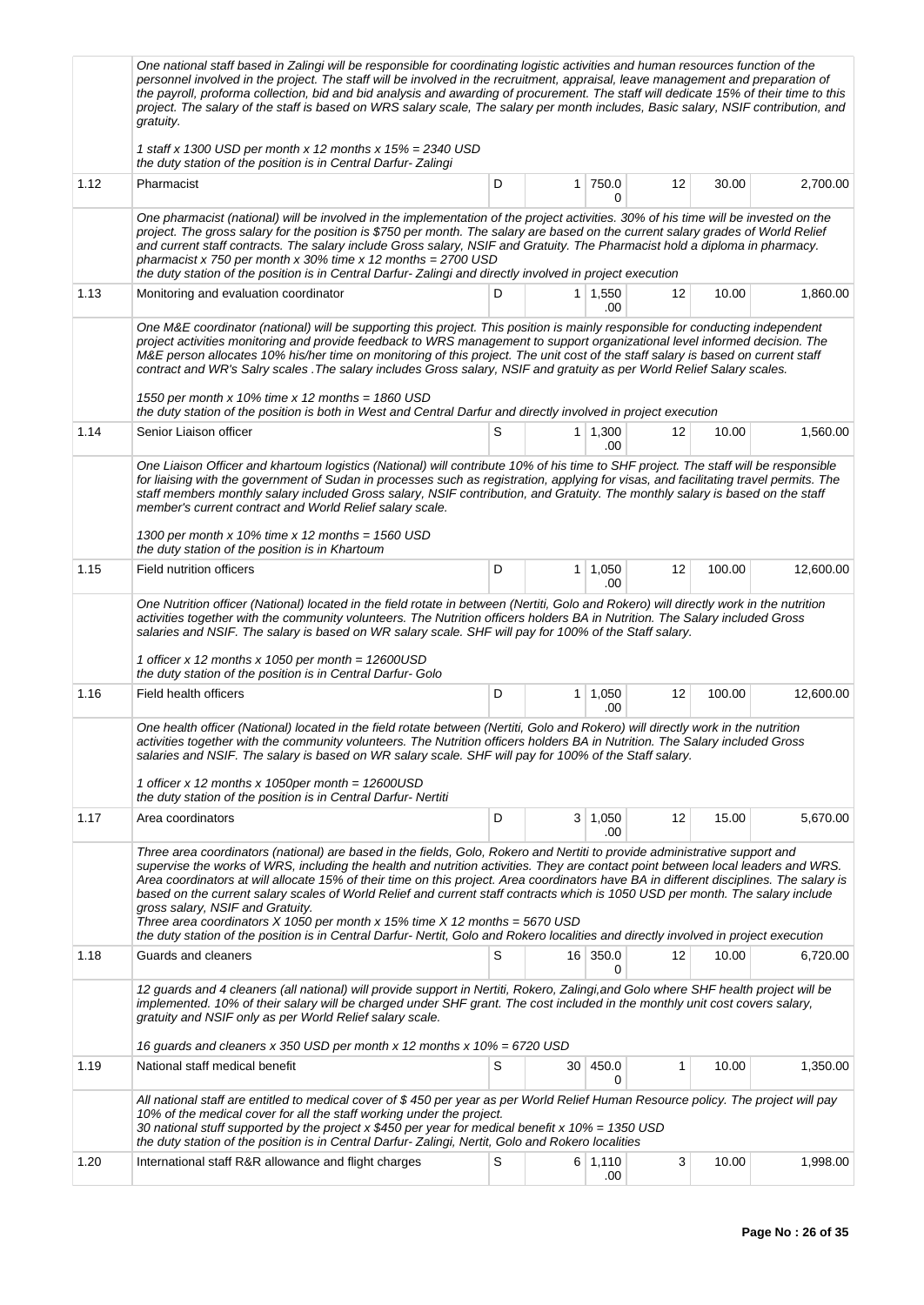| | | | | | | | |
|---|---|---|---|---|---|---|---|
| | *One national staff based in Zalingi will be responsible for coordinating logistic activities and human resources function of the personnel involved in the project. The staff will be involved in the recruitment, appraisal, leave management and preparation of the payroll, proforma collection, bid and bid analysis and awarding of procurement. The staff will dedicate 15% of their time to this project. The salary of the staff is based on WRS salary scale, The salary per month includes, Basic salary, NSIF contribution, and gratuity.*<br><br>*1 staff x 1300 USD per month x 12 months x 15% = 2340 USD*<br>*the duty station of the position is in Central Darfur- Zalingi* | | | | | | |
| 1.12 | Pharmacist | D | 1 | 750.00 | 12 | 30.00 | 2,700.00 |
| | *One pharmacist (national) will be involved in the implementation of the project activities. 30% of his time will be invested on the project. The gross salary for the position is $750 per month. The salary are based on the current salary grades of World Relief and current staff contracts. The salary include Gross salary, NSIF and Gratuity. The Pharmacist hold a diploma in pharmacy.*<br>*pharmacist x 750 per month x 30% time x 12 months = 2700 USD*<br>*the duty station of the position is in Central Darfur- Zalingi and directly involved in project execution* | | | | | | |
| 1.13 | Monitoring and evaluation coordinator | D | 1 | 1,550.00 | 12 | 10.00 | 1,860.00 |
| | *One M&E coordinator (national) will be supporting this project. This position is mainly responsible for conducting independent project activities monitoring and provide feedback to WRS management to support organizational level informed decision. The M&E person allocates 10% his/her time on monitoring of this project. The unit cost of the staff salary is based on current staff contract and WR's Salry scales .The salary includes Gross salary, NSIF and gratuity as per World Relief Salary scales.*<br><br>*1550 per month x 10% time x 12 months = 1860 USD*<br>*the duty station of the position is both in West and Central Darfur and directly involved in project execution* | | | | | | |
| 1.14 | Senior Liaison officer | S | 1 | 1,300.00 | 12 | 10.00 | 1,560.00 |
| | *One Liaison Officer and khartoum logistics (National) will contribute 10% of his time to SHF project. The staff will be responsible for liaising with the government of Sudan in processes such as registration, applying for visas, and facilitating travel permits. The staff members monthly salary included Gross salary, NSIF contribution, and Gratuity. The monthly salary is based on the staff member's current contract and World Relief salary scale.*<br><br>*1300 per month x 10% time x 12 months = 1560 USD*<br>*the duty station of the position is in Khartoum* | | | | | | |
| 1.15 | Field nutrition officers | D | 1 | 1,050.00 | 12 | 100.00 | 12,600.00 |
| | *One Nutrition officer (National) located in the field rotate in between (Nertiti, Golo and Rokero) will directly work in the nutrition activities together with the community volunteers. The Nutrition officers holders BA in Nutrition. The Salary included Gross salaries and NSIF. The salary is based on WR salary scale. SHF will pay for 100% of the Staff salary.*<br><br>*1 officer x 12 months x 1050 per month = 12600USD*<br>*the duty station of the position is in Central Darfur- Golo* | | | | | | |
| 1.16 | Field health officers | D | 1 | 1,050.00 | 12 | 100.00 | 12,600.00 |
| | *One health officer (National) located in the field rotate between (Nertiti, Golo and Rokero) will directly work in the nutrition activities together with the community volunteers. The Nutrition officers holders BA in Nutrition. The Salary included Gross salaries and NSIF. The salary is based on WR salary scale. SHF will pay for 100% of the Staff salary.*<br><br>*1 officer x 12 months x 1050per month = 12600USD*<br>*the duty station of the position is in Central Darfur- Nertiti* | | | | | | |
| 1.17 | Area coordinators | D | 3 | 1,050.00 | 12 | 15.00 | 5,670.00 |
| | *Three area coordinators (national) are based in the fields, Golo, Rokero and Nertiti to provide administrative support and supervise the works of WRS, including the health and nutrition activities. They are contact point between local leaders and WRS. Area coordinators at will allocate 15% of their time on this project. Area coordinators have BA in different disciplines. The salary is based on the current salary scales of World Relief and current staff contracts which is 1050 USD per month. The salary include gross salary, NSIF and Gratuity.*<br>*Three area coordinators X 1050 per month x 15% time X 12 months = 5670 USD*<br>*the duty station of the position is in Central Darfur- Nertit, Golo and Rokero localities and directly involved in project execution* | | | | | | |
| 1.18 | Guards and cleaners | S | 16 | 350.00 | 12 | 10.00 | 6,720.00 |
| | *12 guards and 4 cleaners (all national) will provide support in Nertiti, Rokero, Zalingi,and Golo where SHF health project will be implemented. 10% of their salary will be charged under SHF grant. The cost included in the monthly unit cost covers salary, gratuity and NSIF only as per World Relief salary scale.*<br><br>*16 guards and cleaners x 350 USD per month x 12 months x 10% = 6720 USD* | | | | | | |
| 1.19 | National staff medical benefit | S | 30 | 450.00 | 1 | 10.00 | 1,350.00 |
| | *All national staff are entitled to medical cover of $ 450 per year as per World Relief Human Resource policy. The project will pay 10% of the medical cover for all the staff working under the project.*<br>*30 national stuff supported by the project x $450 per year for medical benefit x 10% = 1350 USD*<br>*the duty station of the position is in Central Darfur- Zalingi, Nertit, Golo and Rokero localities* | | | | | | |
| 1.20 | International staff R&R allowance and flight charges | S | 6 | 1,110.00 | 3 | 10.00 | 1,998.00 |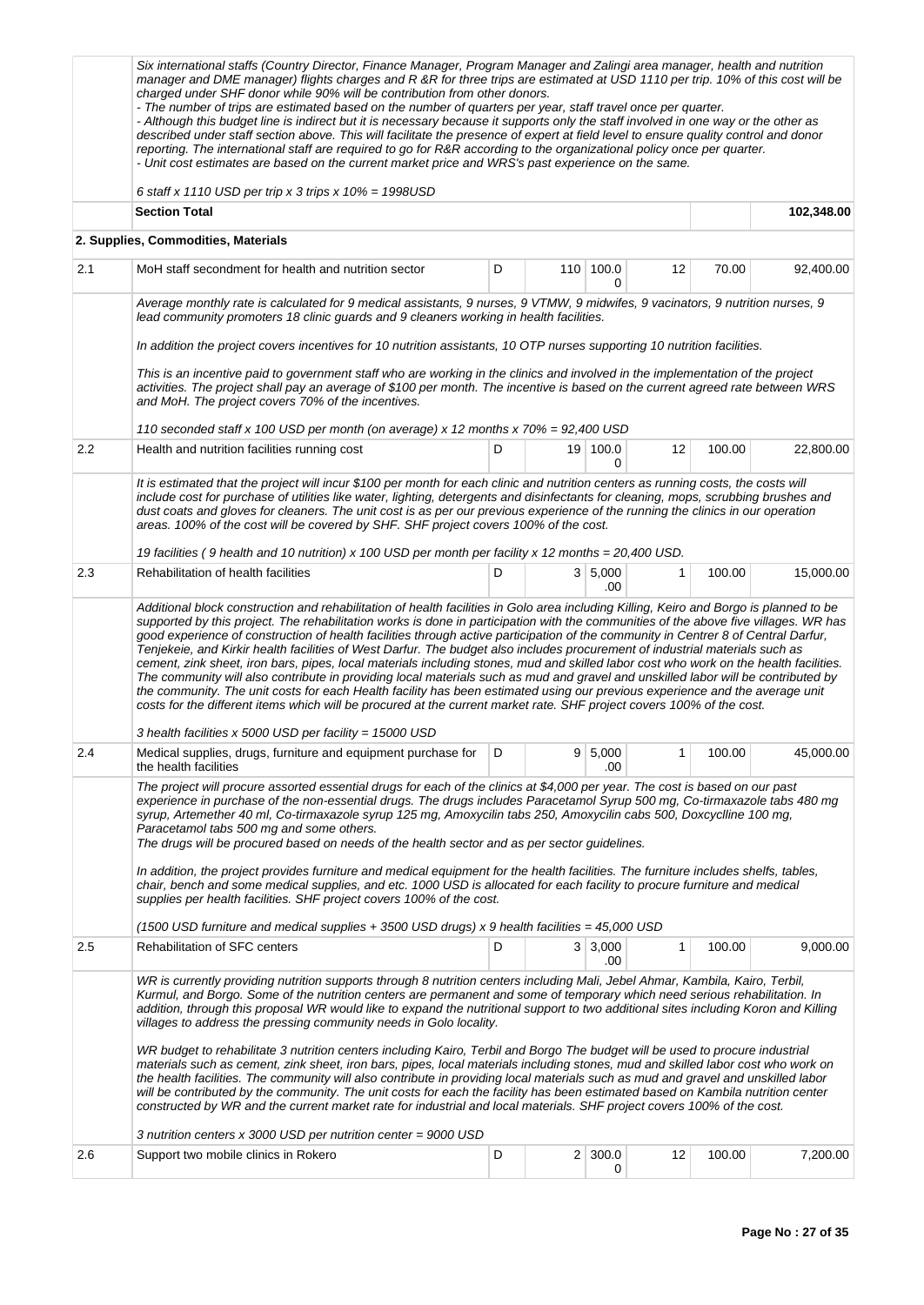| | | | | | | | |
|---|---|---|---|---|---|---|---|
| | *Six international staffs (Country Director, Finance Manager, Program Manager and Zalingi area manager, health and nutrition manager and DME manager) flights charges and R &R for three trips are estimated at USD 1110 per trip. 10% of this cost will be charged under SHF donor while 90% will be contribution from other donors.*<br>*- The number of trips are estimated based on the number of quarters per year, staff travel once per quarter.*<br>*- Although this budget line is indirect but it is necessary because it supports only the staff involved in one way or the other as described under staff section above. This will facilitate the presence of expert at field level to ensure quality control and donor reporting. The international staff are required to go for R&R according to the organizational policy once per quarter.*<br>*- Unit cost estimates are based on the current market price and WRS's past experience on the same.*<br><br>*6 staff x 1110 USD per trip x 3 trips x 10% = 1998USD* | | | | | | |
| | **Section Total** | | | | | | **102,348.00** |
| | **2. Supplies, Commodities, Materials** | | | | | | |
| 2.1 | MoH staff secondment for health and nutrition sector | D | 110 | 100.00 | 12 | 70.00 | 92,400.00 |
| | *Average monthly rate is calculated for 9 medical assistants, 9 nurses, 9 VTMW, 9 midwifes, 9 vacinators, 9 nutrition nurses, 9 lead community promoters 18 clinic guards and 9 cleaners working in health facilities.*<br><br>*In addition the project covers incentives for 10 nutrition assistants, 10 OTP nurses supporting 10 nutrition facilities.*<br><br>*This is an incentive paid to government staff who are working in the clinics and involved in the implementation of the project activities. The project shall pay an average of $100 per month. The incentive is based on the current agreed rate between WRS and MoH. The project covers 70% of the incentives.*<br><br>*110 seconded staff x 100 USD per month (on average) x 12 months x 70% = 92,400 USD* | | | | | | |
| 2.2 | Health and nutrition facilities running cost | D | 19 | 100.00 | 12 | 100.00 | 22,800.00 |
| | *It is estimated that the project will incur $100 per month for each clinic and nutrition centers as running costs, the costs will include cost for purchase of utilities like water, lighting, detergents and disinfectants for cleaning, mops, scrubbing brushes and dust coats and gloves for cleaners. The unit cost is as per our previous experience of the running the clinics in our operation areas. 100% of the cost will be covered by SHF. SHF project covers 100% of the cost.*<br><br>*19 facilities ( 9 health and 10 nutrition) x 100 USD per month per facility x 12 months = 20,400 USD.* | | | | | | |
| 2.3 | Rehabilitation of health facilities | D | 3 | 5,000.00 | 1 | 100.00 | 15,000.00 |
| | *Additional block construction and rehabilitation of health facilities in Golo area including Killing, Keiro and Borgo is planned to be supported by this project. The rehabilitation works is done in participation with the communities of the above five villages. WR has good experience of construction of health facilities through active participation of the community in Centrer 8 of Central Darfur, Tenjekeie, and Kirkir health facilities of West Darfur. The budget also includes procurement of industrial materials such as cement, zink sheet, iron bars, pipes, local materials including stones, mud and skilled labor cost who work on the health facilities. The community will also contribute in providing local materials such as mud and gravel and unskilled labor will be contributed by the community. The unit costs for each Health facility has been estimated using our previous experience and the average unit costs for the different items which will be procured at the current market rate. SHF project covers 100% of the cost.*<br><br>*3 health facilities x 5000 USD per facility = 15000 USD* | | | | | | |
| 2.4 | Medical supplies, drugs, furniture and equipment purchase for the health facilities | D | 9 | 5,000.00 | 1 | 100.00 | 45,000.00 |
| | *The project will procure assorted essential drugs for each of the clinics at $4,000 per year. The cost is based on our past experience in purchase of the non-essential drugs. The drugs includes Paracetamol Syrup 500 mg, Co-tirmaxazole tabs 480 mg syrup, Artemether 40 ml, Co-tirmaxazole syrup 125 mg, Amoxycilin tabs 250, Amoxycilin cabs 500, Doxcyclline 100 mg, Paracetamol tabs 500 mg and some others.*<br>*The drugs will be procured based on needs of the health sector and as per sector guidelines.*<br><br>*In addition, the project provides furniture and medical equipment for the health facilities. The furniture includes shelfs, tables, chair, bench and some medical supplies, and etc. 1000 USD is allocated for each facility to procure furniture and medical supplies per health facilities. SHF project covers 100% of the cost.*<br><br>*(1500 USD furniture and medical supplies + 3500 USD drugs) x 9 health facilities = 45,000 USD* | | | | | | |
| 2.5 | Rehabilitation of SFC centers | D | 3 | 3,000.00 | 1 | 100.00 | 9,000.00 |
| | *WR is currently providing nutrition supports through 8 nutrition centers including Mali, Jebel Ahmar, Kambila, Kairo, Terbil, Kurmul, and Borgo. Some of the nutrition centers are permanent and some of temporary which need serious rehabilitation. In addition, through this proposal WR would like to expand the nutritional support to two additional sites including Koron and Killing villages to address the pressing community needs in Golo locality.*<br><br>*WR budget to rehabilitate 3 nutrition centers including Kairo, Terbil and Borgo The budget will be used to procure industrial materials such as cement, zink sheet, iron bars, pipes, local materials including stones, mud and skilled labor cost who work on the health facilities. The community will also contribute in providing local materials such as mud and gravel and unskilled labor will be contributed by the community. The unit costs for each the facility has been estimated based on Kambila nutrition center constructed by WR and the current market rate for industrial and local materials. SHF project covers 100% of the cost.*<br><br>*3 nutrition centers x 3000 USD per nutrition center = 9000 USD* | | | | | | |
| 2.6 | Support two mobile clinics in Rokero | D | 2 | 300.00 | 12 | 100.00 | 7,200.00 |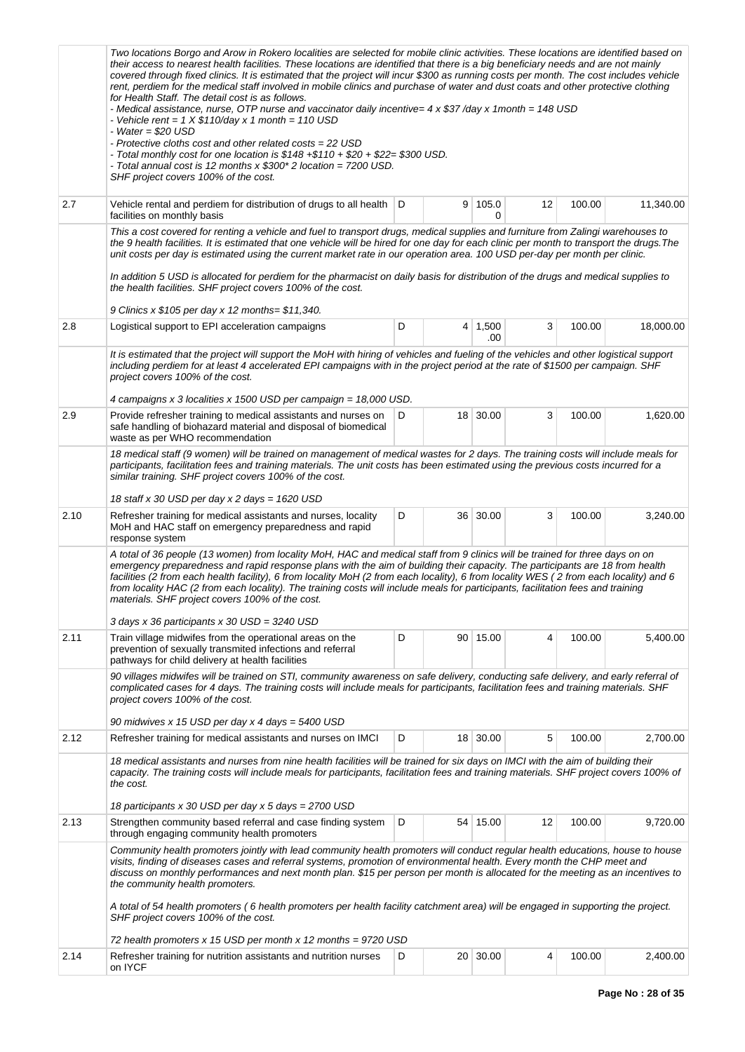| | | | | | | | |
|---|---|---|---|---|---|---|---|
| | *Two locations Borgo and Arow in Rokero localities are selected for mobile clinic activities. These locations are identified based on their access to nearest health facilities. These locations are identified that there is a big beneficiary needs and are not mainly covered through fixed clinics. It is estimated that the project will incur $300 as running costs per month. The cost includes vehicle rent, perdiem for the medical staff involved in mobile clinics and purchase of water and dust coats and other protective clothing for Health Staff. The detail cost is as follows.*<br>*- Medical assistance, nurse, OTP nurse and vaccinator daily incentive= 4 x $37 /day x 1month = 148 USD*<br>*- Vehicle rent = 1 X $110/day x 1 month = 110 USD*<br>*- Water = $20 USD*<br>*- Protective cloths cost and other related costs = 22 USD*<br>*- Total monthly cost for one location is $148 +$110 + $20 + $22= $300 USD.*<br>*- Total annual cost is 12 months x $300* 2 location = 7200 USD.*<br>*SHF project covers 100% of the cost.* | | | | | | |
| 2.7 | Vehicle rental and perdiem for distribution of drugs to all health facilities on monthly basis | D | 9 | 105.00 | 12 | 100.00 | 11,340.00 |
| | *This a cost covered for renting a vehicle and fuel to transport drugs, medical supplies and furniture from Zalingi warehouses to the 9 health facilities. It is estimated that one vehicle will be hired for one day for each clinic per month to transport the drugs.The unit costs per day is estimated using the current market rate in our operation area. 100 USD per-day per month per clinic.*<br><br>*In addition 5 USD is allocated for perdiem for the pharmacist on daily basis for distribution of the drugs and medical supplies to the health facilities. SHF project covers 100% of the cost.*<br><br>*9 Clinics x $105 per day x 12 months= $11,340.* | | | | | | |
| 2.8 | Logistical support to EPI acceleration campaigns | D | 4 | 1,500.00 | 3 | 100.00 | 18,000.00 |
| | *It is estimated that the project will support the MoH with hiring of vehicles and fueling of the vehicles and other logistical support including perdiem for at least 4 accelerated EPI campaigns with in the project period at the rate of $1500 per campaign. SHF project covers 100% of the cost.*<br><br>*4 campaigns x 3 localities x 1500 USD per campaign = 18,000 USD.* | | | | | | |
| 2.9 | Provide refresher training to medical assistants and nurses on safe handling of biohazard material and disposal of biomedical waste as per WHO recommendation | D | 18 | 30.00 | 3 | 100.00 | 1,620.00 |
| | *18 medical staff (9 women) will be trained on management of medical wastes for 2 days. The training costs will include meals for participants, facilitation fees and training materials. The unit costs has been estimated using the previous costs incurred for a similar training. SHF project covers 100% of the cost.*<br><br>*18 staff x 30 USD per day x 2 days = 1620 USD* | | | | | | |
| 2.10 | Refresher training for medical assistants and nurses, locality MoH and HAC staff on emergency preparedness and rapid response system | D | 36 | 30.00 | 3 | 100.00 | 3,240.00 |
| | *A total of 36 people (13 women) from locality MoH, HAC and medical staff from 9 clinics will be trained for three days on on emergency preparedness and rapid response plans with the aim of building their capacity. The participants are 18 from health facilities (2 from each health facility), 6 from locality MoH (2 from each locality), 6 from locality WES ( 2 from each locality) and 6 from locality HAC (2 from each locality). The training costs will include meals for participants, facilitation fees and training materials. SHF project covers 100% of the cost.*<br><br>*3 days x 36 participants x 30 USD = 3240 USD* | | | | | | |
| 2.11 | Train village midwifes from the operational areas on the prevention of sexually transmited infections and referral pathways for child delivery at health facilities | D | 90 | 15.00 | 4 | 100.00 | 5,400.00 |
| | *90 villages midwifes will be trained on STI, community awareness on safe delivery, conducting safe delivery, and early referral of complicated cases for 4 days. The training costs will include meals for participants, facilitation fees and training materials. SHF project covers 100% of the cost.*<br><br>*90 midwives x 15 USD per day x 4 days = 5400 USD* | | | | | | |
| 2.12 | Refresher training for medical assistants and nurses on IMCI | D | 18 | 30.00 | 5 | 100.00 | 2,700.00 |
| | *18 medical assistants and nurses from nine health facilities will be trained for six days on IMCI with the aim of building their capacity. The training costs will include meals for participants, facilitation fees and training materials. SHF project covers 100% of the cost.*<br><br>*18 participants x 30 USD per day x 5 days = 2700 USD* | | | | | | |
| 2.13 | Strengthen community based referral and case finding system through engaging community health promoters | D | 54 | 15.00 | 12 | 100.00 | 9,720.00 |
| | *Community health promoters jointly with lead community health promoters will conduct regular health educations, house to house visits, finding of diseases cases and referral systems, promotion of environmental health. Every month the CHP meet and discuss on monthly performances and next month plan. $15 per person per month is allocated for the meeting as an incentives to the community health promoters.*<br><br>*A total of 54 health promoters ( 6 health promoters per health facility catchment area) will be engaged in supporting the project. SHF project covers 100% of the cost.*<br><br>*72 health promoters x 15 USD per month x 12 months = 9720 USD* | | | | | | |
| 2.14 | Refresher training for nutrition assistants and nutrition nurses on IYCF | D | 20 | 30.00 | 4 | 100.00 | 2,400.00 |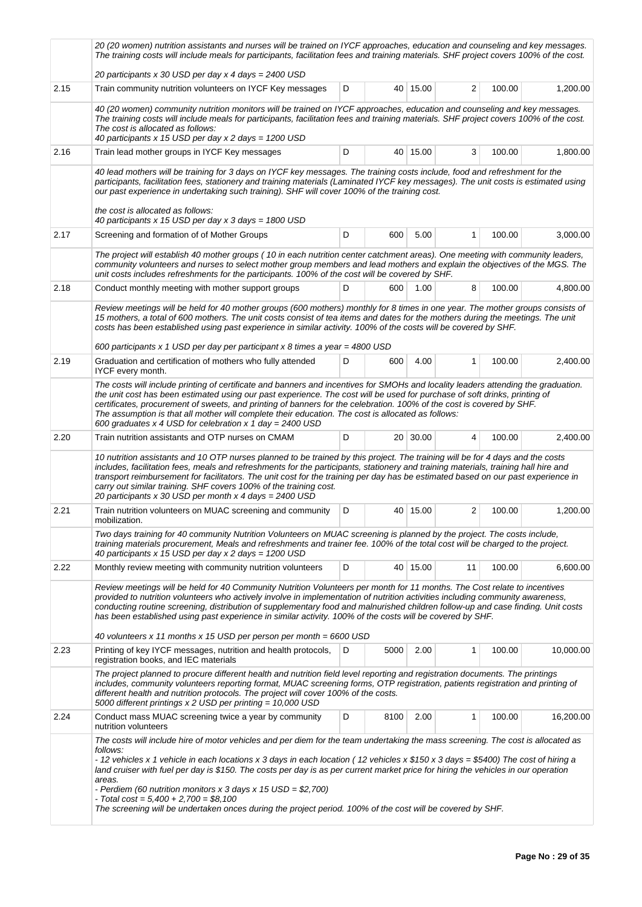| | | | | | | | |
|---|---|---|---|---|---|---|---|
| | *20 (20 women) nutrition assistants and nurses will be trained on IYCF approaches, education and counseling and key messages. The training costs will include meals for participants, facilitation fees and training materials. SHF project covers 100% of the cost.*<br><br>*20 participants x 30 USD per day x 4 days = 2400 USD* | | | | | | |
| 2.15 | Train community nutrition volunteers on IYCF Key messages | D | 40 | 15.00 | 2 | 100.00 | 1,200.00 |
| | *40 (20 women) community nutrition monitors will be trained on IYCF approaches, education and counseling and key messages. The training costs will include meals for participants, facilitation fees and training materials. SHF project covers 100% of the cost. The cost is allocated as follows:*<br>*40 participants x 15 USD per day x 2 days = 1200 USD* | | | | | | |
| 2.16 | Train lead mother groups in IYCF Key messages | D | 40 | 15.00 | 3 | 100.00 | 1,800.00 |
| | *40 lead mothers will be training for 3 days on IYCF key messages. The training costs include, food and refreshment for the participants, facilitation fees, stationery and training materials (Laminated IYCF key messages). The unit costs is estimated using our past experience in undertaking such training). SHF will cover 100% of the training cost.*<br><br>*the cost is allocated as follows:*<br>*40 participants x 15 USD per day x 3 days = 1800 USD* | | | | | | |
| 2.17 | Screening and formation of of Mother Groups | D | 600 | 5.00 | 1 | 100.00 | 3,000.00 |
| | *The project will establish 40 mother groups ( 10 in each nutrition center catchment areas). One meeting with community leaders, community volunteers and nurses to select mother group members and lead mothers and explain the objectives of the MGS. The unit costs includes refreshments for the participants. 100% of the cost will be covered by SHF.* | | | | | | |
| 2.18 | Conduct monthly meeting with mother support groups | D | 600 | 1.00 | 8 | 100.00 | 4,800.00 |
| | *Review meetings will be held for 40 mother groups (600 mothers) monthly for 8 times in one year. The mother groups consists of 15 mothers, a total of 600 mothers. The unit costs consist of tea items and dates for the mothers during the meetings. The unit costs has been established using past experience in similar activity. 100% of the costs will be covered by SHF.*<br><br>*600 participants x 1 USD per day per participant x 8 times a year = 4800 USD* | | | | | | |
| 2.19 | Graduation and certification of mothers who fully attended IYCF every month. | D | 600 | 4.00 | 1 | 100.00 | 2,400.00 |
| | *The costs will include printing of certificate and banners and incentives for SMOHs and locality leaders attending the graduation. the unit cost has been estimated using our past experience. The cost will be used for purchase of soft drinks, printing of certificates, procurement of sweets, and printing of banners for the celebration. 100% of the cost is covered by SHF. The assumption is that all mother will complete their education. The cost is allocated as follows:*<br>*600 graduates x 4 USD for celebration x 1 day = 2400 USD* | | | | | | |
| 2.20 | Train nutrition assistants and OTP nurses on CMAM | D | 20 | 30.00 | 4 | 100.00 | 2,400.00 |
| | *10 nutrition assistants and 10 OTP nurses planned to be trained by this project. The training will be for 4 days and the costs includes, facilitation fees, meals and refreshments for the participants, stationery and training materials, training hall hire and transport reimbursement for facilitators. The unit cost for the training per day has be estimated based on our past experience in carry out similar training. SHF covers 100% of the training cost.*<br>*20 participants x 30 USD per month x 4 days = 2400 USD* | | | | | | |
| 2.21 | Train nutrition volunteers on MUAC screening and community mobilization. | D | 40 | 15.00 | 2 | 100.00 | 1,200.00 |
| | *Two days training for 40 community Nutrition Volunteers on MUAC screening is planned by the project. The costs include, training materials procurement, Meals and refreshments and trainer fee. 100% of the total cost will be charged to the project.*<br>*40 participants x 15 USD per day x 2 days = 1200 USD* | | | | | | |
| 2.22 | Monthly review meeting with community nutrition volunteers | D | 40 | 15.00 | 11 | 100.00 | 6,600.00 |
| | *Review meetings will be held for 40 Community Nutrition Volunteers per month for 11 months. The Cost relate to incentives provided to nutrition volunteers who actively involve in implementation of nutrition activities including community awareness, conducting routine screening, distribution of supplementary food and malnurished children follow-up and case finding. Unit costs has been established using past experience in similar activity. 100% of the costs will be covered by SHF.*<br><br>*40 volunteers x 11 months x 15 USD per person per month = 6600 USD* | | | | | | |
| 2.23 | Printing of key IYCF messages, nutrition and health protocols, registration books, and IEC materials | D | 5000 | 2.00 | 1 | 100.00 | 10,000.00 |
| | *The project planned to procure different health and nutrition field level reporting and registration documents. The printings includes, community volunteers reporting format, MUAC screening forms, OTP registration, patients registration and printing of different health and nutrition protocols. The project will cover 100% of the costs.*<br>*5000 different printings x 2 USD per printing = 10,000 USD* | | | | | | |
| 2.24 | Conduct mass MUAC screening twice a year by community nutrition volunteers | D | 8100 | 2.00 | 1 | 100.00 | 16,200.00 |
| | *The costs will include hire of motor vehicles and per diem for the team undertaking the mass screening. The cost is allocated as follows:*<br>*- 12 vehicles x 1 vehicle in each locations x 3 days in each location ( 12 vehicles x $150 x 3 days = $5400) The cost of hiring a land cruiser with fuel per day is $150. The costs per day is as per current market price for hiring the vehicles in our operation areas.*<br>*- Perdiem (60 nutrition monitors x 3 days x 15 USD = $2,700)*<br>*- Total cost = 5,400 + 2,700 = $8,100*<br>*The screening will be undertaken onces during the project period. 100% of the cost will be covered by SHF.* | | | | | | |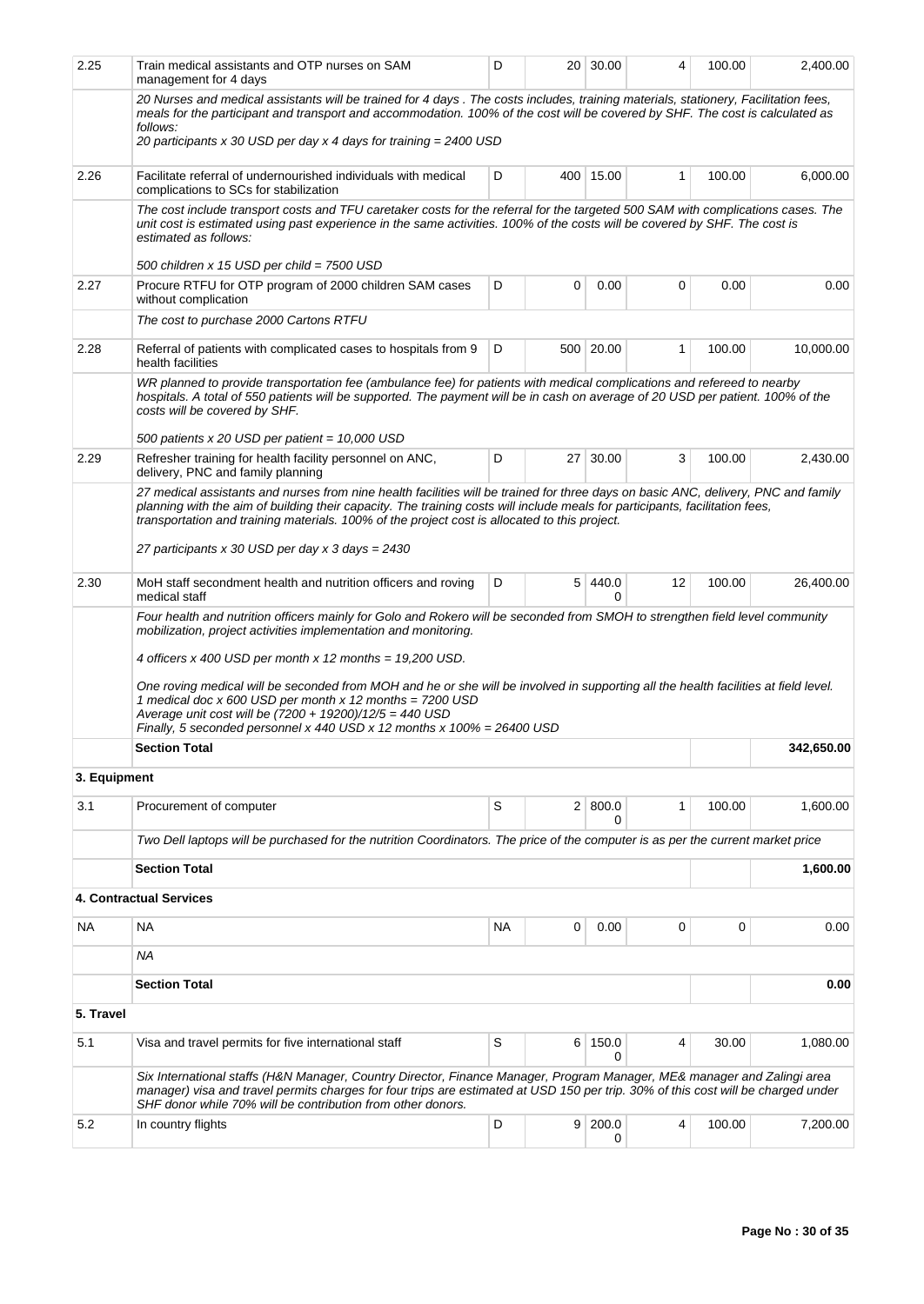| | | | | | | | |
|---|---|---|---|---|---|---|---|
| 2.25 | Train medical assistants and OTP nurses on SAM management for 4 days | D | 20 | 30.00 | 4 | 100.00 | 2,400.00 |
| | *20 Nurses and medical assistants will be trained for 4 days . The costs includes, training materials, stationery, Facilitation fees, meals for the participant and transport and accommodation. 100% of the cost will be covered by SHF. The cost is calculated as follows:*<br>*20 participants x 30 USD per day x 4 days for training = 2400 USD* | | | | | | |
| 2.26 | Facilitate referral of undernourished individuals with medical complications to SCs for stabilization | D | 400 | 15.00 | 1 | 100.00 | 6,000.00 |
| | *The cost include transport costs and TFU caretaker costs for the referral for the targeted 500 SAM with complications cases. The unit cost is estimated using past experience in the same activities. 100% of the costs will be covered by SHF. The cost is estimated as follows:*<br>*500 children x 15 USD per child = 7500 USD* | | | | | | |
| 2.27 | Procure RTFU for OTP program of 2000 children SAM cases without complication | D | 0 | 0.00 | 0 | 0.00 | 0.00 |
| | *The cost to purchase 2000 Cartons RTFU* | | | | | | |
| 2.28 | Referral of patients with complicated cases to hospitals from 9 health facilities | D | 500 | 20.00 | 1 | 100.00 | 10,000.00 |
| | *WR planned to provide transportation fee (ambulance fee) for patients with medical complications and refereed to nearby hospitals. A total of 550 patients will be supported. The payment will be in cash on average of 20 USD per patient. 100% of the costs will be covered by SHF.*<br>*500 patients x 20 USD per patient = 10,000 USD* | | | | | | |
| 2.29 | Refresher training for health facility personnel on ANC, delivery, PNC and family planning | D | 27 | 30.00 | 3 | 100.00 | 2,430.00 |
| | *27 medical assistants and nurses from nine health facilities will be trained for three days on basic ANC, delivery, PNC and family planning with the aim of building their capacity. The training costs will include meals for participants, facilitation fees, transportation and training materials. 100% of the project cost is allocated to this project.*<br>*27 participants x 30 USD per day x 3 days = 2430* | | | | | | |
| 2.30 | MoH staff secondment health and nutrition officers and roving medical staff | D | 5 | 440.00 | 12 | 100.00 | 26,400.00 |
| | *Four health and nutrition officers mainly for Golo and Rokero will be seconded from SMOH to strengthen field level community mobilization, project activities implementation and monitoring.*<br>*4 officers x 400 USD per month x 12 months = 19,200 USD.*<br>*One roving medical will be seconded from MOH and he or she will be involved in supporting all the health facilities at field level.*<br>*1 medical doc x 600 USD per month x 12 months = 7200 USD*<br>*Average unit cost will be (7200 + 19200)/12/5 = 440 USD*<br>*Finally, 5 seconded personnel x 440 USD x 12 months x 100% = 26400 USD* | | | | | | |
| | **Section Total** | | | | | | **342,650.00** |
| **3. Equipment** | | | | | | | |
| 3.1 | Procurement of computer | S | 2 | 800.00 | 1 | 100.00 | 1,600.00 |
| | *Two Dell laptops will be purchased for the nutrition Coordinators. The price of the computer is as per the current market price* | | | | | | |
| | **Section Total** | | | | | | **1,600.00** |
| **4. Contractual Services** | | | | | | | |
| NA | NA | NA | 0 | 0.00 | 0 | 0 | 0.00 |
| | *NA* | | | | | | |
| | **Section Total** | | | | | | **0.00** |
| **5. Travel** | | | | | | | |
| 5.1 | Visa and travel permits for five international staff | S | 6 | 150.00 | 4 | 30.00 | 1,080.00 |
| | *Six International staffs (H&N Manager, Country Director, Finance Manager, Program Manager, ME& manager and Zalingi area manager) visa and travel permits charges for four trips are estimated at USD 150 per trip. 30% of this cost will be charged under SHF donor while 70% will be contribution from other donors.* | | | | | | |
| 5.2 | In country flights | D | 9 | 200.00 | 4 | 100.00 | 7,200.00 |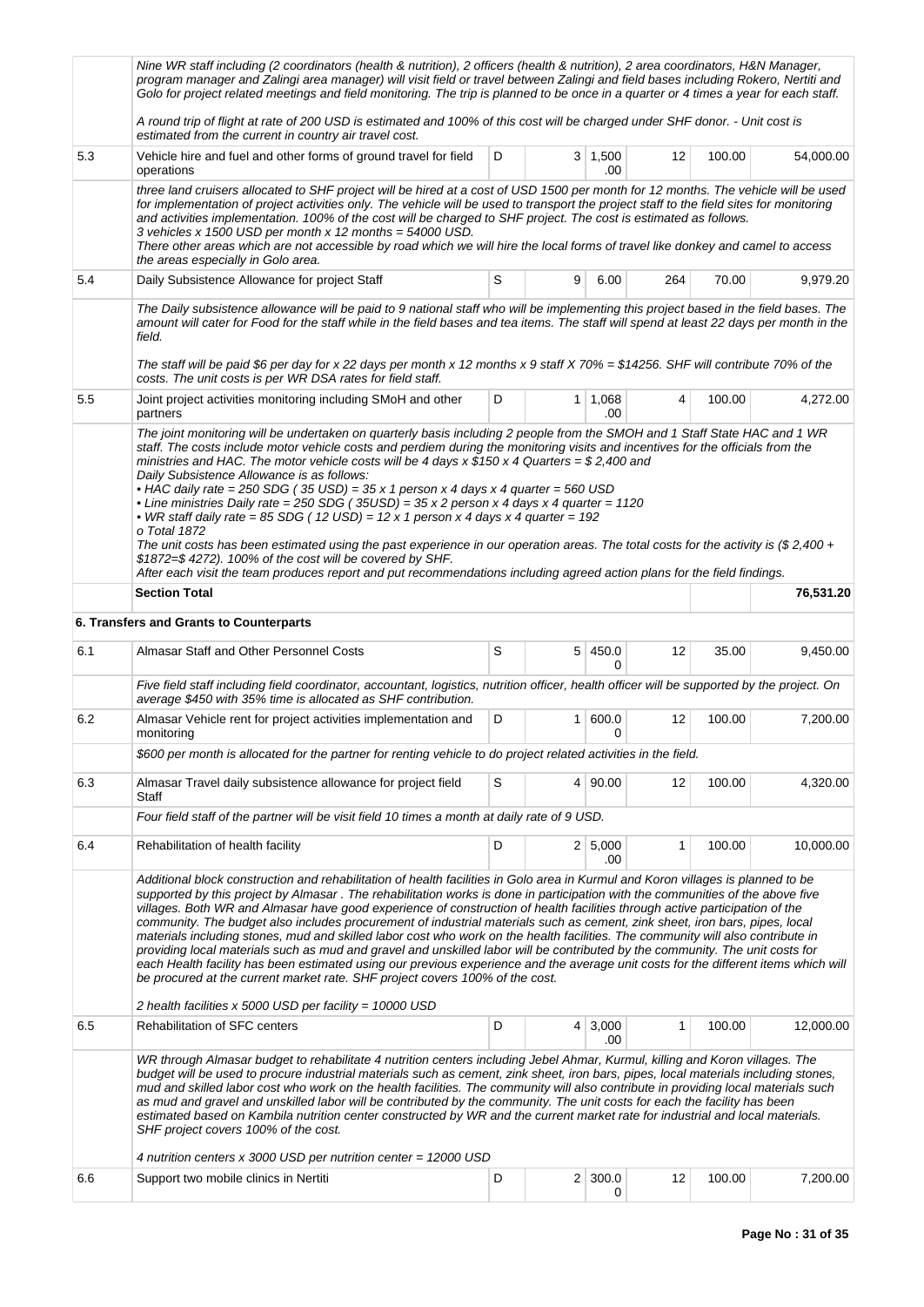| | | | | | | | |
|---|---|---|---|---|---|---|---|
| | *Nine WR staff including (2 coordinators (health & nutrition), 2 officers (health & nutrition), 2 area coordinators, H&N Manager, program manager and Zalingi area manager) will visit field or travel between Zalingi and field bases including Rokero, Nertiti and Golo for project related meetings and field monitoring. The trip is planned to be once in a quarter or 4 times a year for each staff.*<br><br>*A round trip of flight at rate of 200 USD is estimated and 100% of this cost will be charged under SHF donor. - Unit cost is estimated from the current in country air travel cost.* | | | | | | |
| 5.3 | Vehicle hire and fuel and other forms of ground travel for field operations | D | 3 | 1,500.00 | 12 | 100.00 | 54,000.00 |
| | *three land cruisers allocated to SHF project will be hired at a cost of USD 1500 per month for 12 months. The vehicle will be used for implementation of project activities only. The vehicle will be used to transport the project staff to the field sites for monitoring and activities implementation. 100% of the cost will be charged to SHF project. The cost is estimated as follows.*<br>*3 vehicles x 1500 USD per month x 12 months = 54000 USD.*<br>*There other areas which are not accessible by road which we will hire the local forms of travel like donkey and camel to access the areas especially in Golo area.* | | | | | | |
| 5.4 | Daily Subsistence Allowance for project Staff | S | 9 | 6.00 | 264 | 70.00 | 9,979.20 |
| | *The Daily subsistence allowance will be paid to 9 national staff who will be implementing this project based in the field bases. The amount will cater for Food for the staff while in the field bases and tea items. The staff will spend at least 22 days per month in the field.*<br><br>*The staff will be paid $6 per day for x 22 days per month x 12 months x 9 staff X 70% = $14256. SHF will contribute 70% of the costs. The unit costs is per WR DSA rates for field staff.* | | | | | | |
| 5.5 | Joint project activities monitoring including SMoH and other partners | D | 1 | 1,068.00 | 4 | 100.00 | 4,272.00 |
| | *The joint monitoring will be undertaken on quarterly basis including 2 people from the SMOH and 1 Staff State HAC and 1 WR staff. The costs include motor vehicle costs and perdiem during the monitoring visits and incentives for the officials from the ministries and HAC. The motor vehicle costs will be 4 days x $150 x 4 Quarters = $ 2,400 and*<br>*Daily Subsistence Allowance is as follows:*<br>*• HAC daily rate = 250 SDG ( 35 USD) = 35 x 1 person x 4 days x 4 quarter = 560 USD*<br>*• Line ministries Daily rate = 250 SDG ( 35USD) = 35 x 2 person x 4 days x 4 quarter = 1120*<br>*• WR staff daily rate = 85 SDG ( 12 USD) = 12 x 1 person x 4 days x 4 quarter = 192*<br>*o Total 1872*<br>*The unit costs has been estimated using the past experience in our operation areas. The total costs for the activity is ($ 2,400 + $1872=$ 4272). 100% of the cost will be covered by SHF.*<br>*After each visit the team produces report and put recommendations including agreed action plans for the field findings.* | | | | | | |
| | **Section Total** | | | | | | **76,531.20** |
| | **6. Transfers and Grants to Counterparts** | | | | | | |
| 6.1 | Almasar Staff and Other Personnel Costs | S | 5 | 450.00 | 12 | 35.00 | 9,450.00 |
| | *Five field staff including field coordinator, accountant, logistics, nutrition officer, health officer will be supported by the project. On average $450 with 35% time is allocated as SHF contribution.* | | | | | | |
| 6.2 | Almasar Vehicle rent for project activities implementation and monitoring | D | 1 | 600.00 | 12 | 100.00 | 7,200.00 |
| | *$600 per month is allocated for the partner for renting vehicle to do project related activities in the field.* | | | | | | |
| 6.3 | Almasar Travel daily subsistence allowance for project field Staff | S | 4 | 90.00 | 12 | 100.00 | 4,320.00 |
| | *Four field staff of the partner will be visit field 10 times a month at daily rate of 9 USD.* | | | | | | |
| 6.4 | Rehabilitation of health facility | D | 2 | 5,000.00 | 1 | 100.00 | 10,000.00 |
| | *Additional block construction and rehabilitation of health facilities in Golo area in Kurmul and Koron villages is planned to be supported by this project by Almasar . The rehabilitation works is done in participation with the communities of the above five villages. Both WR and Almasar have good experience of construction of health facilities through active participation of the community. The budget also includes procurement of industrial materials such as cement, zink sheet, iron bars, pipes, local materials including stones, mud and skilled labor cost who work on the health facilities. The community will also contribute in providing local materials such as mud and gravel and unskilled labor will be contributed by the community. The unit costs for each Health facility has been estimated using our previous experience and the average unit costs for the different items which will be procured at the current market rate. SHF project covers 100% of the cost.*<br><br>*2 health facilities x 5000 USD per facility = 10000 USD* | | | | | | |
| 6.5 | Rehabilitation of SFC centers | D | 4 | 3,000.00 | 1 | 100.00 | 12,000.00 |
| | *WR through Almasar budget to rehabilitate 4 nutrition centers including Jebel Ahmar, Kurmul, killing and Koron villages. The budget will be used to procure industrial materials such as cement, zink sheet, iron bars, pipes, local materials including stones, mud and skilled labor cost who work on the health facilities. The community will also contribute in providing local materials such as mud and gravel and unskilled labor will be contributed by the community. The unit costs for each the facility has been estimated based on Kambila nutrition center constructed by WR and the current market rate for industrial and local materials. SHF project covers 100% of the cost.*<br><br>*4 nutrition centers x 3000 USD per nutrition center = 12000 USD* | | | | | | |
| 6.6 | Support two mobile clinics in Nertiti | D | 2 | 300.00 | 12 | 100.00 | 7,200.00 |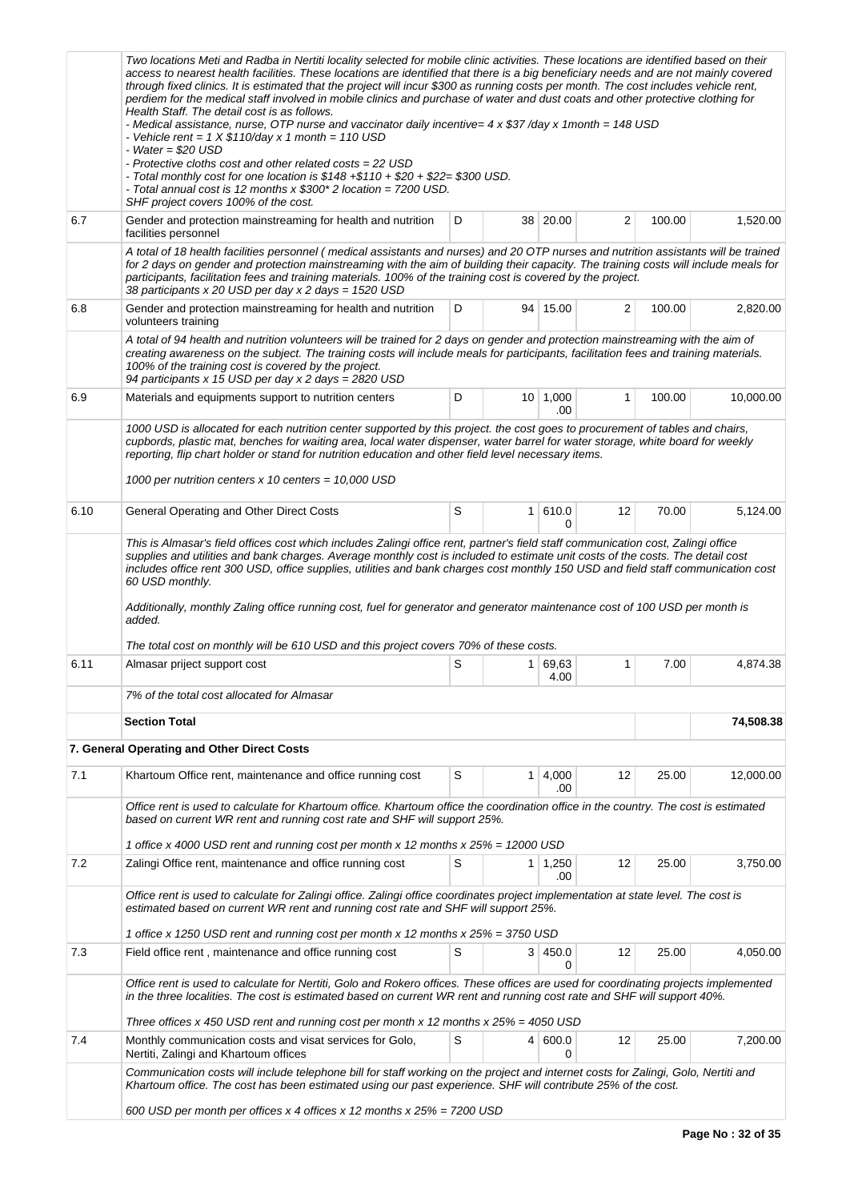| | | | | | | | |
|---|---|---|---|---|---|---|---|
| | *Two locations Meti and Radba in Nertiti locality selected for mobile clinic activities. These locations are identified based on their access to nearest health facilities. These locations are identified that there is a big beneficiary needs and are not mainly covered through fixed clinics. It is estimated that the project will incur $300 as running costs per month. The cost includes vehicle rent, perdiem for the medical staff involved in mobile clinics and purchase of water and dust coats and other protective clothing for Health Staff. The detail cost is as follows.*<br>*- Medical assistance, nurse, OTP nurse and vaccinator daily incentive= 4 x $37 /day x 1month = 148 USD*<br>*- Vehicle rent = 1 X $110/day x 1 month = 110 USD*<br>*- Water = $20 USD*<br>*- Protective cloths cost and other related costs = 22 USD*<br>*- Total monthly cost for one location is $148 +$110 + $20 + $22= $300 USD.*<br>*- Total annual cost is 12 months x $300* 2 location = 7200 USD.*<br>*SHF project covers 100% of the cost.* | | | | | | |
| 6.7 | Gender and protection mainstreaming for health and nutrition facilities personnel | D | 38 | 20.00 | 2 | 100.00 | 1,520.00 |
| | *A total of 18 health facilities personnel ( medical assistants and nurses) and 20 OTP nurses and nutrition assistants will be trained for 2 days on gender and protection mainstreaming with the aim of building their capacity. The training costs will include meals for participants, facilitation fees and training materials. 100% of the training cost is covered by the project.*<br>*38 participants x 20 USD per day x 2 days = 1520 USD* | | | | | | |
| 6.8 | Gender and protection mainstreaming for health and nutrition volunteers training | D | 94 | 15.00 | 2 | 100.00 | 2,820.00 |
| | *A total of 94 health and nutrition volunteers will be trained for 2 days on gender and protection mainstreaming with the aim of creating awareness on the subject. The training costs will include meals for participants, facilitation fees and training materials. 100% of the training cost is covered by the project.*<br>*94 participants x 15 USD per day x 2 days = 2820 USD* | | | | | | |
| 6.9 | Materials and equipments support to nutrition centers | D | 10 | 1,000.00 | 1 | 100.00 | 10,000.00 |
| | *1000 USD is allocated for each nutrition center supported by this project. the cost goes to procurement of tables and chairs, cupbords, plastic mat, benches for waiting area, local water dispenser, water barrel for water storage, white board for weekly reporting, flip chart holder or stand for nutrition education and other field level necessary items.*<br><br>*1000 per nutrition centers x 10 centers = 10,000 USD* | | | | | | |
| 6.10 | General Operating and Other Direct Costs | S | 1 | 610.00 | 12 | 70.00 | 5,124.00 |
| | *This is Almasar's field offices cost which includes Zalingi office rent, partner's field staff communication cost, Zalingi office supplies and utilities and bank charges. Average monthly cost is included to estimate unit costs of the costs. The detail cost includes office rent 300 USD, office supplies, utilities and bank charges cost monthly 150 USD and field staff communication cost 60 USD monthly.*<br><br>*Additionally, monthly Zaling office running cost, fuel for generator and generator maintenance cost of 100 USD per month is added.*<br><br>*The total cost on monthly will be 610 USD and this project covers 70% of these costs.* | | | | | | |
| 6.11 | Almasar priject support cost | S | 1 | 69,634.00 | 1 | 7.00 | 4,874.38 |
| | *7% of the total cost allocated for Almasar* | | | | | | |
| | **Section Total** | | | | | | **74,508.38** |
| | **7. General Operating and Other Direct Costs** | | | | | | |
| 7.1 | Khartoum Office rent, maintenance and office running cost | S | 1 | 4,000.00 | 12 | 25.00 | 12,000.00 |
| | *Office rent is used to calculate for Khartoum office. Khartoum office the coordination office in the country. The cost is estimated based on current WR rent and running cost rate and SHF will support 25%.*<br><br>*1 office x 4000 USD rent and running cost per month x 12 months x 25% = 12000 USD* | | | | | | |
| 7.2 | Zalingi Office rent, maintenance and office running cost | S | 1 | 1,250.00 | 12 | 25.00 | 3,750.00 |
| | *Office rent is used to calculate for Zalingi office. Zalingi office coordinates project implementation at state level. The cost is estimated based on current WR rent and running cost rate and SHF will support 25%.*<br><br>*1 office x 1250 USD rent and running cost per month x 12 months x 25% = 3750 USD* | | | | | | |
| 7.3 | Field office rent , maintenance and office running cost | S | 3 | 450.00 | 12 | 25.00 | 4,050.00 |
| | *Office rent is used to calculate for Nertiti, Golo and Rokero offices. These offices are used for coordinating projects implemented in the three localities. The cost is estimated based on current WR rent and running cost rate and SHF will support 40%.*<br><br>*Three offices x 450 USD rent and running cost per month x 12 months x 25% = 4050 USD* | | | | | | |
| 7.4 | Monthly communication costs and visat services for Golo, Nertiti, Zalingi and Khartoum offices | S | 4 | 600.00 | 12 | 25.00 | 7,200.00 |
| | *Communication costs will include telephone bill for staff working on the project and internet costs for Zalingi, Golo, Nertiti and Khartoum office. The cost has been estimated using our past experience. SHF will contribute 25% of the cost.*<br><br>*600 USD per month per offices x 4 offices x 12 months x 25% = 7200 USD* | | | | | | |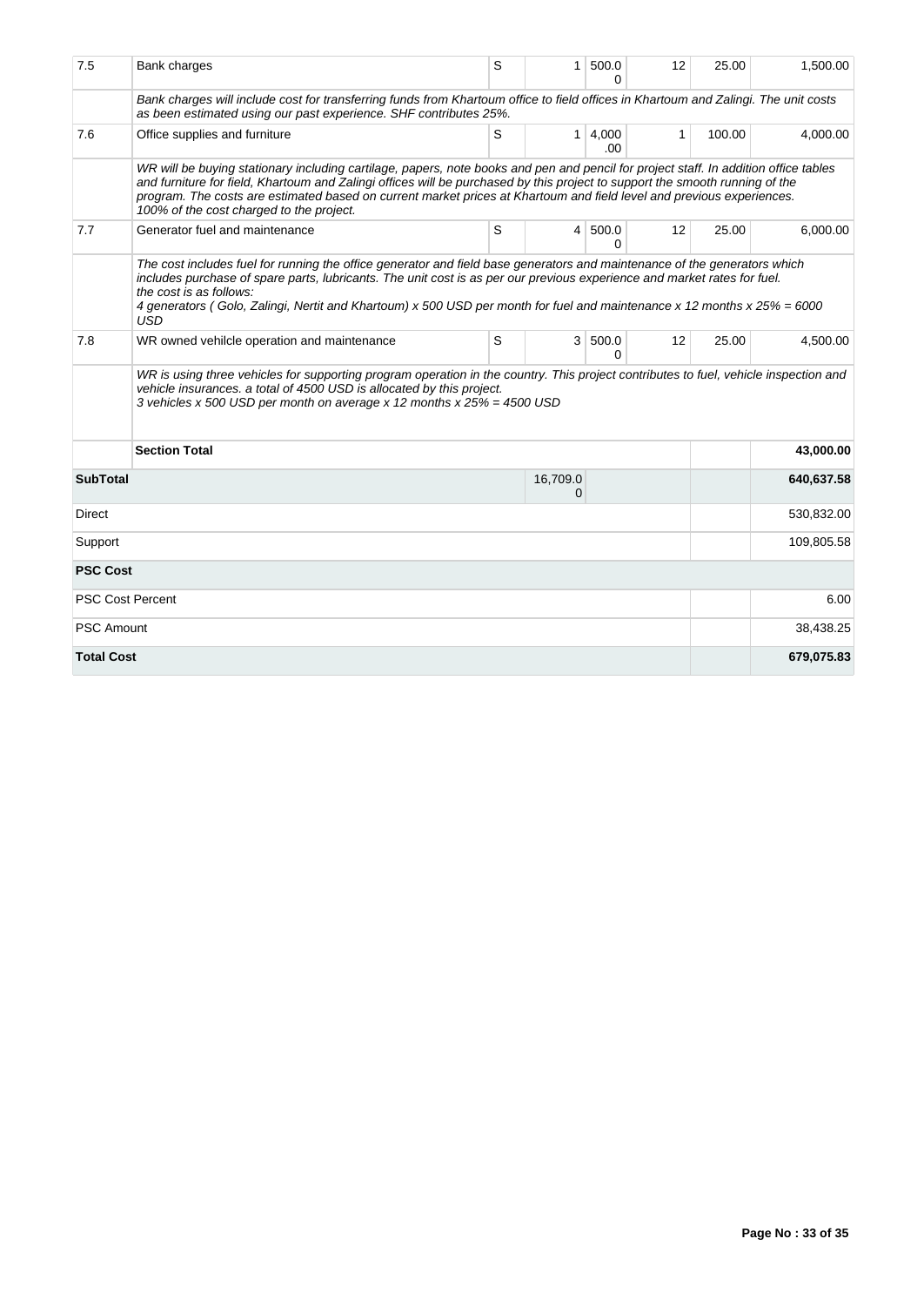| | | | | | | | |
|---|---|---|---|---|---|---|---|
| 7.5 | Bank charges | S | 1 | 500.00 | 12 | 25.00 | 1,500.00 |
| | *Bank charges will include cost for transferring funds from Khartoum office to field offices in Khartoum and Zalingi. The unit costs as been estimated using our past experience. SHF contributes 25%.* | | | | | | |
| 7.6 | Office supplies and furniture | S | 1 | 4,000.00 | 1 | 100.00 | 4,000.00 |
| | *WR will be buying stationary including cartilage, papers, note books and pen and pencil for project staff. In addition office tables and furniture for field, Khartoum and Zalingi offices will be purchased by this project to support the smooth running of the program. The costs are estimated based on current market prices at Khartoum and field level and previous experiences. 100% of the cost charged to the project.* | | | | | | |
| 7.7 | Generator fuel and maintenance | S | 4 | 500.00 | 12 | 25.00 | 6,000.00 |
| | *The cost includes fuel for running the office generator and field base generators and maintenance of the generators which includes purchase of spare parts, lubricants. The unit cost is as per our previous experience and market rates for fuel. the cost is as follows: 4 generators ( Golo, Zalingi, Nertit and Khartoum) x 500 USD per month for fuel and maintenance x 12 months x 25% = 6000 USD* | | | | | | |
| 7.8 | WR owned vehilcle operation and maintenance | S | 3 | 500.00 | 12 | 25.00 | 4,500.00 |
| | *WR is using three vehicles for supporting program operation in the country. This project contributes to fuel, vehicle inspection and vehicle insurances. a total of 4500 USD is allocated by this project. 3 vehicles x 500 USD per month on average x 12 months x 25% = 4500 USD* | | | | | | |
| | **Section Total** | | | | | | **43,000.00** |
| **SubTotal** | | | 16,709.00 | | | | **640,637.58** |
| Direct | | | | | | | 530,832.00 |
| Support | | | | | | | 109,805.58 |
| **PSC Cost** | | | | | | | |
| PSC Cost Percent | | | | | | | 6.00 |
| PSC Amount | | | | | | | 38,438.25 |
| **Total Cost** | | | | | | | **679,075.83** |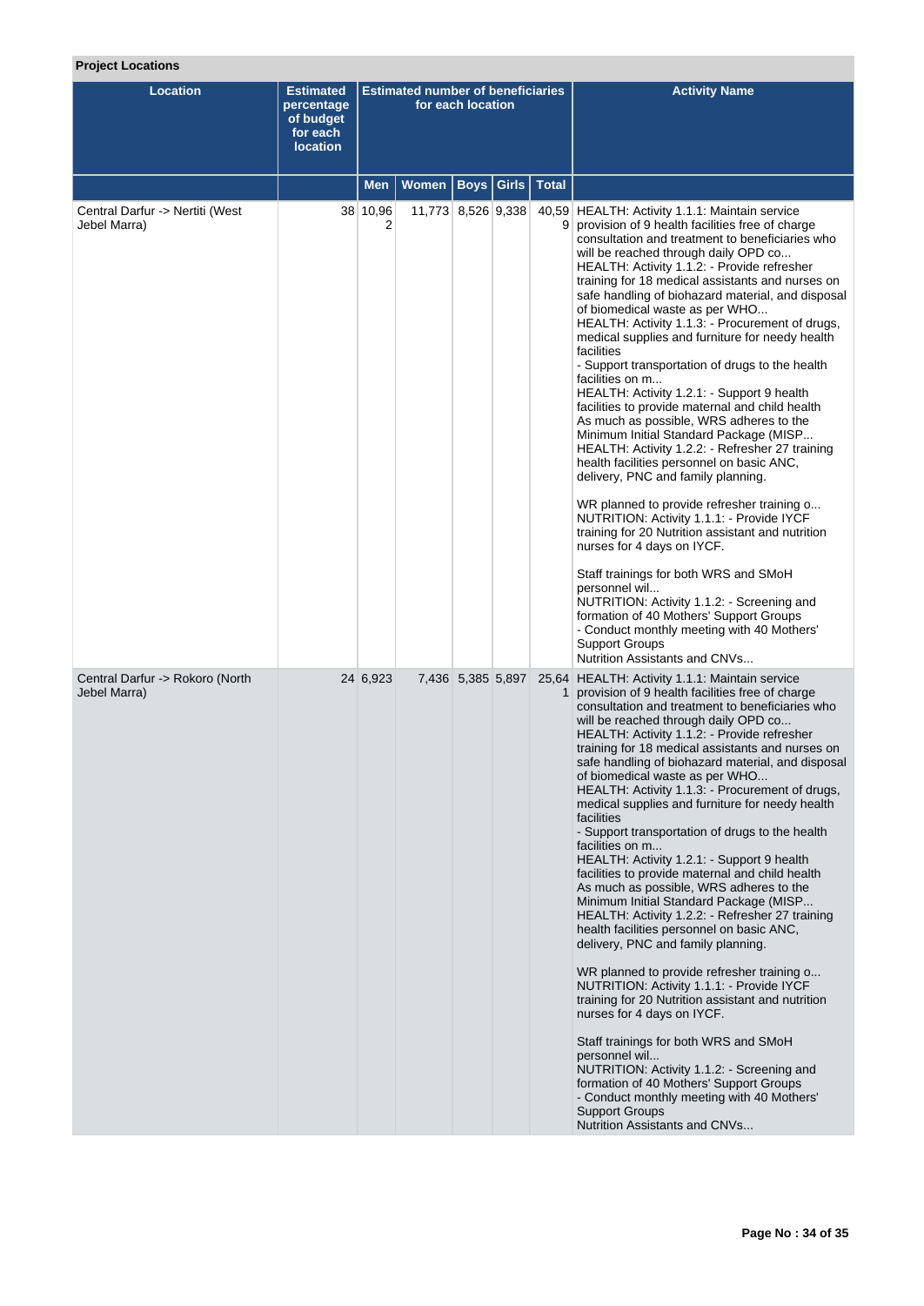**Project Locations**

| Location | Estimated percentage of budget for each location | Estimated number of beneficiaries for each location | | | | | Activity Name |
|---|---|---|---|---|---|---|---|
| | | Men | Women | Boys | Girls | Total | |
| Central Darfur -> Nertiti (West Jebel Marra) | 38 | 10,962 | 11,773 | 8,526 | 9,338 | 40,599 | HEALTH: Activity 1.1.1: Maintain service provision of 9 health facilities free of charge consultation and treatment to beneficiaries who will be reached through daily OPD co... HEALTH: Activity 1.1.2: - Provide refresher training for 18 medical assistants and nurses on safe handling of biohazard material, and disposal of biomedical waste as per WHO... HEALTH: Activity 1.1.3: - Procurement of drugs, medical supplies and furniture for needy health facilities - Support transportation of drugs to the health facilities on m... HEALTH: Activity 1.2.1: - Support 9 health facilities to provide maternal and child health As much as possible, WRS adheres to the Minimum Initial Standard Package (MISP... HEALTH: Activity 1.2.2: - Refresher 27 training health facilities personnel on basic ANC, delivery, PNC and family planning.<br><br>WR planned to provide refresher training o... NUTRITION: Activity 1.1.1: - Provide IYCF training for 20 Nutrition assistant and nutrition nurses for 4 days on IYCF.<br><br>Staff trainings for both WRS and SMoH personnel wil... NUTRITION: Activity 1.1.2: - Screening and formation of 40 Mothers' Support Groups - Conduct monthly meeting with 40 Mothers' Support Groups Nutrition Assistants and CNVs... |
| Central Darfur -> Rokoro (North Jebel Marra) | 24 | 6,923 | 7,436 | 5,385 | 5,897 | 25,641 | HEALTH: Activity 1.1.1: Maintain service provision of 9 health facilities free of charge consultation and treatment to beneficiaries who will be reached through daily OPD co... HEALTH: Activity 1.1.2: - Provide refresher training for 18 medical assistants and nurses on safe handling of biohazard material, and disposal of biomedical waste as per WHO... HEALTH: Activity 1.1.3: - Procurement of drugs, medical supplies and furniture for needy health facilities - Support transportation of drugs to the health facilities on m... HEALTH: Activity 1.2.1: - Support 9 health facilities to provide maternal and child health As much as possible, WRS adheres to the Minimum Initial Standard Package (MISP... HEALTH: Activity 1.2.2: - Refresher 27 training health facilities personnel on basic ANC, delivery, PNC and family planning.<br><br>WR planned to provide refresher training o... NUTRITION: Activity 1.1.1: - Provide IYCF training for 20 Nutrition assistant and nutrition nurses for 4 days on IYCF.<br><br>Staff trainings for both WRS and SMoH personnel wil... NUTRITION: Activity 1.1.2: - Screening and formation of 40 Mothers' Support Groups - Conduct monthly meeting with 40 Mothers' Support Groups Nutrition Assistants and CNVs... |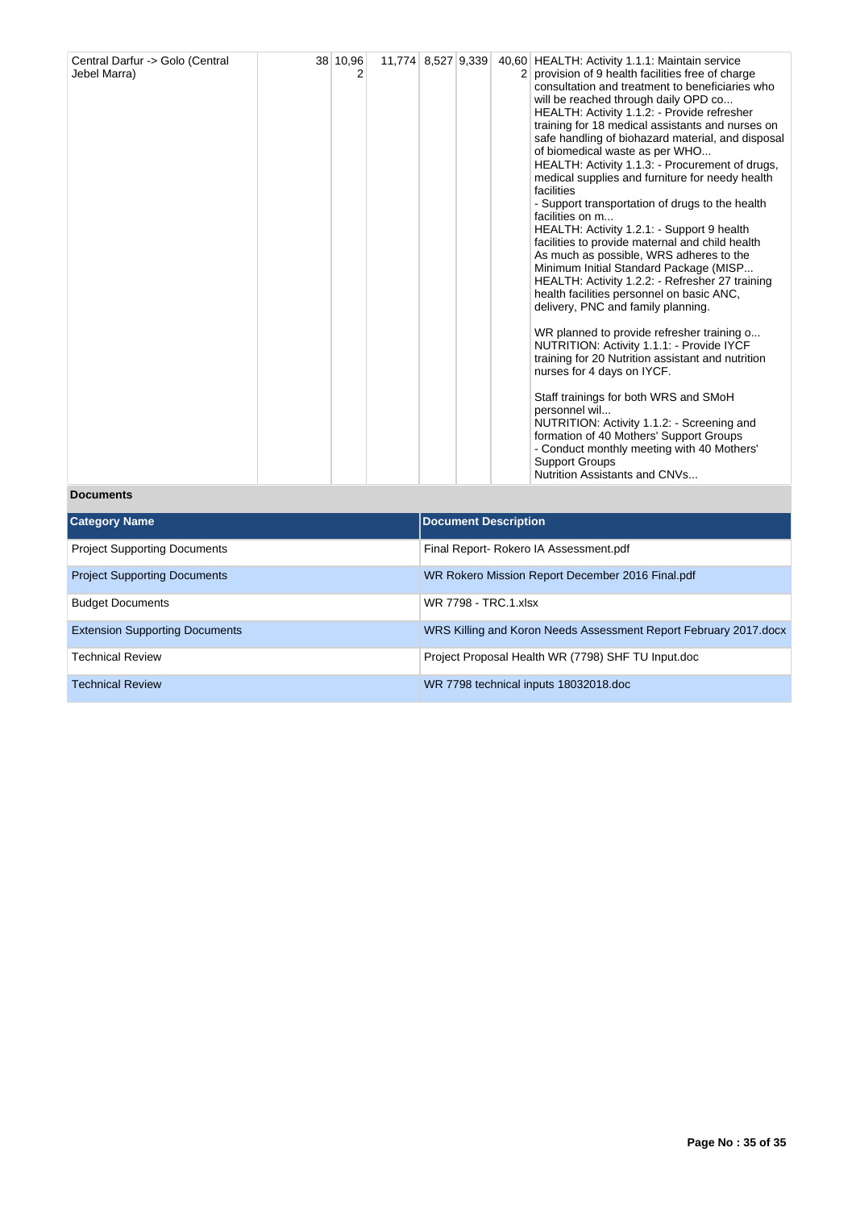| | | | | | | | |
|---|---|---|---|---|---|---|---|
| Central Darfur -> Golo (Central Jebel Marra) | | 38 | 10,962 | 11,774 | 8,527 | 9,339 | 40,602 | HEALTH: Activity 1.1.1: Maintain service provision of 9 health facilities free of charge consultation and treatment to beneficiaries who will be reached through daily OPD co...<br>HEALTH: Activity 1.1.2: - Provide refresher training for 18 medical assistants and nurses on safe handling of biohazard material, and disposal of biomedical waste as per WHO...<br>HEALTH: Activity 1.1.3: - Procurement of drugs, medical supplies and furniture for needy health facilities<br>- Support transportation of drugs to the health facilities on m...<br>HEALTH: Activity 1.2.1: - Support 9 health facilities to provide maternal and child health As much as possible, WRS adheres to the Minimum Initial Standard Package (MISP...<br>HEALTH: Activity 1.2.2: - Refresher 27 training health facilities personnel on basic ANC, delivery, PNC and family planning.<br><br>WR planned to provide refresher training o...<br>NUTRITION: Activity 1.1.1: - Provide IYCF training for 20 Nutrition assistant and nutrition nurses for 4 days on IYCF.<br><br>Staff trainings for both WRS and SMoH personnel wil...<br>NUTRITION: Activity 1.1.2: - Screening and formation of 40 Mothers' Support Groups<br>- Conduct monthly meeting with 40 Mothers' Support Groups<br>Nutrition Assistants and CNVs... |

**Documents**

| Category Name | Document Description |
|---|---|
| Project Supporting Documents | Final Report- Rokero IA Assessment.pdf |
| Project Supporting Documents | WR Rokero Mission Report December 2016 Final.pdf |
| Budget Documents | WR 7798 - TRC.1.xlsx |
| Extension Supporting Documents | WRS Killing and Koron Needs Assessment Report February 2017.docx |
| Technical Review | Project Proposal Health WR (7798) SHF TU Input.doc |
| Technical Review | WR 7798 technical inputs 18032018.doc |